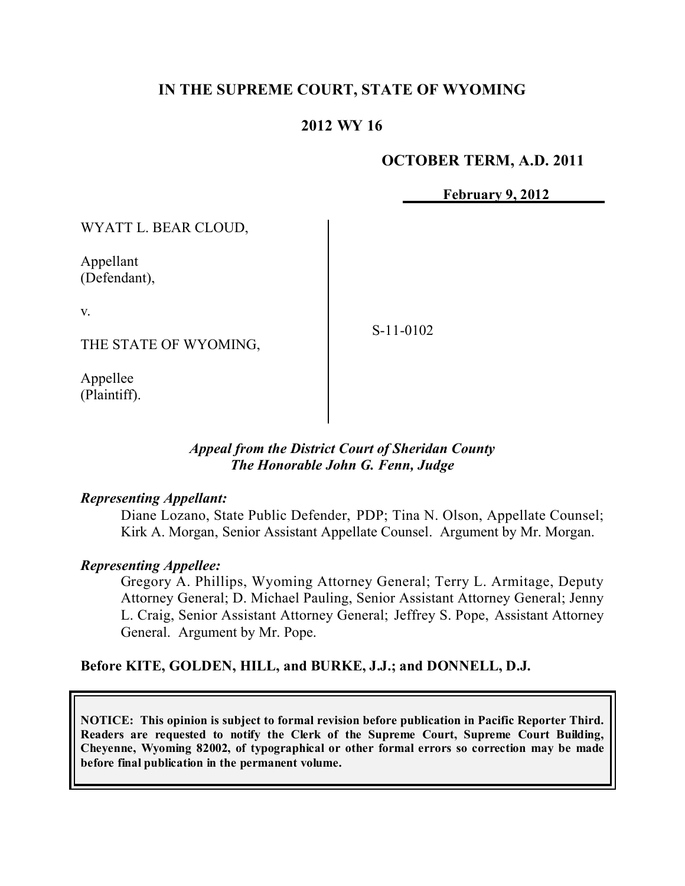# IN THE SUPREME COURT, STATE OF WYOMING

## 2012 WY 16

**OCTOBER TERM, A.D. 2011**

**February 9, 2012**

WYATT L. BEAR CLOUD,

Appellant
(Defendant),

v.

THE STATE OF WYOMING,

Appellee
(Plaintiff).

S-11-0102

*Appeal from the District Court of Sheridan County*
*The Honorable John G. Fenn, Judge*

***Representing Appellant:***

Diane Lozano, State Public Defender, PDP; Tina N. Olson, Appellate Counsel; Kirk A. Morgan, Senior Assistant Appellate Counsel. Argument by Mr. Morgan.

***Representing Appellee:***

Gregory A. Phillips, Wyoming Attorney General; Terry L. Armitage, Deputy Attorney General; D. Michael Pauling, Senior Assistant Attorney General; Jenny L. Craig, Senior Assistant Attorney General; Jeffrey S. Pope, Assistant Attorney General. Argument by Mr. Pope.

**Before KITE, GOLDEN, HILL, and BURKE, J.J.; and DONNELL, D.J.**

**NOTICE: This opinion is subject to formal revision before publication in Pacific Reporter Third. Readers are requested to notify the Clerk of the Supreme Court, Supreme Court Building, Cheyenne, Wyoming 82002, of typographical or other formal errors so correction may be made before final publication in the permanent volume.**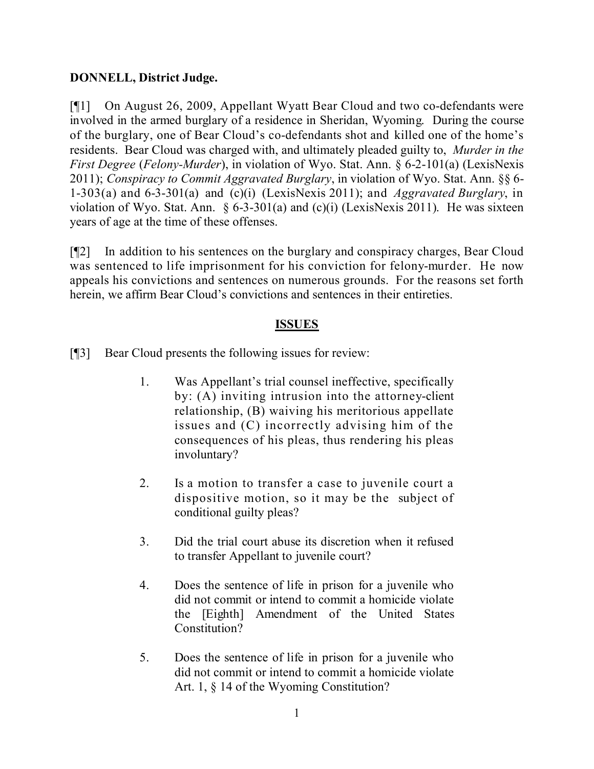**DONNELL, District Judge.**

[¶1] On August 26, 2009, Appellant Wyatt Bear Cloud and two co-defendants were involved in the armed burglary of a residence in Sheridan, Wyoming. During the course of the burglary, one of Bear Cloud's co-defendants shot and killed one of the home's residents. Bear Cloud was charged with, and ultimately pleaded guilty to, *Murder in the First Degree* (*Felony-Murder*), in violation of Wyo. Stat. Ann. § 6-2-101(a) (LexisNexis 2011); *Conspiracy to Commit Aggravated Burglary*, in violation of Wyo. Stat. Ann. §§ 6-1-303(a) and 6-3-301(a) and (c)(i) (LexisNexis 2011); and *Aggravated Burglary*, in violation of Wyo. Stat. Ann. § 6-3-301(a) and (c)(i) (LexisNexis 2011). He was sixteen years of age at the time of these offenses.

[¶2] In addition to his sentences on the burglary and conspiracy charges, Bear Cloud was sentenced to life imprisonment for his conviction for felony-murder. He now appeals his convictions and sentences on numerous grounds. For the reasons set forth herein, we affirm Bear Cloud's convictions and sentences in their entireties.

## ISSUES

[¶3] Bear Cloud presents the following issues for review:

1. Was Appellant's trial counsel ineffective, specifically by: (A) inviting intrusion into the attorney-client relationship, (B) waiving his meritorious appellate issues and (C) incorrectly advising him of the consequences of his pleas, thus rendering his pleas involuntary?

2. Is a motion to transfer a case to juvenile court a dispositive motion, so it may be the subject of conditional guilty pleas?

3. Did the trial court abuse its discretion when it refused to transfer Appellant to juvenile court?

4. Does the sentence of life in prison for a juvenile who did not commit or intend to commit a homicide violate the [Eighth] Amendment of the United States Constitution?

5. Does the sentence of life in prison for a juvenile who did not commit or intend to commit a homicide violate Art. 1, § 14 of the Wyoming Constitution?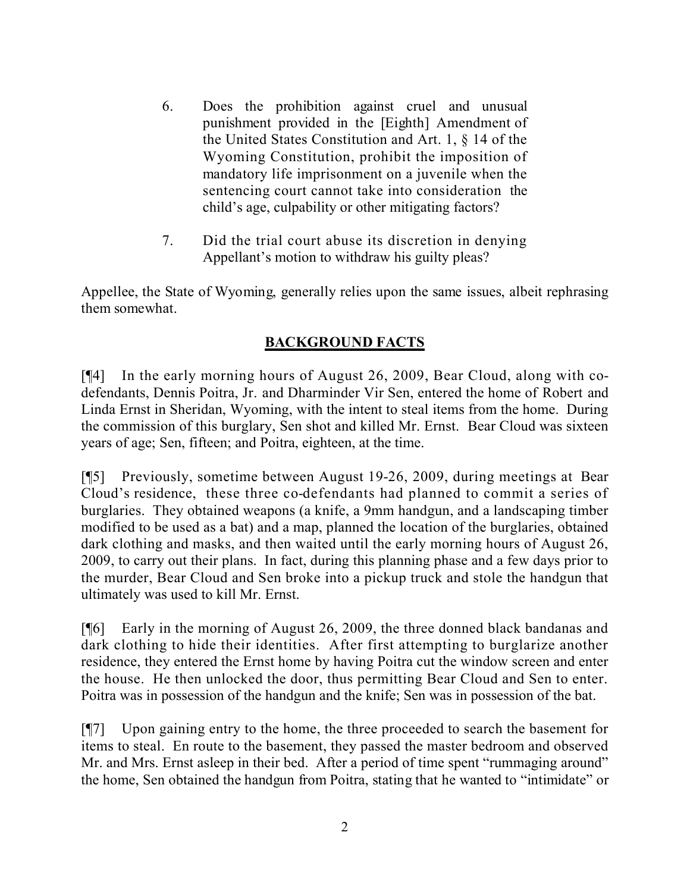6. Does the prohibition against cruel and unusual punishment provided in the [Eighth] Amendment of the United States Constitution and Art. 1, § 14 of the Wyoming Constitution, prohibit the imposition of mandatory life imprisonment on a juvenile when the sentencing court cannot take into consideration the child's age, culpability or other mitigating factors?

7. Did the trial court abuse its discretion in denying Appellant's motion to withdraw his guilty pleas?

Appellee, the State of Wyoming, generally relies upon the same issues, albeit rephrasing them somewhat.

## BACKGROUND FACTS

[¶4] In the early morning hours of August 26, 2009, Bear Cloud, along with co-defendants, Dennis Poitra, Jr. and Dharminder Vir Sen, entered the home of Robert and Linda Ernst in Sheridan, Wyoming, with the intent to steal items from the home. During the commission of this burglary, Sen shot and killed Mr. Ernst. Bear Cloud was sixteen years of age; Sen, fifteen; and Poitra, eighteen, at the time.

[¶5] Previously, sometime between August 19-26, 2009, during meetings at Bear Cloud's residence, these three co-defendants had planned to commit a series of burglaries. They obtained weapons (a knife, a 9mm handgun, and a landscaping timber modified to be used as a bat) and a map, planned the location of the burglaries, obtained dark clothing and masks, and then waited until the early morning hours of August 26, 2009, to carry out their plans. In fact, during this planning phase and a few days prior to the murder, Bear Cloud and Sen broke into a pickup truck and stole the handgun that ultimately was used to kill Mr. Ernst.

[¶6] Early in the morning of August 26, 2009, the three donned black bandanas and dark clothing to hide their identities. After first attempting to burglarize another residence, they entered the Ernst home by having Poitra cut the window screen and enter the house. He then unlocked the door, thus permitting Bear Cloud and Sen to enter. Poitra was in possession of the handgun and the knife; Sen was in possession of the bat.

[¶7] Upon gaining entry to the home, the three proceeded to search the basement for items to steal. En route to the basement, they passed the master bedroom and observed Mr. and Mrs. Ernst asleep in their bed. After a period of time spent "rummaging around" the home, Sen obtained the handgun from Poitra, stating that he wanted to "intimidate" or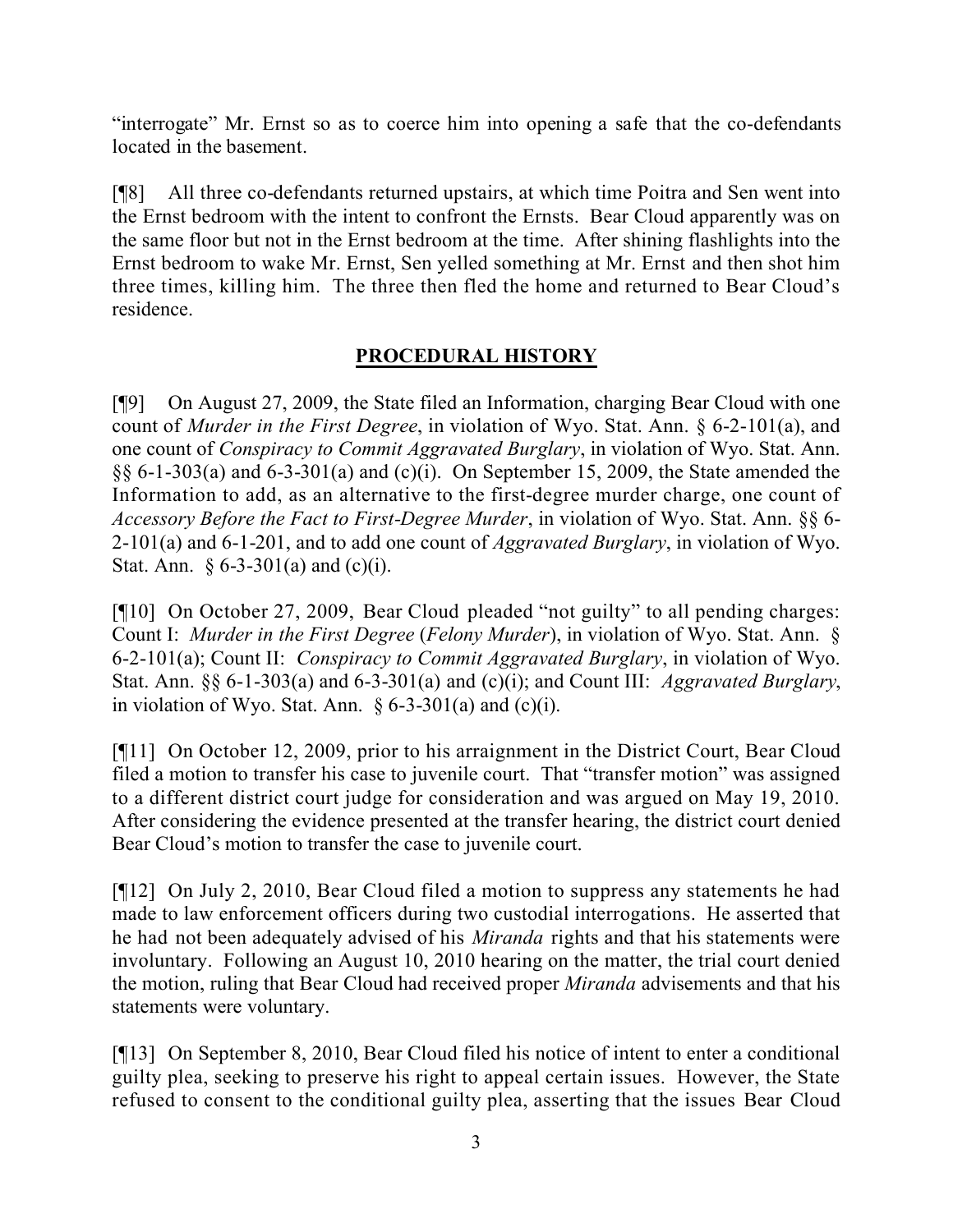"interrogate" Mr. Ernst so as to coerce him into opening a safe that the co-defendants located in the basement.

[¶8] All three co-defendants returned upstairs, at which time Poitra and Sen went into the Ernst bedroom with the intent to confront the Ernsts. Bear Cloud apparently was on the same floor but not in the Ernst bedroom at the time. After shining flashlights into the Ernst bedroom to wake Mr. Ernst, Sen yelled something at Mr. Ernst and then shot him three times, killing him. The three then fled the home and returned to Bear Cloud's residence.

## PROCEDURAL HISTORY

[¶9] On August 27, 2009, the State filed an Information, charging Bear Cloud with one count of *Murder in the First Degree*, in violation of Wyo. Stat. Ann. § 6-2-101(a), and one count of *Conspiracy to Commit Aggravated Burglary*, in violation of Wyo. Stat. Ann. §§ 6-1-303(a) and 6-3-301(a) and (c)(i). On September 15, 2009, the State amended the Information to add, as an alternative to the first-degree murder charge, one count of *Accessory Before the Fact to First-Degree Murder*, in violation of Wyo. Stat. Ann. §§ 6-2-101(a) and 6-1-201, and to add one count of *Aggravated Burglary*, in violation of Wyo. Stat. Ann. § 6-3-301(a) and (c)(i).

[¶10] On October 27, 2009, Bear Cloud pleaded "not guilty" to all pending charges: Count I: *Murder in the First Degree* (*Felony Murder*), in violation of Wyo. Stat. Ann. § 6-2-101(a); Count II: *Conspiracy to Commit Aggravated Burglary*, in violation of Wyo. Stat. Ann. §§ 6-1-303(a) and 6-3-301(a) and (c)(i); and Count III: *Aggravated Burglary*, in violation of Wyo. Stat. Ann. § 6-3-301(a) and (c)(i).

[¶11] On October 12, 2009, prior to his arraignment in the District Court, Bear Cloud filed a motion to transfer his case to juvenile court. That "transfer motion" was assigned to a different district court judge for consideration and was argued on May 19, 2010. After considering the evidence presented at the transfer hearing, the district court denied Bear Cloud's motion to transfer the case to juvenile court.

[¶12] On July 2, 2010, Bear Cloud filed a motion to suppress any statements he had made to law enforcement officers during two custodial interrogations. He asserted that he had not been adequately advised of his *Miranda* rights and that his statements were involuntary. Following an August 10, 2010 hearing on the matter, the trial court denied the motion, ruling that Bear Cloud had received proper *Miranda* advisements and that his statements were voluntary.

[¶13] On September 8, 2010, Bear Cloud filed his notice of intent to enter a conditional guilty plea, seeking to preserve his right to appeal certain issues. However, the State refused to consent to the conditional guilty plea, asserting that the issues Bear Cloud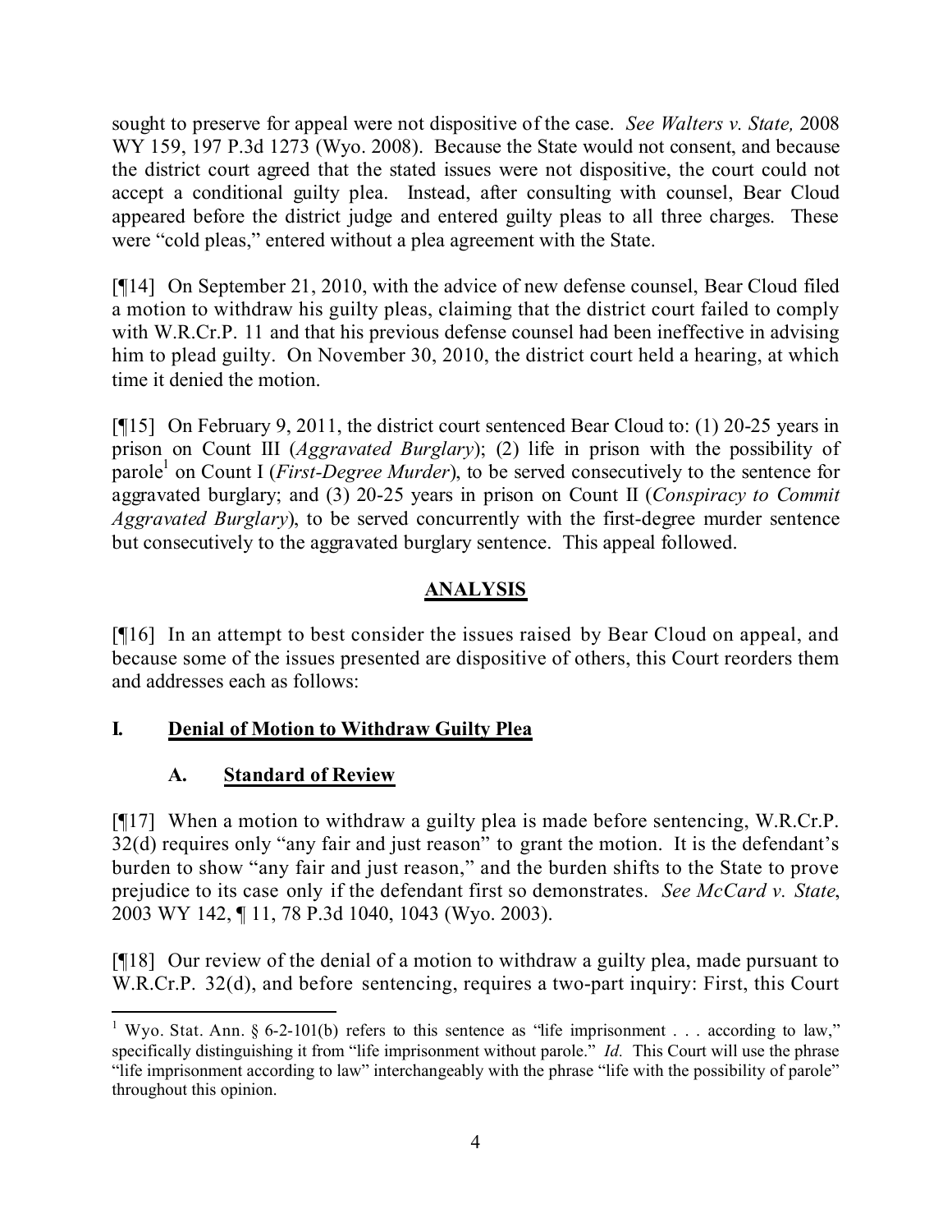sought to preserve for appeal were not dispositive of the case. *See Walters v. State,* 2008 WY 159, 197 P.3d 1273 (Wyo. 2008). Because the State would not consent, and because the district court agreed that the stated issues were not dispositive, the court could not accept a conditional guilty plea. Instead, after consulting with counsel, Bear Cloud appeared before the district judge and entered guilty pleas to all three charges. These were "cold pleas," entered without a plea agreement with the State.

[¶14] On September 21, 2010, with the advice of new defense counsel, Bear Cloud filed a motion to withdraw his guilty pleas, claiming that the district court failed to comply with W.R.Cr.P. 11 and that his previous defense counsel had been ineffective in advising him to plead guilty. On November 30, 2010, the district court held a hearing, at which time it denied the motion.

[¶15] On February 9, 2011, the district court sentenced Bear Cloud to: (1) 20-25 years in prison on Count III (*Aggravated Burglary*); (2) life in prison with the possibility of parole[1] on Count I (*First-Degree Murder*), to be served consecutively to the sentence for aggravated burglary; and (3) 20-25 years in prison on Count II (*Conspiracy to Commit Aggravated Burglary*), to be served concurrently with the first-degree murder sentence but consecutively to the aggravated burglary sentence. This appeal followed.

## ANALYSIS

[¶16] In an attempt to best consider the issues raised by Bear Cloud on appeal, and because some of the issues presented are dispositive of others, this Court reorders them and addresses each as follows:

### I. Denial of Motion to Withdraw Guilty Plea

#### A. Standard of Review

[¶17] When a motion to withdraw a guilty plea is made before sentencing, W.R.Cr.P. 32(d) requires only "any fair and just reason" to grant the motion. It is the defendant's burden to show "any fair and just reason," and the burden shifts to the State to prove prejudice to its case only if the defendant first so demonstrates. *See McCard v. State*, 2003 WY 142, ¶ 11, 78 P.3d 1040, 1043 (Wyo. 2003).

[¶18] Our review of the denial of a motion to withdraw a guilty plea, made pursuant to W.R.Cr.P. 32(d), and before sentencing, requires a two-part inquiry: First, this Court

[1] Wyo. Stat. Ann. § 6-2-101(b) refers to this sentence as "life imprisonment . . . according to law," specifically distinguishing it from "life imprisonment without parole." *Id.* This Court will use the phrase "life imprisonment according to law" interchangeably with the phrase "life with the possibility of parole" throughout this opinion.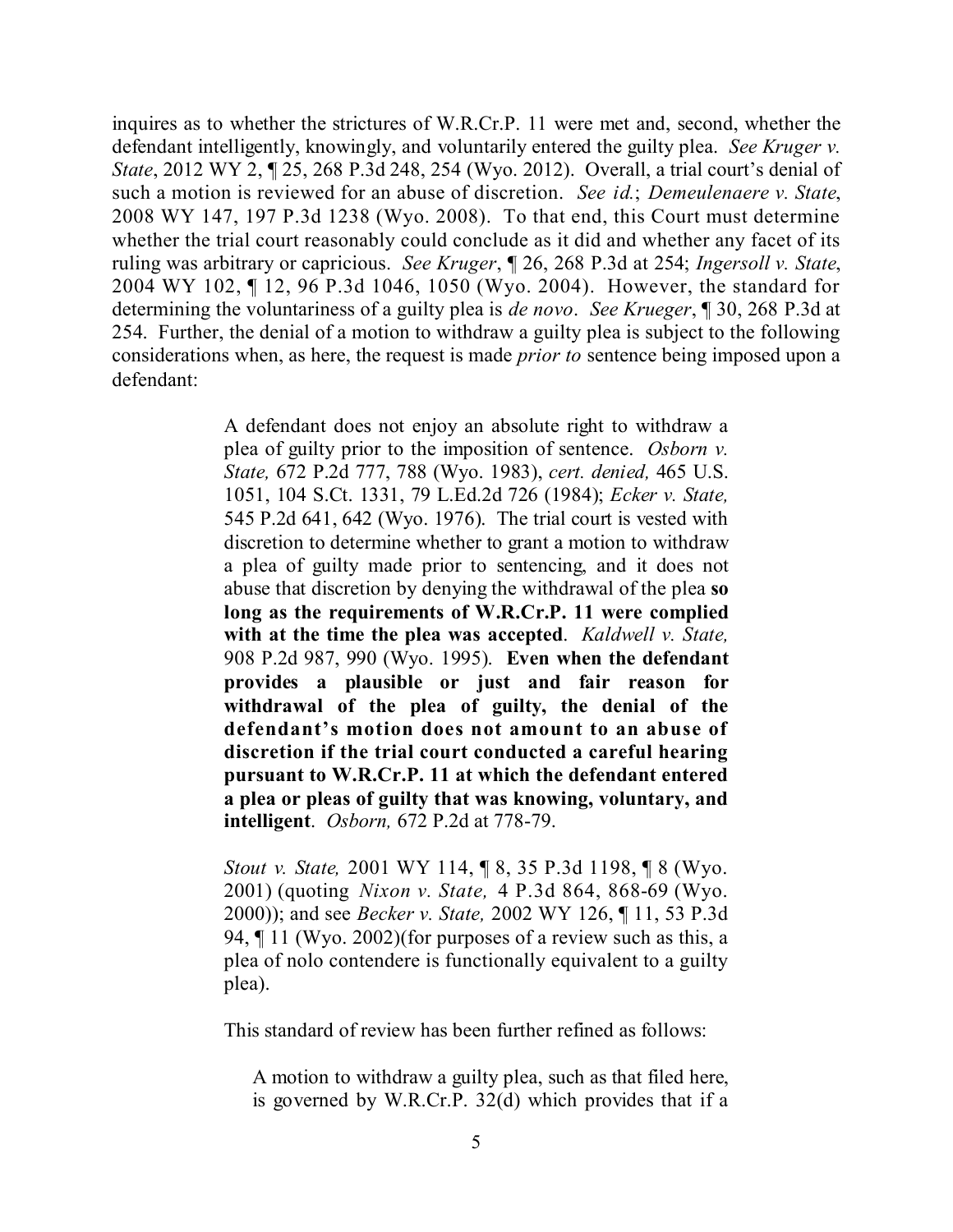inquires as to whether the strictures of W.R.Cr.P. 11 were met and, second, whether the defendant intelligently, knowingly, and voluntarily entered the guilty plea. *See Kruger v. State*, 2012 WY 2, ¶ 25, 268 P.3d 248, 254 (Wyo. 2012). Overall, a trial court's denial of such a motion is reviewed for an abuse of discretion. *See id.*; *Demeulenaere v. State*, 2008 WY 147, 197 P.3d 1238 (Wyo. 2008). To that end, this Court must determine whether the trial court reasonably could conclude as it did and whether any facet of its ruling was arbitrary or capricious. *See Kruger*, ¶ 26, 268 P.3d at 254; *Ingersoll v. State*, 2004 WY 102, ¶ 12, 96 P.3d 1046, 1050 (Wyo. 2004). However, the standard for determining the voluntariness of a guilty plea is *de novo*. *See Krueger*, ¶ 30, 268 P.3d at 254. Further, the denial of a motion to withdraw a guilty plea is subject to the following considerations when, as here, the request is made *prior to* sentence being imposed upon a defendant:

> A defendant does not enjoy an absolute right to withdraw a plea of guilty prior to the imposition of sentence. *Osborn v. State,* 672 P.2d 777, 788 (Wyo. 1983), *cert. denied,* 465 U.S. 1051, 104 S.Ct. 1331, 79 L.Ed.2d 726 (1984); *Ecker v. State,* 545 P.2d 641, 642 (Wyo. 1976). The trial court is vested with discretion to determine whether to grant a motion to withdraw a plea of guilty made prior to sentencing, and it does not abuse that discretion by denying the withdrawal of the plea **so long as the requirements of W.R.Cr.P. 11 were complied with at the time the plea was accepted**. *Kaldwell v. State,* 908 P.2d 987, 990 (Wyo. 1995). **Even when the defendant provides a plausible or just and fair reason for withdrawal of the plea of guilty, the denial of the defendant's motion does not amount to an abuse of discretion if the trial court conducted a careful hearing pursuant to W.R.Cr.P. 11 at which the defendant entered a plea or pleas of guilty that was knowing, voluntary, and intelligent**. *Osborn,* 672 P.2d at 778-79.
>
> *Stout v. State,* 2001 WY 114, ¶ 8, 35 P.3d 1198, ¶ 8 (Wyo. 2001) (quoting *Nixon v. State,* 4 P.3d 864, 868-69 (Wyo. 2000)); and see *Becker v. State,* 2002 WY 126, ¶ 11, 53 P.3d 94, ¶ 11 (Wyo. 2002)(for purposes of a review such as this, a plea of nolo contendere is functionally equivalent to a guilty plea).

This standard of review has been further refined as follows:

> A motion to withdraw a guilty plea, such as that filed here, is governed by W.R.Cr.P. 32(d) which provides that if a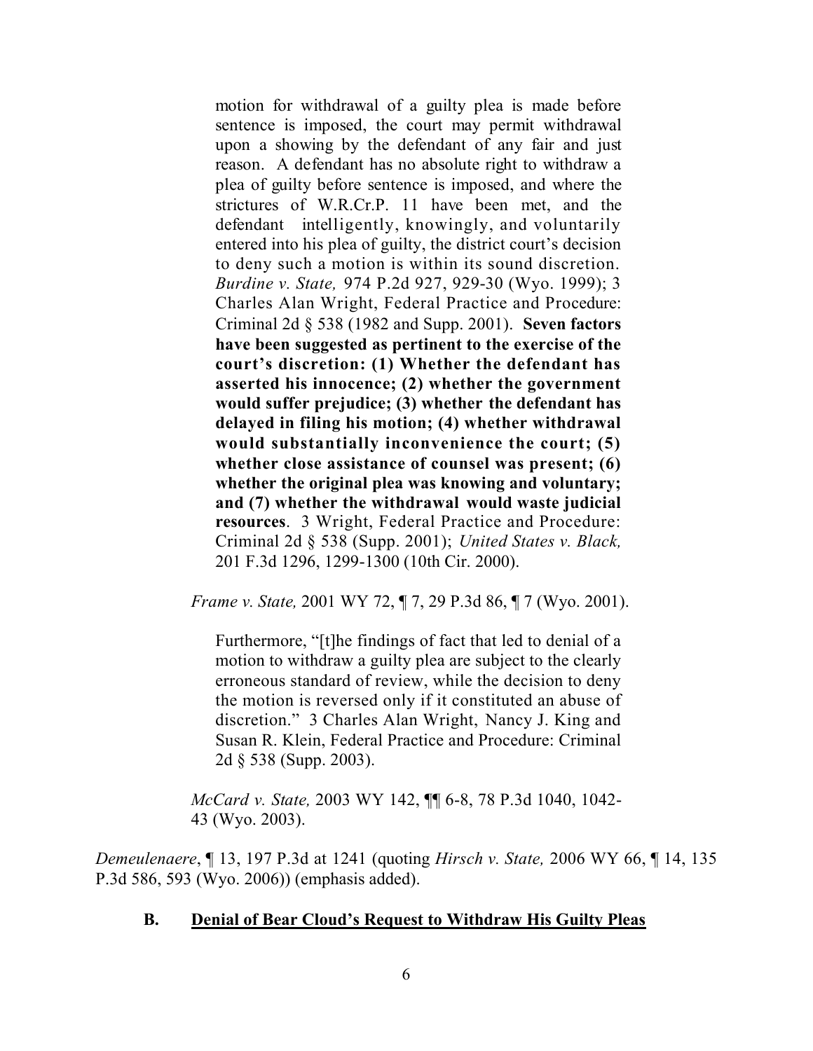> motion for withdrawal of a guilty plea is made before sentence is imposed, the court may permit withdrawal upon a showing by the defendant of any fair and just reason. A defendant has no absolute right to withdraw a plea of guilty before sentence is imposed, and where the strictures of W.R.Cr.P. 11 have been met, and the defendant intelligently, knowingly, and voluntarily entered into his plea of guilty, the district court's decision to deny such a motion is within its sound discretion. *Burdine v. State,* 974 P.2d 927, 929-30 (Wyo. 1999); 3 Charles Alan Wright, Federal Practice and Procedure: Criminal 2d § 538 (1982 and Supp. 2001). **Seven factors have been suggested as pertinent to the exercise of the court's discretion: (1) Whether the defendant has asserted his innocence; (2) whether the government would suffer prejudice; (3) whether the defendant has delayed in filing his motion; (4) whether withdrawal would substantially inconvenience the court; (5) whether close assistance of counsel was present; (6) whether the original plea was knowing and voluntary; and (7) whether the withdrawal would waste judicial resources**. 3 Wright, Federal Practice and Procedure: Criminal 2d § 538 (Supp. 2001); *United States v. Black,* 201 F.3d 1296, 1299-1300 (10th Cir. 2000).
>
> *Frame v. State,* 2001 WY 72, ¶ 7, 29 P.3d 86, ¶ 7 (Wyo. 2001).
>
> > Furthermore, "[t]he findings of fact that led to denial of a motion to withdraw a guilty plea are subject to the clearly erroneous standard of review, while the decision to deny the motion is reversed only if it constituted an abuse of discretion." 3 Charles Alan Wright, Nancy J. King and Susan R. Klein, Federal Practice and Procedure: Criminal 2d § 538 (Supp. 2003).
>
> *McCard v. State,* 2003 WY 142, ¶¶ 6-8, 78 P.3d 1040, 1042-43 (Wyo. 2003).

*Demeulenaere*, ¶ 13, 197 P.3d at 1241 (quoting *Hirsch v. State,* 2006 WY 66, ¶ 14, 135 P.3d 586, 593 (Wyo. 2006)) (emphasis added).

### B. Denial of Bear Cloud's Request to Withdraw His Guilty Pleas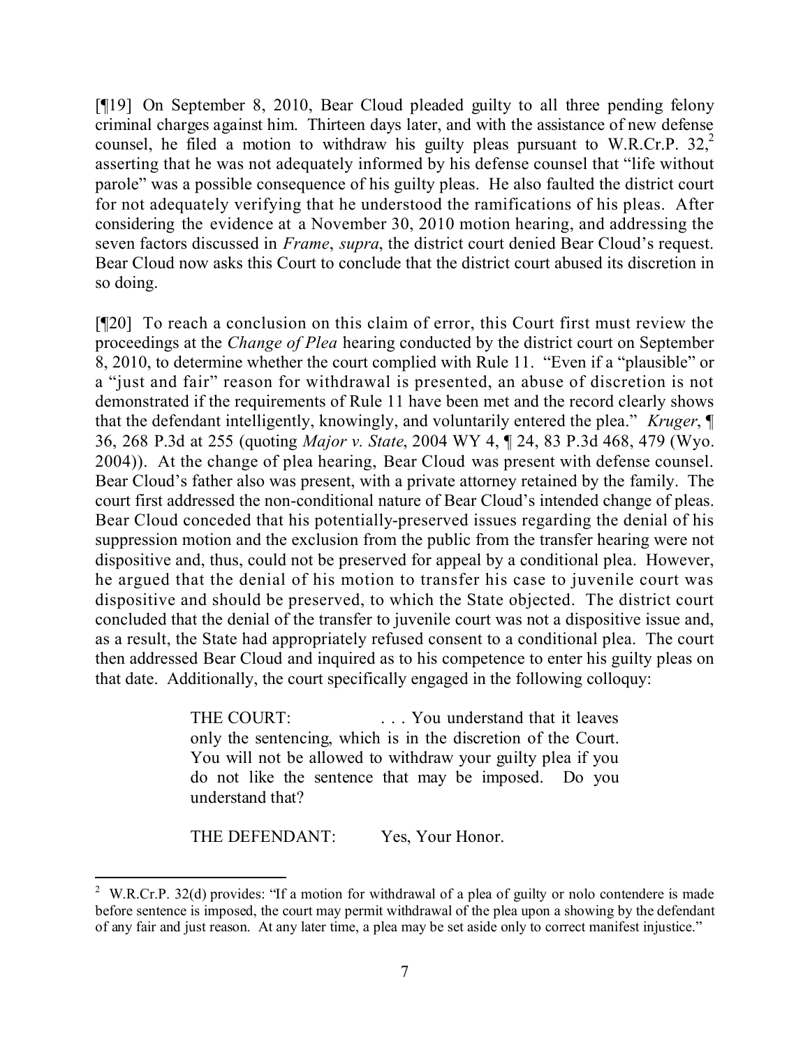[¶19] On September 8, 2010, Bear Cloud pleaded guilty to all three pending felony criminal charges against him. Thirteen days later, and with the assistance of new defense counsel, he filed a motion to withdraw his guilty pleas pursuant to W.R.Cr.P. 32,[2] asserting that he was not adequately informed by his defense counsel that "life without parole" was a possible consequence of his guilty pleas. He also faulted the district court for not adequately verifying that he understood the ramifications of his pleas. After considering the evidence at a November 30, 2010 motion hearing, and addressing the seven factors discussed in *Frame*, *supra*, the district court denied Bear Cloud's request. Bear Cloud now asks this Court to conclude that the district court abused its discretion in so doing.

[¶20] To reach a conclusion on this claim of error, this Court first must review the proceedings at the *Change of Plea* hearing conducted by the district court on September 8, 2010, to determine whether the court complied with Rule 11. "Even if a "plausible" or a "just and fair" reason for withdrawal is presented, an abuse of discretion is not demonstrated if the requirements of Rule 11 have been met and the record clearly shows that the defendant intelligently, knowingly, and voluntarily entered the plea." *Kruger*, ¶ 36, 268 P.3d at 255 (quoting *Major v. State*, 2004 WY 4, ¶ 24, 83 P.3d 468, 479 (Wyo. 2004)). At the change of plea hearing, Bear Cloud was present with defense counsel. Bear Cloud's father also was present, with a private attorney retained by the family. The court first addressed the non-conditional nature of Bear Cloud's intended change of pleas. Bear Cloud conceded that his potentially-preserved issues regarding the denial of his suppression motion and the exclusion from the public from the transfer hearing were not dispositive and, thus, could not be preserved for appeal by a conditional plea. However, he argued that the denial of his motion to transfer his case to juvenile court was dispositive and should be preserved, to which the State objected. The district court concluded that the denial of the transfer to juvenile court was not a dispositive issue and, as a result, the State had appropriately refused consent to a conditional plea. The court then addressed Bear Cloud and inquired as to his competence to enter his guilty pleas on that date. Additionally, the court specifically engaged in the following colloquy:

> THE COURT: . . . You understand that it leaves only the sentencing, which is in the discretion of the Court. You will not be allowed to withdraw your guilty plea if you do not like the sentence that may be imposed. Do you understand that?
>
> THE DEFENDANT: Yes, Your Honor.

---

[2] W.R.Cr.P. 32(d) provides: "If a motion for withdrawal of a plea of guilty or nolo contendere is made before sentence is imposed, the court may permit withdrawal of the plea upon a showing by the defendant of any fair and just reason. At any later time, a plea may be set aside only to correct manifest injustice."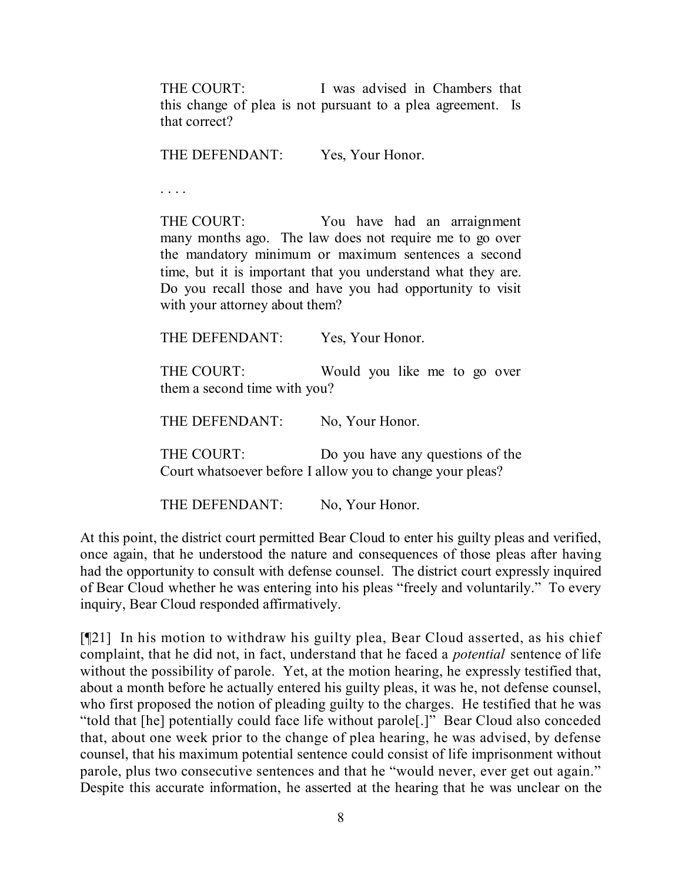THE COURT: I was advised in Chambers that this change of plea is not pursuant to a plea agreement. Is that correct?

THE DEFENDANT: Yes, Your Honor.

. . . .

THE COURT: You have had an arraignment many months ago. The law does not require me to go over the mandatory minimum or maximum sentences a second time, but it is important that you understand what they are. Do you recall those and have you had opportunity to visit with your attorney about them?

THE DEFENDANT: Yes, Your Honor.

THE COURT: Would you like me to go over them a second time with you?

THE DEFENDANT: No, Your Honor.

THE COURT: Do you have any questions of the Court whatsoever before I allow you to change your pleas?

THE DEFENDANT: No, Your Honor.

At this point, the district court permitted Bear Cloud to enter his guilty pleas and verified, once again, that he understood the nature and consequences of those pleas after having had the opportunity to consult with defense counsel. The district court expressly inquired of Bear Cloud whether he was entering into his pleas "freely and voluntarily." To every inquiry, Bear Cloud responded affirmatively.

[¶21] In his motion to withdraw his guilty plea, Bear Cloud asserted, as his chief complaint, that he did not, in fact, understand that he faced a *potential* sentence of life without the possibility of parole. Yet, at the motion hearing, he expressly testified that, about a month before he actually entered his guilty pleas, it was he, not defense counsel, who first proposed the notion of pleading guilty to the charges. He testified that he was "told that [he] potentially could face life without parole[.]" Bear Cloud also conceded that, about one week prior to the change of plea hearing, he was advised, by defense counsel, that his maximum potential sentence could consist of life imprisonment without parole, plus two consecutive sentences and that he "would never, ever get out again." Despite this accurate information, he asserted at the hearing that he was unclear on the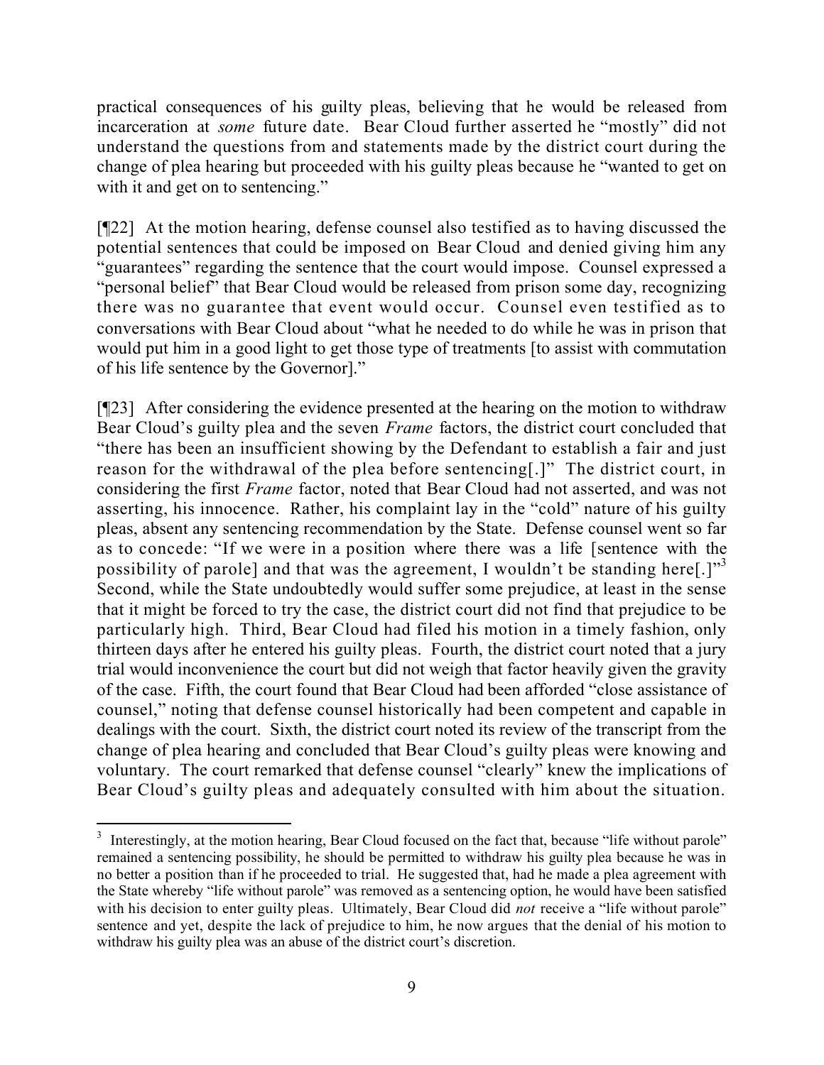practical consequences of his guilty pleas, believing that he would be released from incarceration at *some* future date. Bear Cloud further asserted he "mostly" did not understand the questions from and statements made by the district court during the change of plea hearing but proceeded with his guilty pleas because he "wanted to get on with it and get on to sentencing."

[¶22] At the motion hearing, defense counsel also testified as to having discussed the potential sentences that could be imposed on Bear Cloud and denied giving him any "guarantees" regarding the sentence that the court would impose. Counsel expressed a "personal belief" that Bear Cloud would be released from prison some day, recognizing there was no guarantee that event would occur. Counsel even testified as to conversations with Bear Cloud about "what he needed to do while he was in prison that would put him in a good light to get those type of treatments [to assist with commutation of his life sentence by the Governor]."

[¶23] After considering the evidence presented at the hearing on the motion to withdraw Bear Cloud's guilty plea and the seven *Frame* factors, the district court concluded that "there has been an insufficient showing by the Defendant to establish a fair and just reason for the withdrawal of the plea before sentencing[.]" The district court, in considering the first *Frame* factor, noted that Bear Cloud had not asserted, and was not asserting, his innocence. Rather, his complaint lay in the "cold" nature of his guilty pleas, absent any sentencing recommendation by the State. Defense counsel went so far as to concede: "If we were in a position where there was a life [sentence with the possibility of parole] and that was the agreement, I wouldn't be standing here[.]"[3] Second, while the State undoubtedly would suffer some prejudice, at least in the sense that it might be forced to try the case, the district court did not find that prejudice to be particularly high. Third, Bear Cloud had filed his motion in a timely fashion, only thirteen days after he entered his guilty pleas. Fourth, the district court noted that a jury trial would inconvenience the court but did not weigh that factor heavily given the gravity of the case. Fifth, the court found that Bear Cloud had been afforded "close assistance of counsel," noting that defense counsel historically had been competent and capable in dealings with the court. Sixth, the district court noted its review of the transcript from the change of plea hearing and concluded that Bear Cloud's guilty pleas were knowing and voluntary. The court remarked that defense counsel "clearly" knew the implications of Bear Cloud's guilty pleas and adequately consulted with him about the situation.

---

[3] Interestingly, at the motion hearing, Bear Cloud focused on the fact that, because "life without parole" remained a sentencing possibility, he should be permitted to withdraw his guilty plea because he was in no better a position than if he proceeded to trial. He suggested that, had he made a plea agreement with the State whereby "life without parole" was removed as a sentencing option, he would have been satisfied with his decision to enter guilty pleas. Ultimately, Bear Cloud did *not* receive a "life without parole" sentence and yet, despite the lack of prejudice to him, he now argues that the denial of his motion to withdraw his guilty plea was an abuse of the district court's discretion.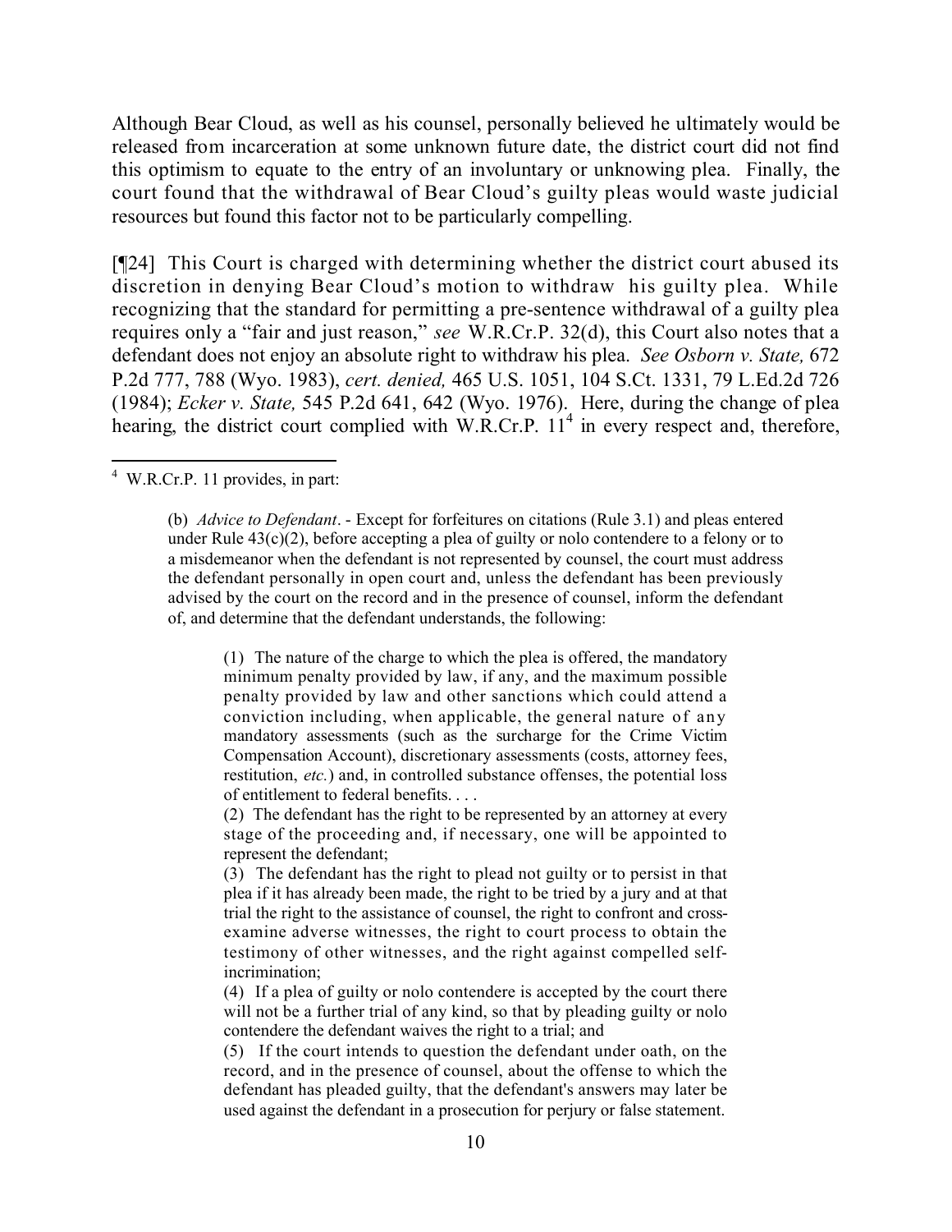Although Bear Cloud, as well as his counsel, personally believed he ultimately would be released from incarceration at some unknown future date, the district court did not find this optimism to equate to the entry of an involuntary or unknowing plea. Finally, the court found that the withdrawal of Bear Cloud's guilty pleas would waste judicial resources but found this factor not to be particularly compelling.

[¶24] This Court is charged with determining whether the district court abused its discretion in denying Bear Cloud's motion to withdraw his guilty plea. While recognizing that the standard for permitting a pre-sentence withdrawal of a guilty plea requires only a "fair and just reason," *see* W.R.Cr.P. 32(d), this Court also notes that a defendant does not enjoy an absolute right to withdraw his plea. *See Osborn v. State,* 672 P.2d 777, 788 (Wyo. 1983), *cert. denied,* 465 U.S. 1051, 104 S.Ct. 1331, 79 L.Ed.2d 726 (1984); *Ecker v. State,* 545 P.2d 641, 642 (Wyo. 1976). Here, during the change of plea hearing, the district court complied with W.R.Cr.P. 11[4] in every respect and, therefore,

---

[4] W.R.Cr.P. 11 provides, in part:

> (b) *Advice to Defendant*. - Except for forfeitures on citations (Rule 3.1) and pleas entered under Rule 43(c)(2), before accepting a plea of guilty or nolo contendere to a felony or to a misdemeanor when the defendant is not represented by counsel, the court must address the defendant personally in open court and, unless the defendant has been previously advised by the court on the record and in the presence of counsel, inform the defendant of, and determine that the defendant understands, the following:
>
> > (1) The nature of the charge to which the plea is offered, the mandatory minimum penalty provided by law, if any, and the maximum possible penalty provided by law and other sanctions which could attend a conviction including, when applicable, the general nature of any mandatory assessments (such as the surcharge for the Crime Victim Compensation Account), discretionary assessments (costs, attorney fees, restitution, *etc.*) and, in controlled substance offenses, the potential loss of entitlement to federal benefits. . . .
> >
> > (2) The defendant has the right to be represented by an attorney at every stage of the proceeding and, if necessary, one will be appointed to represent the defendant;
> >
> > (3) The defendant has the right to plead not guilty or to persist in that plea if it has already been made, the right to be tried by a jury and at that trial the right to the assistance of counsel, the right to confront and cross-examine adverse witnesses, the right to court process to obtain the testimony of other witnesses, and the right against compelled self-incrimination;
> >
> > (4) If a plea of guilty or nolo contendere is accepted by the court there will not be a further trial of any kind, so that by pleading guilty or nolo contendere the defendant waives the right to a trial; and
> >
> > (5) If the court intends to question the defendant under oath, on the record, and in the presence of counsel, about the offense to which the defendant has pleaded guilty, that the defendant's answers may later be used against the defendant in a prosecution for perjury or false statement.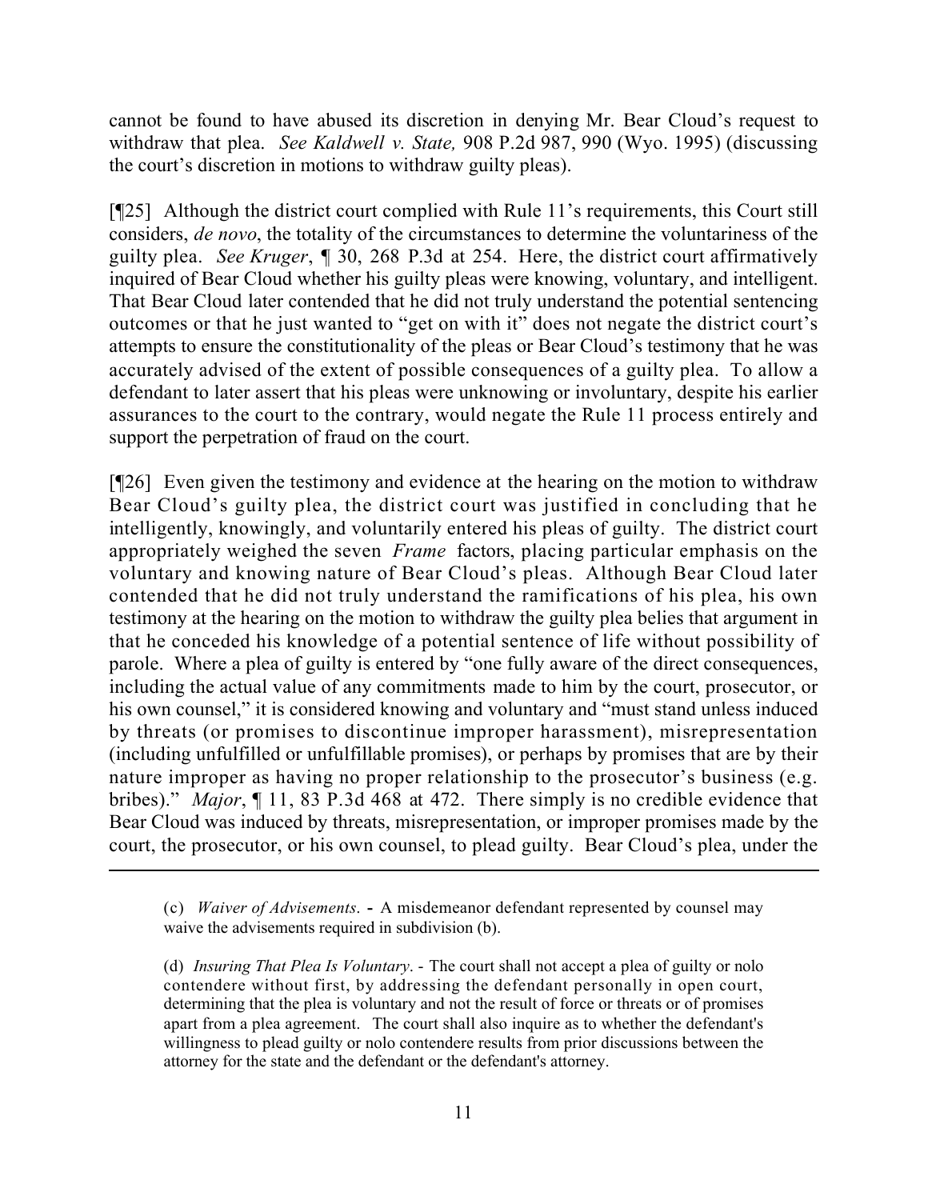cannot be found to have abused its discretion in denying Mr. Bear Cloud's request to withdraw that plea. *See Kaldwell v. State,* 908 P.2d 987, 990 (Wyo. 1995) (discussing the court's discretion in motions to withdraw guilty pleas).

[¶25] Although the district court complied with Rule 11's requirements, this Court still considers, *de novo*, the totality of the circumstances to determine the voluntariness of the guilty plea. *See Kruger*, ¶ 30, 268 P.3d at 254. Here, the district court affirmatively inquired of Bear Cloud whether his guilty pleas were knowing, voluntary, and intelligent. That Bear Cloud later contended that he did not truly understand the potential sentencing outcomes or that he just wanted to "get on with it" does not negate the district court's attempts to ensure the constitutionality of the pleas or Bear Cloud's testimony that he was accurately advised of the extent of possible consequences of a guilty plea. To allow a defendant to later assert that his pleas were unknowing or involuntary, despite his earlier assurances to the court to the contrary, would negate the Rule 11 process entirely and support the perpetration of fraud on the court.

[¶26] Even given the testimony and evidence at the hearing on the motion to withdraw Bear Cloud's guilty plea, the district court was justified in concluding that he intelligently, knowingly, and voluntarily entered his pleas of guilty. The district court appropriately weighed the seven *Frame* factors, placing particular emphasis on the voluntary and knowing nature of Bear Cloud's pleas. Although Bear Cloud later contended that he did not truly understand the ramifications of his plea, his own testimony at the hearing on the motion to withdraw the guilty plea belies that argument in that he conceded his knowledge of a potential sentence of life without possibility of parole. Where a plea of guilty is entered by "one fully aware of the direct consequences, including the actual value of any commitments made to him by the court, prosecutor, or his own counsel," it is considered knowing and voluntary and "must stand unless induced by threats (or promises to discontinue improper harassment), misrepresentation (including unfulfilled or unfulfillable promises), or perhaps by promises that are by their nature improper as having no proper relationship to the prosecutor's business (e.g. bribes)." *Major*, ¶ 11, 83 P.3d 468 at 472. There simply is no credible evidence that Bear Cloud was induced by threats, misrepresentation, or improper promises made by the court, the prosecutor, or his own counsel, to plead guilty. Bear Cloud's plea, under the

---

(c) *Waiver of Advisements*. - A misdemeanor defendant represented by counsel may waive the advisements required in subdivision (b).

(d) *Insuring That Plea Is Voluntary*. - The court shall not accept a plea of guilty or nolo contendere without first, by addressing the defendant personally in open court, determining that the plea is voluntary and not the result of force or threats or of promises apart from a plea agreement. The court shall also inquire as to whether the defendant's willingness to plead guilty or nolo contendere results from prior discussions between the attorney for the state and the defendant or the defendant's attorney.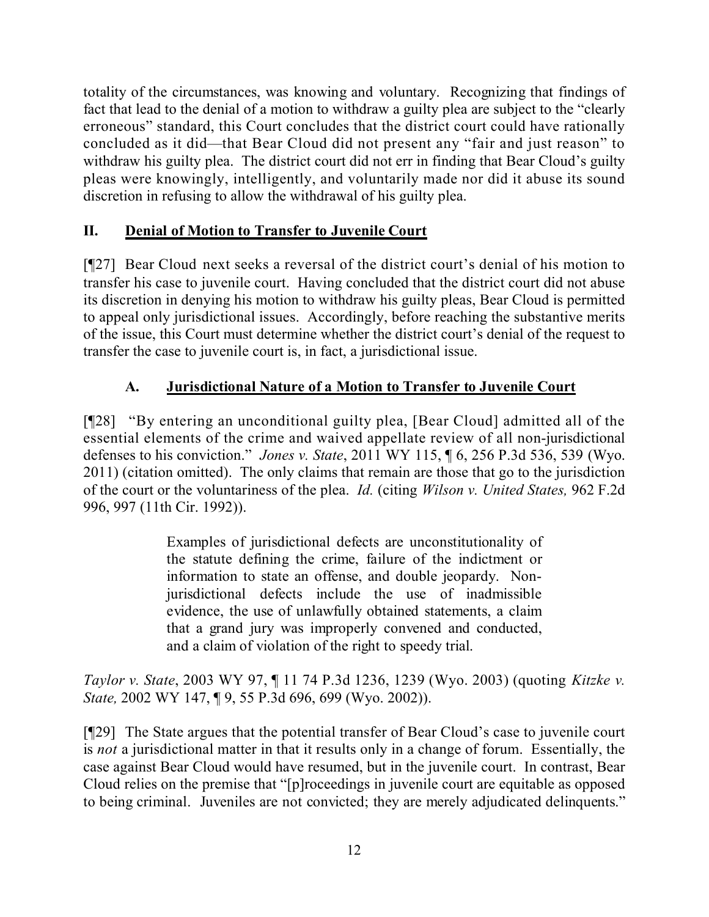totality of the circumstances, was knowing and voluntary. Recognizing that findings of fact that lead to the denial of a motion to withdraw a guilty plea are subject to the "clearly erroneous" standard, this Court concludes that the district court could have rationally concluded as it did—that Bear Cloud did not present any "fair and just reason" to withdraw his guilty plea. The district court did not err in finding that Bear Cloud's guilty pleas were knowingly, intelligently, and voluntarily made nor did it abuse its sound discretion in refusing to allow the withdrawal of his guilty plea.

## II. Denial of Motion to Transfer to Juvenile Court

[¶27] Bear Cloud next seeks a reversal of the district court's denial of his motion to transfer his case to juvenile court. Having concluded that the district court did not abuse its discretion in denying his motion to withdraw his guilty pleas, Bear Cloud is permitted to appeal only jurisdictional issues. Accordingly, before reaching the substantive merits of the issue, this Court must determine whether the district court's denial of the request to transfer the case to juvenile court is, in fact, a jurisdictional issue.

### A. Jurisdictional Nature of a Motion to Transfer to Juvenile Court

[¶28] "By entering an unconditional guilty plea, [Bear Cloud] admitted all of the essential elements of the crime and waived appellate review of all non-jurisdictional defenses to his conviction." *Jones v. State*, 2011 WY 115, ¶ 6, 256 P.3d 536, 539 (Wyo. 2011) (citation omitted). The only claims that remain are those that go to the jurisdiction of the court or the voluntariness of the plea. *Id.* (citing *Wilson v. United States,* 962 F.2d 996, 997 (11th Cir. 1992)).

> Examples of jurisdictional defects are unconstitutionality of the statute defining the crime, failure of the indictment or information to state an offense, and double jeopardy. Non-jurisdictional defects include the use of inadmissible evidence, the use of unlawfully obtained statements, a claim that a grand jury was improperly convened and conducted, and a claim of violation of the right to speedy trial.

*Taylor v. State*, 2003 WY 97, ¶ 11 74 P.3d 1236, 1239 (Wyo. 2003) (quoting *Kitzke v. State,* 2002 WY 147, ¶ 9, 55 P.3d 696, 699 (Wyo. 2002)).

[¶29] The State argues that the potential transfer of Bear Cloud's case to juvenile court is *not* a jurisdictional matter in that it results only in a change of forum. Essentially, the case against Bear Cloud would have resumed, but in the juvenile court. In contrast, Bear Cloud relies on the premise that "[p]roceedings in juvenile court are equitable as opposed to being criminal. Juveniles are not convicted; they are merely adjudicated delinquents."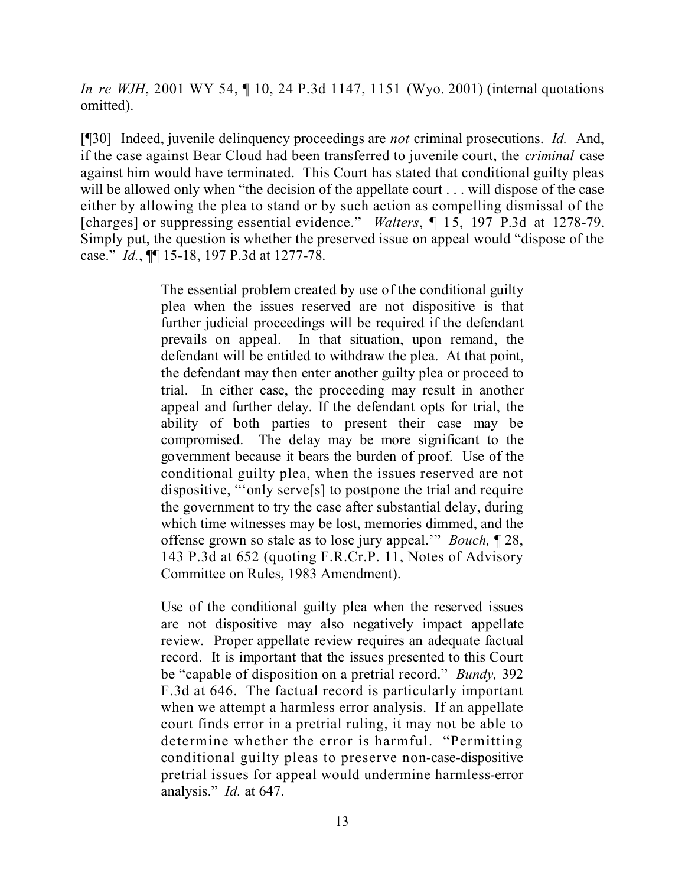*In re WJH*, 2001 WY 54, ¶ 10, 24 P.3d 1147, 1151 (Wyo. 2001) (internal quotations omitted).

[¶30] Indeed, juvenile delinquency proceedings are *not* criminal prosecutions. *Id.* And, if the case against Bear Cloud had been transferred to juvenile court, the *criminal* case against him would have terminated. This Court has stated that conditional guilty pleas will be allowed only when "the decision of the appellate court . . . will dispose of the case either by allowing the plea to stand or by such action as compelling dismissal of the [charges] or suppressing essential evidence." *Walters*, ¶ 15, 197 P.3d at 1278-79. Simply put, the question is whether the preserved issue on appeal would "dispose of the case." *Id.*, ¶¶ 15-18, 197 P.3d at 1277-78.

> The essential problem created by use of the conditional guilty plea when the issues reserved are not dispositive is that further judicial proceedings will be required if the defendant prevails on appeal. In that situation, upon remand, the defendant will be entitled to withdraw the plea. At that point, the defendant may then enter another guilty plea or proceed to trial. In either case, the proceeding may result in another appeal and further delay. If the defendant opts for trial, the ability of both parties to present their case may be compromised. The delay may be more significant to the government because it bears the burden of proof. Use of the conditional guilty plea, when the issues reserved are not dispositive, "'only serve[s] to postpone the trial and require the government to try the case after substantial delay, during which time witnesses may be lost, memories dimmed, and the offense grown so stale as to lose jury appeal.'" *Bouch,* ¶ 28, 143 P.3d at 652 (quoting F.R.Cr.P. 11, Notes of Advisory Committee on Rules, 1983 Amendment).
>
> Use of the conditional guilty plea when the reserved issues are not dispositive may also negatively impact appellate review. Proper appellate review requires an adequate factual record. It is important that the issues presented to this Court be "capable of disposition on a pretrial record." *Bundy,* 392 F.3d at 646. The factual record is particularly important when we attempt a harmless error analysis. If an appellate court finds error in a pretrial ruling, it may not be able to determine whether the error is harmful. "Permitting conditional guilty pleas to preserve non-case-dispositive pretrial issues for appeal would undermine harmless-error analysis." *Id.* at 647.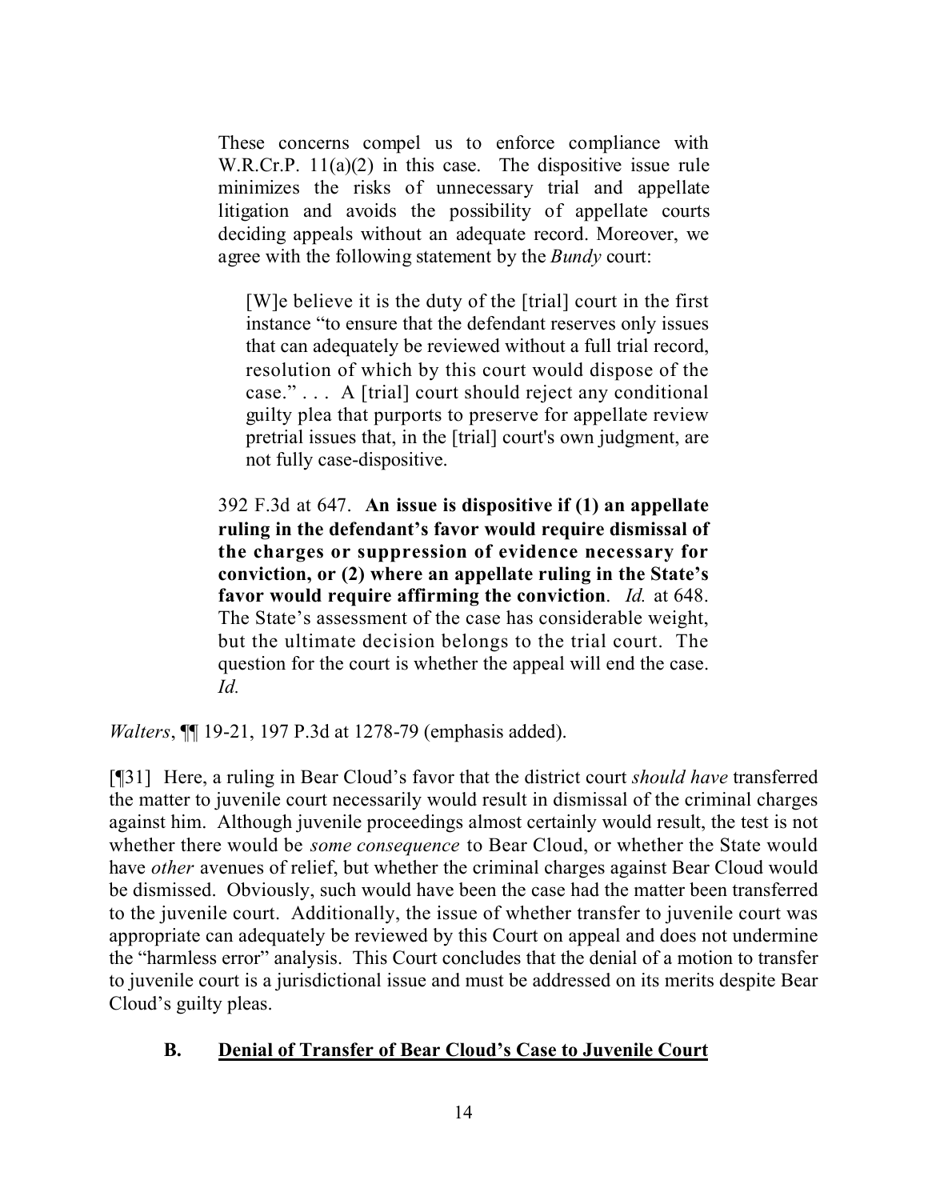> These concerns compel us to enforce compliance with W.R.Cr.P. 11(a)(2) in this case. The dispositive issue rule minimizes the risks of unnecessary trial and appellate litigation and avoids the possibility of appellate courts deciding appeals without an adequate record. Moreover, we agree with the following statement by the *Bundy* court:
>
> > [W]e believe it is the duty of the [trial] court in the first instance "to ensure that the defendant reserves only issues that can adequately be reviewed without a full trial record, resolution of which by this court would dispose of the case." . . . A [trial] court should reject any conditional guilty plea that purports to preserve for appellate review pretrial issues that, in the [trial] court's own judgment, are not fully case-dispositive.
>
> 392 F.3d at 647. **An issue is dispositive if (1) an appellate ruling in the defendant's favor would require dismissal of the charges or suppression of evidence necessary for conviction, or (2) where an appellate ruling in the State's favor would require affirming the conviction**. *Id.* at 648. The State's assessment of the case has considerable weight, but the ultimate decision belongs to the trial court. The question for the court is whether the appeal will end the case. *Id.*

*Walters*, ¶¶ 19-21, 197 P.3d at 1278-79 (emphasis added).

[¶31] Here, a ruling in Bear Cloud's favor that the district court *should have* transferred the matter to juvenile court necessarily would result in dismissal of the criminal charges against him. Although juvenile proceedings almost certainly would result, the test is not whether there would be *some consequence* to Bear Cloud, or whether the State would have *other* avenues of relief, but whether the criminal charges against Bear Cloud would be dismissed. Obviously, such would have been the case had the matter been transferred to the juvenile court. Additionally, the issue of whether transfer to juvenile court was appropriate can adequately be reviewed by this Court on appeal and does not undermine the "harmless error" analysis. This Court concludes that the denial of a motion to transfer to juvenile court is a jurisdictional issue and must be addressed on its merits despite Bear Cloud's guilty pleas.

### B. Denial of Transfer of Bear Cloud's Case to Juvenile Court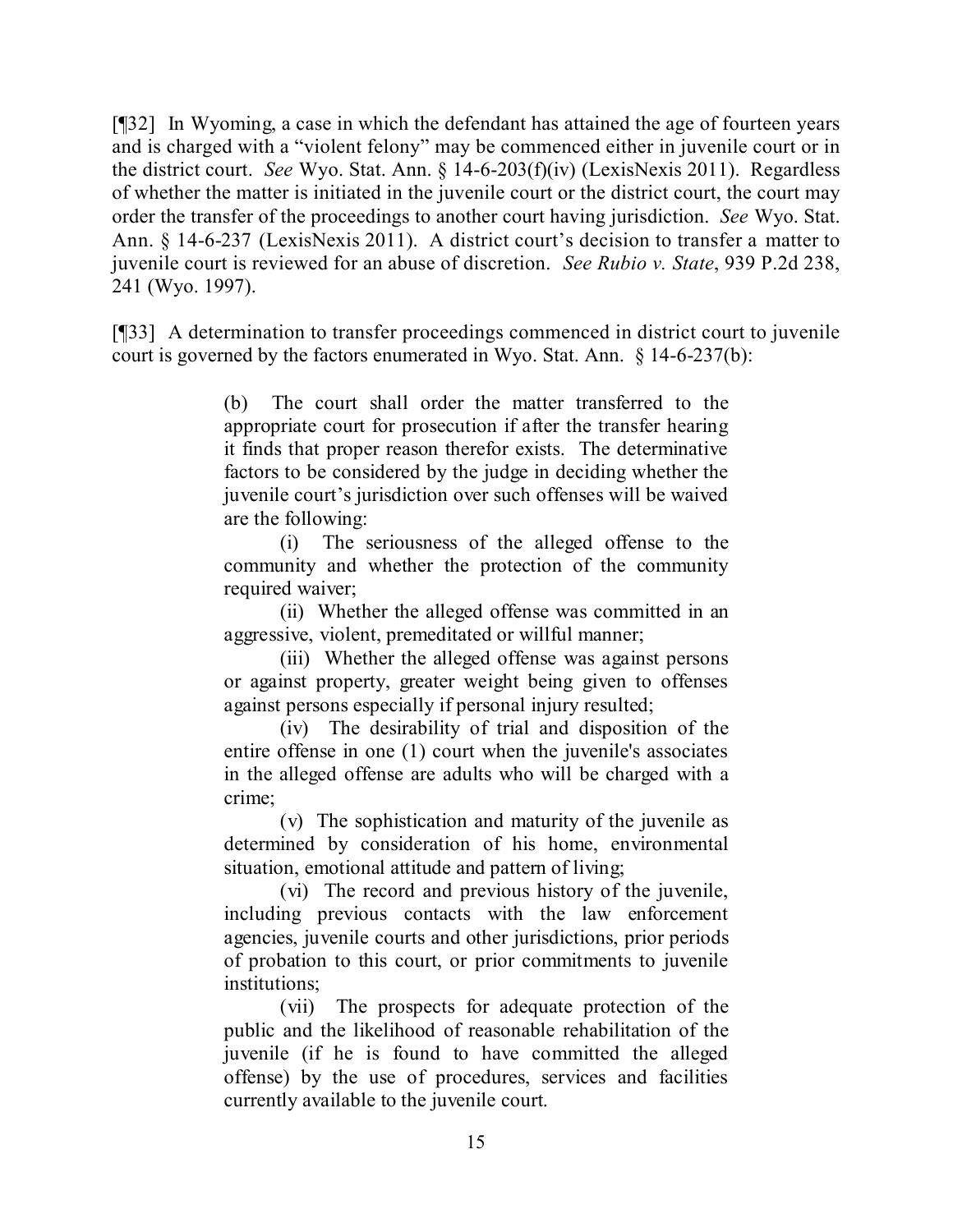[¶32] In Wyoming, a case in which the defendant has attained the age of fourteen years and is charged with a "violent felony" may be commenced either in juvenile court or in the district court. *See* Wyo. Stat. Ann. § 14-6-203(f)(iv) (LexisNexis 2011). Regardless of whether the matter is initiated in the juvenile court or the district court, the court may order the transfer of the proceedings to another court having jurisdiction. *See* Wyo. Stat. Ann. § 14-6-237 (LexisNexis 2011). A district court's decision to transfer a matter to juvenile court is reviewed for an abuse of discretion. *See Rubio v. State*, 939 P.2d 238, 241 (Wyo. 1997).

[¶33] A determination to transfer proceedings commenced in district court to juvenile court is governed by the factors enumerated in Wyo. Stat. Ann. § 14-6-237(b):

> (b) The court shall order the matter transferred to the appropriate court for prosecution if after the transfer hearing it finds that proper reason therefor exists. The determinative factors to be considered by the judge in deciding whether the juvenile court's jurisdiction over such offenses will be waived are the following:
>
> (i) The seriousness of the alleged offense to the community and whether the protection of the community required waiver;
>
> (ii) Whether the alleged offense was committed in an aggressive, violent, premeditated or willful manner;
>
> (iii) Whether the alleged offense was against persons or against property, greater weight being given to offenses against persons especially if personal injury resulted;
>
> (iv) The desirability of trial and disposition of the entire offense in one (1) court when the juvenile's associates in the alleged offense are adults who will be charged with a crime;
>
> (v) The sophistication and maturity of the juvenile as determined by consideration of his home, environmental situation, emotional attitude and pattern of living;
>
> (vi) The record and previous history of the juvenile, including previous contacts with the law enforcement agencies, juvenile courts and other jurisdictions, prior periods of probation to this court, or prior commitments to juvenile institutions;
>
> (vii) The prospects for adequate protection of the public and the likelihood of reasonable rehabilitation of the juvenile (if he is found to have committed the alleged offense) by the use of procedures, services and facilities currently available to the juvenile court.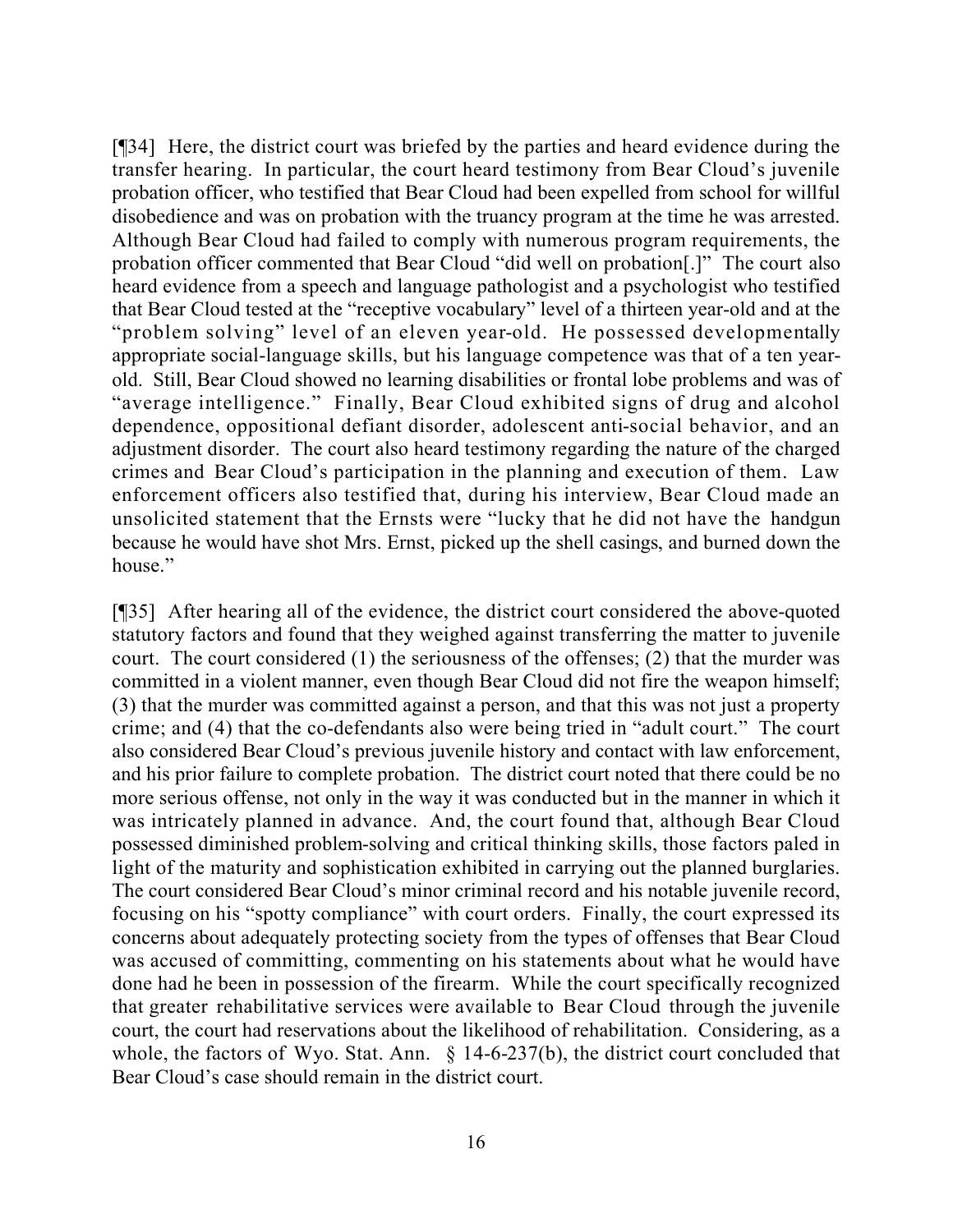[¶34] Here, the district court was briefed by the parties and heard evidence during the transfer hearing. In particular, the court heard testimony from Bear Cloud's juvenile probation officer, who testified that Bear Cloud had been expelled from school for willful disobedience and was on probation with the truancy program at the time he was arrested. Although Bear Cloud had failed to comply with numerous program requirements, the probation officer commented that Bear Cloud "did well on probation[.]" The court also heard evidence from a speech and language pathologist and a psychologist who testified that Bear Cloud tested at the "receptive vocabulary" level of a thirteen year-old and at the "problem solving" level of an eleven year-old. He possessed developmentally appropriate social-language skills, but his language competence was that of a ten year-old. Still, Bear Cloud showed no learning disabilities or frontal lobe problems and was of "average intelligence." Finally, Bear Cloud exhibited signs of drug and alcohol dependence, oppositional defiant disorder, adolescent anti-social behavior, and an adjustment disorder. The court also heard testimony regarding the nature of the charged crimes and Bear Cloud's participation in the planning and execution of them. Law enforcement officers also testified that, during his interview, Bear Cloud made an unsolicited statement that the Ernsts were "lucky that he did not have the handgun because he would have shot Mrs. Ernst, picked up the shell casings, and burned down the house."

[¶35] After hearing all of the evidence, the district court considered the above-quoted statutory factors and found that they weighed against transferring the matter to juvenile court. The court considered (1) the seriousness of the offenses; (2) that the murder was committed in a violent manner, even though Bear Cloud did not fire the weapon himself; (3) that the murder was committed against a person, and that this was not just a property crime; and (4) that the co-defendants also were being tried in "adult court." The court also considered Bear Cloud's previous juvenile history and contact with law enforcement, and his prior failure to complete probation. The district court noted that there could be no more serious offense, not only in the way it was conducted but in the manner in which it was intricately planned in advance. And, the court found that, although Bear Cloud possessed diminished problem-solving and critical thinking skills, those factors paled in light of the maturity and sophistication exhibited in carrying out the planned burglaries. The court considered Bear Cloud's minor criminal record and his notable juvenile record, focusing on his "spotty compliance" with court orders. Finally, the court expressed its concerns about adequately protecting society from the types of offenses that Bear Cloud was accused of committing, commenting on his statements about what he would have done had he been in possession of the firearm. While the court specifically recognized that greater rehabilitative services were available to Bear Cloud through the juvenile court, the court had reservations about the likelihood of rehabilitation. Considering, as a whole, the factors of Wyo. Stat. Ann. § 14-6-237(b), the district court concluded that Bear Cloud's case should remain in the district court.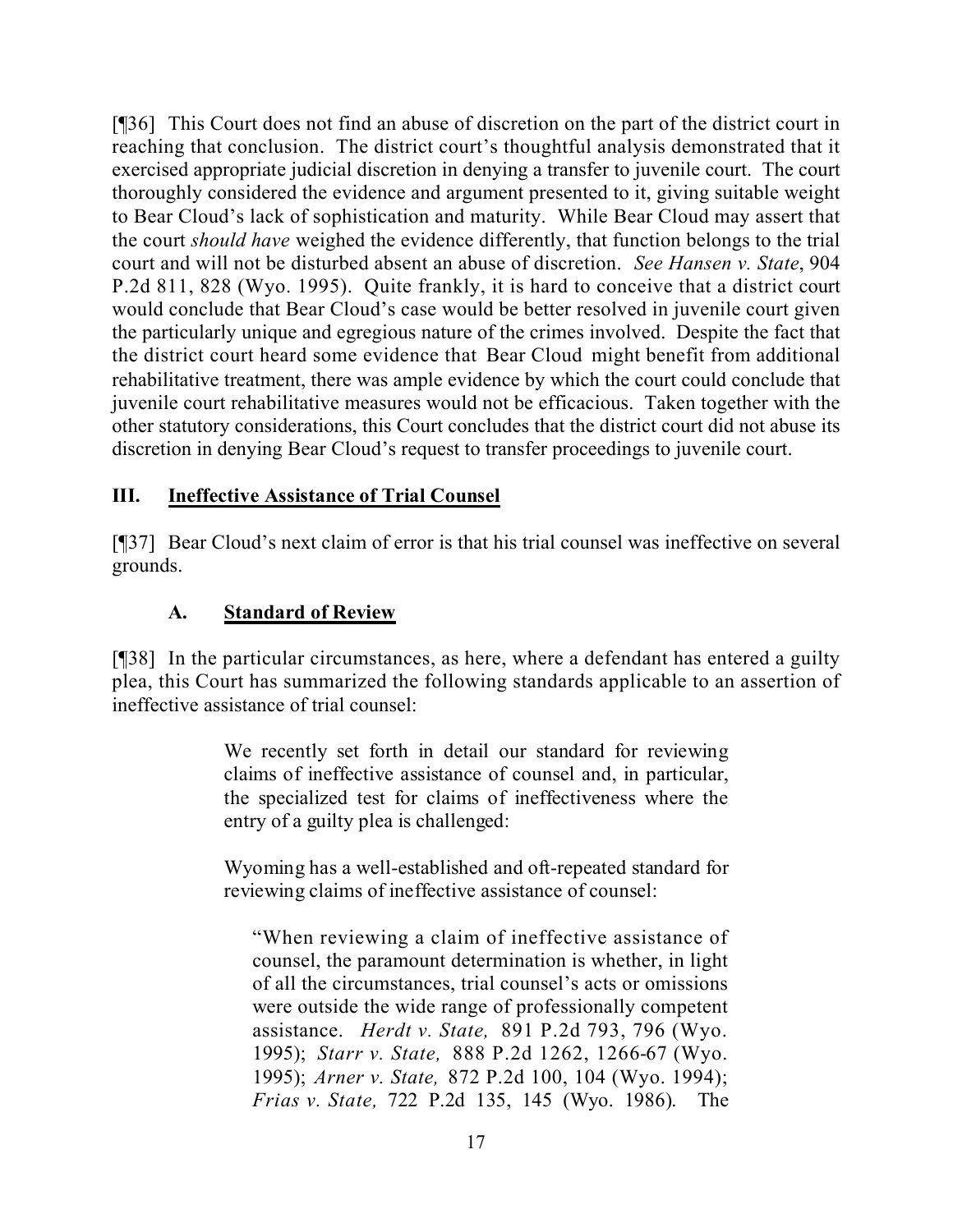[¶36] This Court does not find an abuse of discretion on the part of the district court in reaching that conclusion. The district court's thoughtful analysis demonstrated that it exercised appropriate judicial discretion in denying a transfer to juvenile court. The court thoroughly considered the evidence and argument presented to it, giving suitable weight to Bear Cloud's lack of sophistication and maturity. While Bear Cloud may assert that the court *should have* weighed the evidence differently, that function belongs to the trial court and will not be disturbed absent an abuse of discretion. *See Hansen v. State*, 904 P.2d 811, 828 (Wyo. 1995). Quite frankly, it is hard to conceive that a district court would conclude that Bear Cloud's case would be better resolved in juvenile court given the particularly unique and egregious nature of the crimes involved. Despite the fact that the district court heard some evidence that Bear Cloud might benefit from additional rehabilitative treatment, there was ample evidence by which the court could conclude that juvenile court rehabilitative measures would not be efficacious. Taken together with the other statutory considerations, this Court concludes that the district court did not abuse its discretion in denying Bear Cloud's request to transfer proceedings to juvenile court.

## III. Ineffective Assistance of Trial Counsel

[¶37] Bear Cloud's next claim of error is that his trial counsel was ineffective on several grounds.

### A. Standard of Review

[¶38] In the particular circumstances, as here, where a defendant has entered a guilty plea, this Court has summarized the following standards applicable to an assertion of ineffective assistance of trial counsel:

> We recently set forth in detail our standard for reviewing claims of ineffective assistance of counsel and, in particular, the specialized test for claims of ineffectiveness where the entry of a guilty plea is challenged:
>
> Wyoming has a well-established and oft-repeated standard for reviewing claims of ineffective assistance of counsel:
>
> > "When reviewing a claim of ineffective assistance of counsel, the paramount determination is whether, in light of all the circumstances, trial counsel's acts or omissions were outside the wide range of professionally competent assistance. *Herdt v. State,* 891 P.2d 793, 796 (Wyo. 1995); *Starr v. State,* 888 P.2d 1262, 1266-67 (Wyo. 1995); *Arner v. State,* 872 P.2d 100, 104 (Wyo. 1994); *Frias v. State,* 722 P.2d 135, 145 (Wyo. 1986). The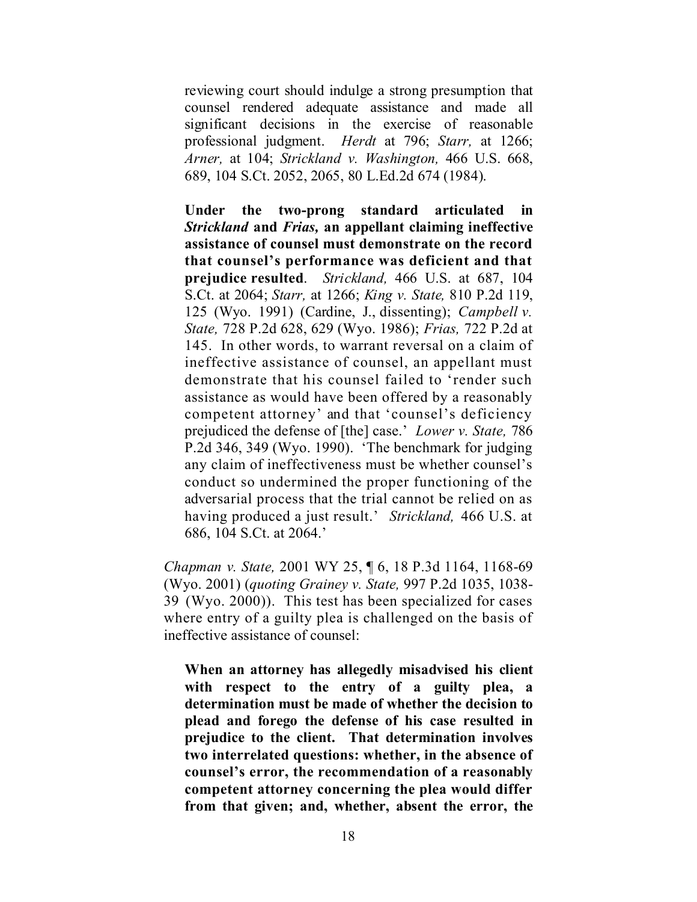> reviewing court should indulge a strong presumption that counsel rendered adequate assistance and made all significant decisions in the exercise of reasonable professional judgment. *Herdt* at 796; *Starr,* at 1266; *Arner,* at 104; *Strickland v. Washington,* 466 U.S. 668, 689, 104 S.Ct. 2052, 2065, 80 L.Ed.2d 674 (1984).
>
> **Under the two-prong standard articulated in *Strickland* and *Frias,* an appellant claiming ineffective assistance of counsel must demonstrate on the record that counsel's performance was deficient and that prejudice resulted**. *Strickland,* 466 U.S. at 687, 104 S.Ct. at 2064; *Starr,* at 1266; *King v. State,* 810 P.2d 119, 125 (Wyo. 1991) (Cardine, J., dissenting); *Campbell v. State,* 728 P.2d 628, 629 (Wyo. 1986); *Frias,* 722 P.2d at 145. In other words, to warrant reversal on a claim of ineffective assistance of counsel, an appellant must demonstrate that his counsel failed to 'render such assistance as would have been offered by a reasonably competent attorney' and that 'counsel's deficiency prejudiced the defense of [the] case.' *Lower v. State,* 786 P.2d 346, 349 (Wyo. 1990). 'The benchmark for judging any claim of ineffectiveness must be whether counsel's conduct so undermined the proper functioning of the adversarial process that the trial cannot be relied on as having produced a just result.' *Strickland,* 466 U.S. at 686, 104 S.Ct. at 2064.'

*Chapman v. State,* 2001 WY 25, ¶ 6, 18 P.3d 1164, 1168-69 (Wyo. 2001) (*quoting Grainey v. State,* 997 P.2d 1035, 1038-39 (Wyo. 2000)). This test has been specialized for cases where entry of a guilty plea is challenged on the basis of ineffective assistance of counsel:

> **When an attorney has allegedly misadvised his client with respect to the entry of a guilty plea, a determination must be made of whether the decision to plead and forego the defense of his case resulted in prejudice to the client. That determination involves two interrelated questions: whether, in the absence of counsel's error, the recommendation of a reasonably competent attorney concerning the plea would differ from that given; and, whether, absent the error, the**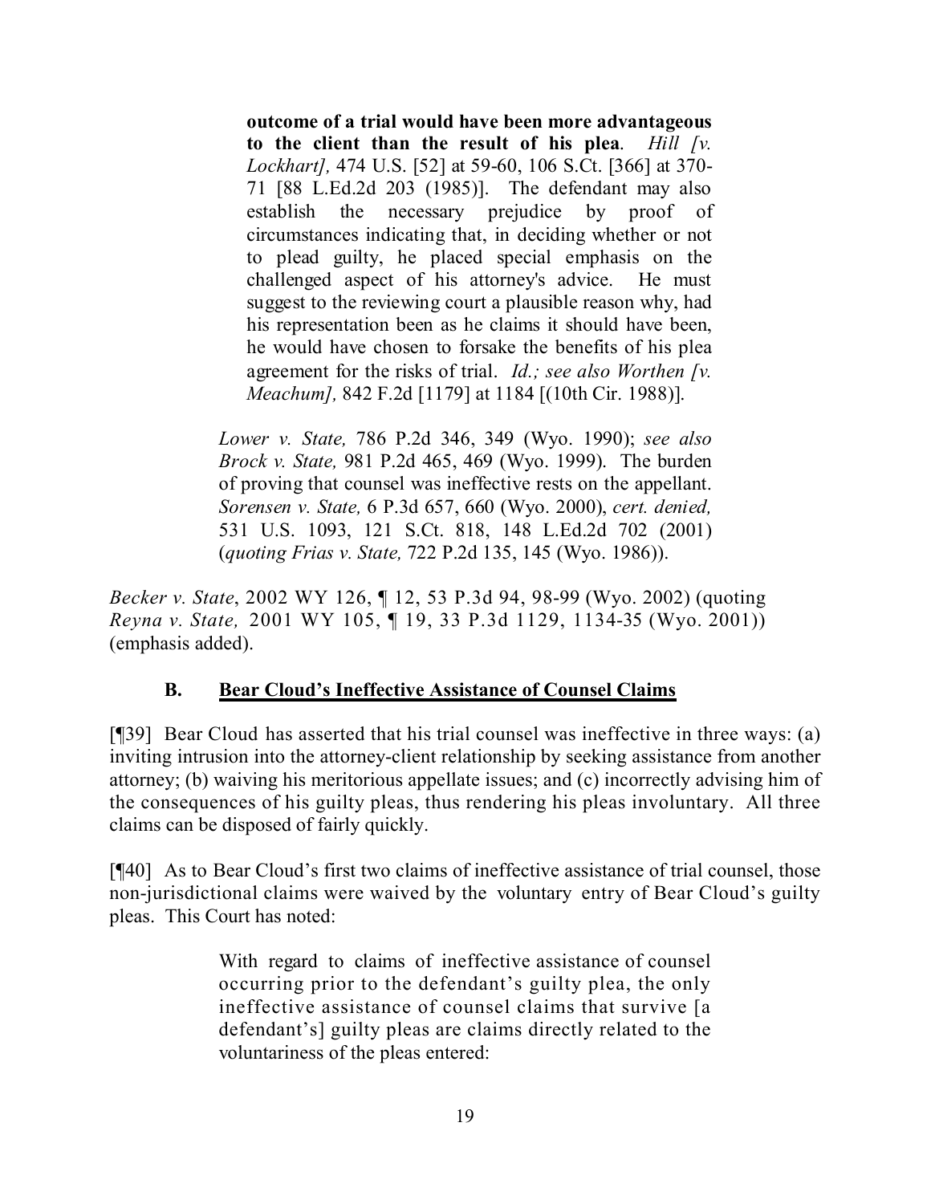> **outcome of a trial would have been more advantageous to the client than the result of his plea**. *Hill [v. Lockhart],* 474 U.S. [52] at 59-60, 106 S.Ct. [366] at 370-71 [88 L.Ed.2d 203 (1985)]. The defendant may also establish the necessary prejudice by proof of circumstances indicating that, in deciding whether or not to plead guilty, he placed special emphasis on the challenged aspect of his attorney's advice. He must suggest to the reviewing court a plausible reason why, had his representation been as he claims it should have been, he would have chosen to forsake the benefits of his plea agreement for the risks of trial. *Id.; see also Worthen [v. Meachum],* 842 F.2d [1179] at 1184 [(10th Cir. 1988)].
>
> *Lower v. State,* 786 P.2d 346, 349 (Wyo. 1990); *see also Brock v. State,* 981 P.2d 465, 469 (Wyo. 1999). The burden of proving that counsel was ineffective rests on the appellant. *Sorensen v. State,* 6 P.3d 657, 660 (Wyo. 2000), *cert. denied,* 531 U.S. 1093, 121 S.Ct. 818, 148 L.Ed.2d 702 (2001) (*quoting Frias v. State,* 722 P.2d 135, 145 (Wyo. 1986)).

*Becker v. State*, 2002 WY 126, ¶ 12, 53 P.3d 94, 98-99 (Wyo. 2002) (quoting *Reyna v. State,* 2001 WY 105, ¶ 19, 33 P.3d 1129, 1134-35 (Wyo. 2001)) (emphasis added).

### B. Bear Cloud's Ineffective Assistance of Counsel Claims

[¶39] Bear Cloud has asserted that his trial counsel was ineffective in three ways: (a) inviting intrusion into the attorney-client relationship by seeking assistance from another attorney; (b) waiving his meritorious appellate issues; and (c) incorrectly advising him of the consequences of his guilty pleas, thus rendering his pleas involuntary. All three claims can be disposed of fairly quickly.

[¶40] As to Bear Cloud's first two claims of ineffective assistance of trial counsel, those non-jurisdictional claims were waived by the voluntary entry of Bear Cloud's guilty pleas. This Court has noted:

> With regard to claims of ineffective assistance of counsel occurring prior to the defendant's guilty plea, the only ineffective assistance of counsel claims that survive [a defendant's] guilty pleas are claims directly related to the voluntariness of the pleas entered: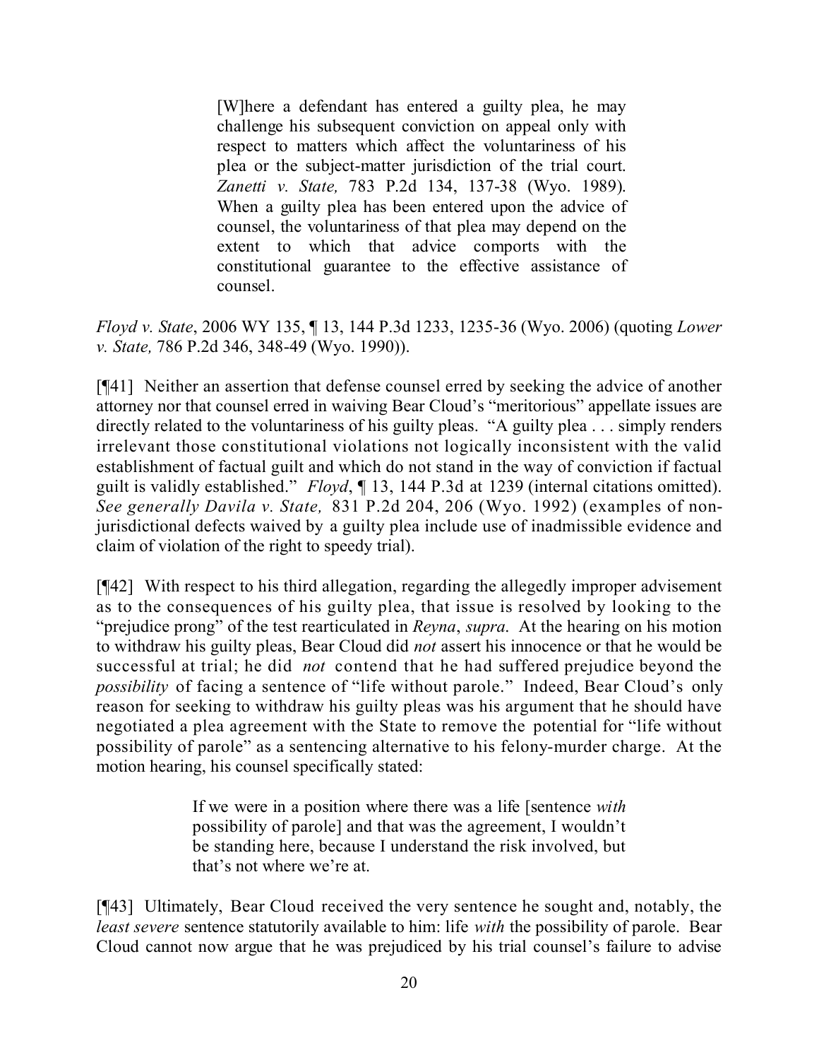> [W]here a defendant has entered a guilty plea, he may challenge his subsequent conviction on appeal only with respect to matters which affect the voluntariness of his plea or the subject-matter jurisdiction of the trial court. *Zanetti v. State,* 783 P.2d 134, 137-38 (Wyo. 1989). When a guilty plea has been entered upon the advice of counsel, the voluntariness of that plea may depend on the extent to which that advice comports with the constitutional guarantee to the effective assistance of counsel.

*Floyd v. State*, 2006 WY 135, ¶ 13, 144 P.3d 1233, 1235-36 (Wyo. 2006) (quoting *Lower v. State,* 786 P.2d 346, 348-49 (Wyo. 1990)).

[¶41] Neither an assertion that defense counsel erred by seeking the advice of another attorney nor that counsel erred in waiving Bear Cloud's "meritorious" appellate issues are directly related to the voluntariness of his guilty pleas. "A guilty plea . . . simply renders irrelevant those constitutional violations not logically inconsistent with the valid establishment of factual guilt and which do not stand in the way of conviction if factual guilt is validly established." *Floyd*, ¶ 13, 144 P.3d at 1239 (internal citations omitted). *See generally Davila v. State,* 831 P.2d 204, 206 (Wyo. 1992) (examples of non-jurisdictional defects waived by a guilty plea include use of inadmissible evidence and claim of violation of the right to speedy trial).

[¶42] With respect to his third allegation, regarding the allegedly improper advisement as to the consequences of his guilty plea, that issue is resolved by looking to the "prejudice prong" of the test rearticulated in *Reyna*, *supra.* At the hearing on his motion to withdraw his guilty pleas, Bear Cloud did *not* assert his innocence or that he would be successful at trial; he did *not* contend that he had suffered prejudice beyond the *possibility* of facing a sentence of "life without parole." Indeed, Bear Cloud's only reason for seeking to withdraw his guilty pleas was his argument that he should have negotiated a plea agreement with the State to remove the potential for "life without possibility of parole" as a sentencing alternative to his felony-murder charge. At the motion hearing, his counsel specifically stated:

> If we were in a position where there was a life [sentence *with* possibility of parole] and that was the agreement, I wouldn't be standing here, because I understand the risk involved, but that's not where we're at.

[¶43] Ultimately, Bear Cloud received the very sentence he sought and, notably, the *least severe* sentence statutorily available to him: life *with* the possibility of parole. Bear Cloud cannot now argue that he was prejudiced by his trial counsel's failure to advise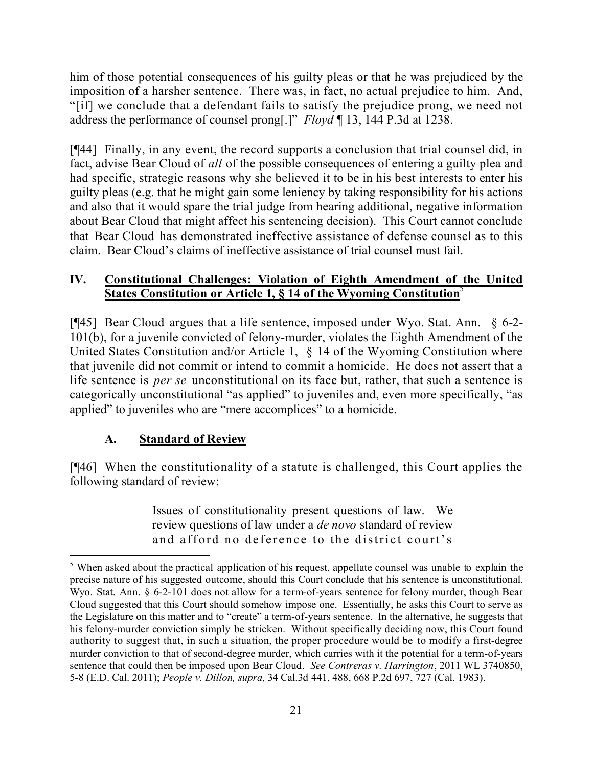him of those potential consequences of his guilty pleas or that he was prejudiced by the imposition of a harsher sentence. There was, in fact, no actual prejudice to him. And, "[if] we conclude that a defendant fails to satisfy the prejudice prong, we need not address the performance of counsel prong[.]" *Floyd* ¶ 13, 144 P.3d at 1238.

[¶44] Finally, in any event, the record supports a conclusion that trial counsel did, in fact, advise Bear Cloud of *all* of the possible consequences of entering a guilty plea and had specific, strategic reasons why she believed it to be in his best interests to enter his guilty pleas (e.g. that he might gain some leniency by taking responsibility for his actions and also that it would spare the trial judge from hearing additional, negative information about Bear Cloud that might affect his sentencing decision). This Court cannot conclude that Bear Cloud has demonstrated ineffective assistance of defense counsel as to this claim. Bear Cloud's claims of ineffective assistance of trial counsel must fail.

## IV. Constitutional Challenges: Violation of Eighth Amendment of the United States Constitution or Article 1, § 14 of the Wyoming Constitution[5]

[¶45] Bear Cloud argues that a life sentence, imposed under Wyo. Stat. Ann. § 6-2-101(b), for a juvenile convicted of felony-murder, violates the Eighth Amendment of the United States Constitution and/or Article 1, § 14 of the Wyoming Constitution where that juvenile did not commit or intend to commit a homicide. He does not assert that a life sentence is *per se* unconstitutional on its face but, rather, that such a sentence is categorically unconstitutional "as applied" to juveniles and, even more specifically, "as applied" to juveniles who are "mere accomplices" to a homicide.

### A. Standard of Review

[¶46] When the constitutionality of a statute is challenged, this Court applies the following standard of review:

> Issues of constitutionality present questions of law. We review questions of law under a *de novo* standard of review and afford no deference to the district court's

---

[5] When asked about the practical application of his request, appellate counsel was unable to explain the precise nature of his suggested outcome, should this Court conclude that his sentence is unconstitutional. Wyo. Stat. Ann. § 6-2-101 does not allow for a term-of-years sentence for felony murder, though Bear Cloud suggested that this Court should somehow impose one. Essentially, he asks this Court to serve as the Legislature on this matter and to "create" a term-of-years sentence. In the alternative, he suggests that his felony-murder conviction simply be stricken. Without specifically deciding now, this Court found authority to suggest that, in such a situation, the proper procedure would be to modify a first-degree murder conviction to that of second-degree murder, which carries with it the potential for a term-of-years sentence that could then be imposed upon Bear Cloud. *See Contreras v. Harrington*, 2011 WL 3740850, 5-8 (E.D. Cal. 2011); *People v. Dillon, supra,* 34 Cal.3d 441, 488, 668 P.2d 697, 727 (Cal. 1983).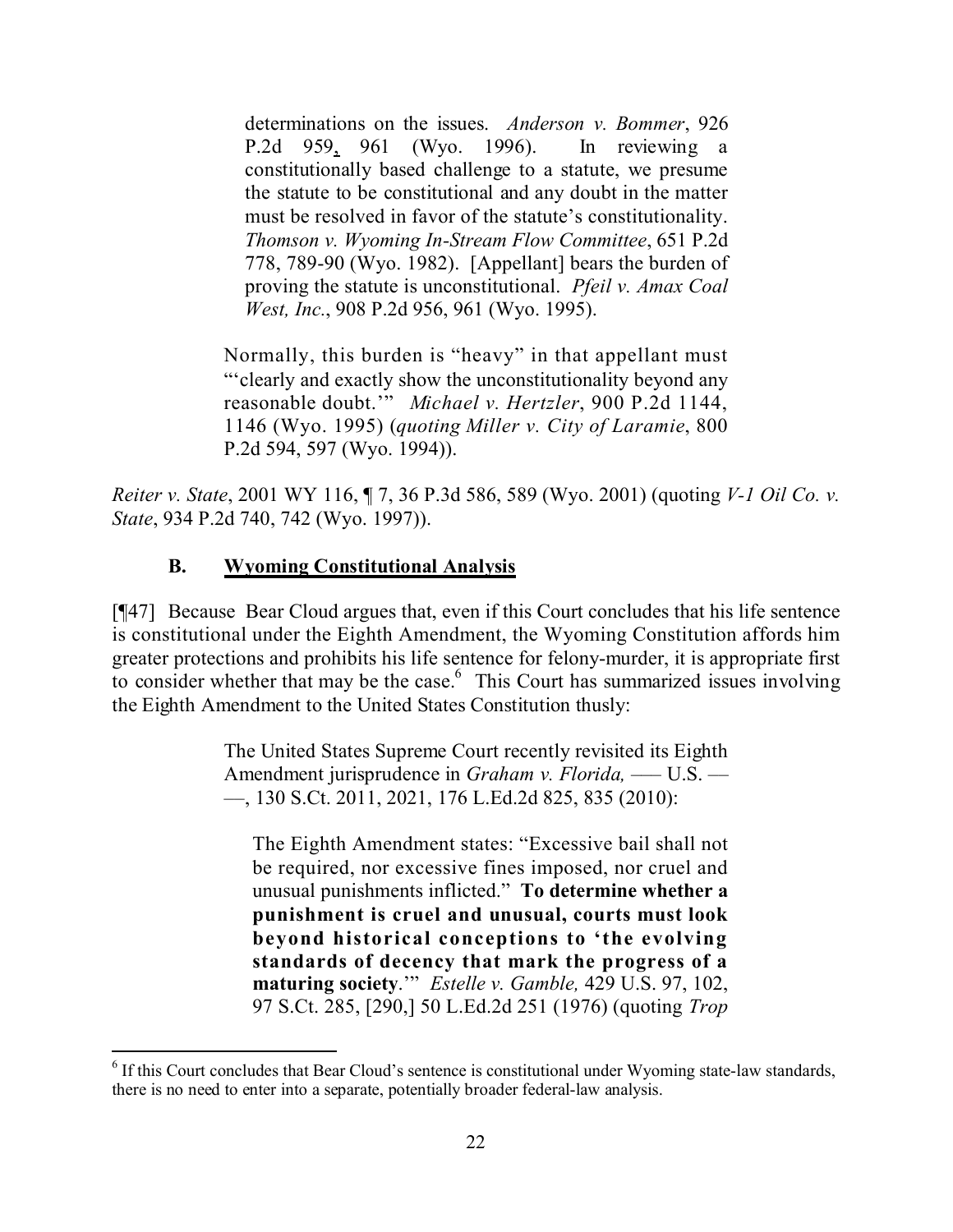> determinations on the issues. *Anderson v. Bommer*, 926 P.2d 959, 961 (Wyo. 1996). In reviewing a constitutionally based challenge to a statute, we presume the statute to be constitutional and any doubt in the matter must be resolved in favor of the statute's constitutionality. *Thomson v. Wyoming In-Stream Flow Committee*, 651 P.2d 778, 789-90 (Wyo. 1982). [Appellant] bears the burden of proving the statute is unconstitutional. *Pfeil v. Amax Coal West, Inc.*, 908 P.2d 956, 961 (Wyo. 1995).
>
> Normally, this burden is "heavy" in that appellant must "'clearly and exactly show the unconstitutionality beyond any reasonable doubt.'" *Michael v. Hertzler*, 900 P.2d 1144, 1146 (Wyo. 1995) (*quoting Miller v. City of Laramie*, 800 P.2d 594, 597 (Wyo. 1994)).

*Reiter v. State*, 2001 WY 116, ¶ 7, 36 P.3d 586, 589 (Wyo. 2001) (quoting *V-1 Oil Co. v. State*, 934 P.2d 740, 742 (Wyo. 1997)).

### B. Wyoming Constitutional Analysis

[¶47] Because Bear Cloud argues that, even if this Court concludes that his life sentence is constitutional under the Eighth Amendment, the Wyoming Constitution affords him greater protections and prohibits his life sentence for felony-murder, it is appropriate first to consider whether that may be the case.[6] This Court has summarized issues involving the Eighth Amendment to the United States Constitution thusly:

> The United States Supreme Court recently revisited its Eighth Amendment jurisprudence in *Graham v. Florida,* ––– U.S. –––, 130 S.Ct. 2011, 2021, 176 L.Ed.2d 825, 835 (2010):
>
> > The Eighth Amendment states: "Excessive bail shall not be required, nor excessive fines imposed, nor cruel and unusual punishments inflicted." **To determine whether a punishment is cruel and unusual, courts must look beyond historical conceptions to 'the evolving standards of decency that mark the progress of a maturing society**.'" *Estelle v. Gamble,* 429 U.S. 97, 102, 97 S.Ct. 285, [290,] 50 L.Ed.2d 251 (1976) (quoting *Trop*

[6] If this Court concludes that Bear Cloud's sentence is constitutional under Wyoming state-law standards, there is no need to enter into a separate, potentially broader federal-law analysis.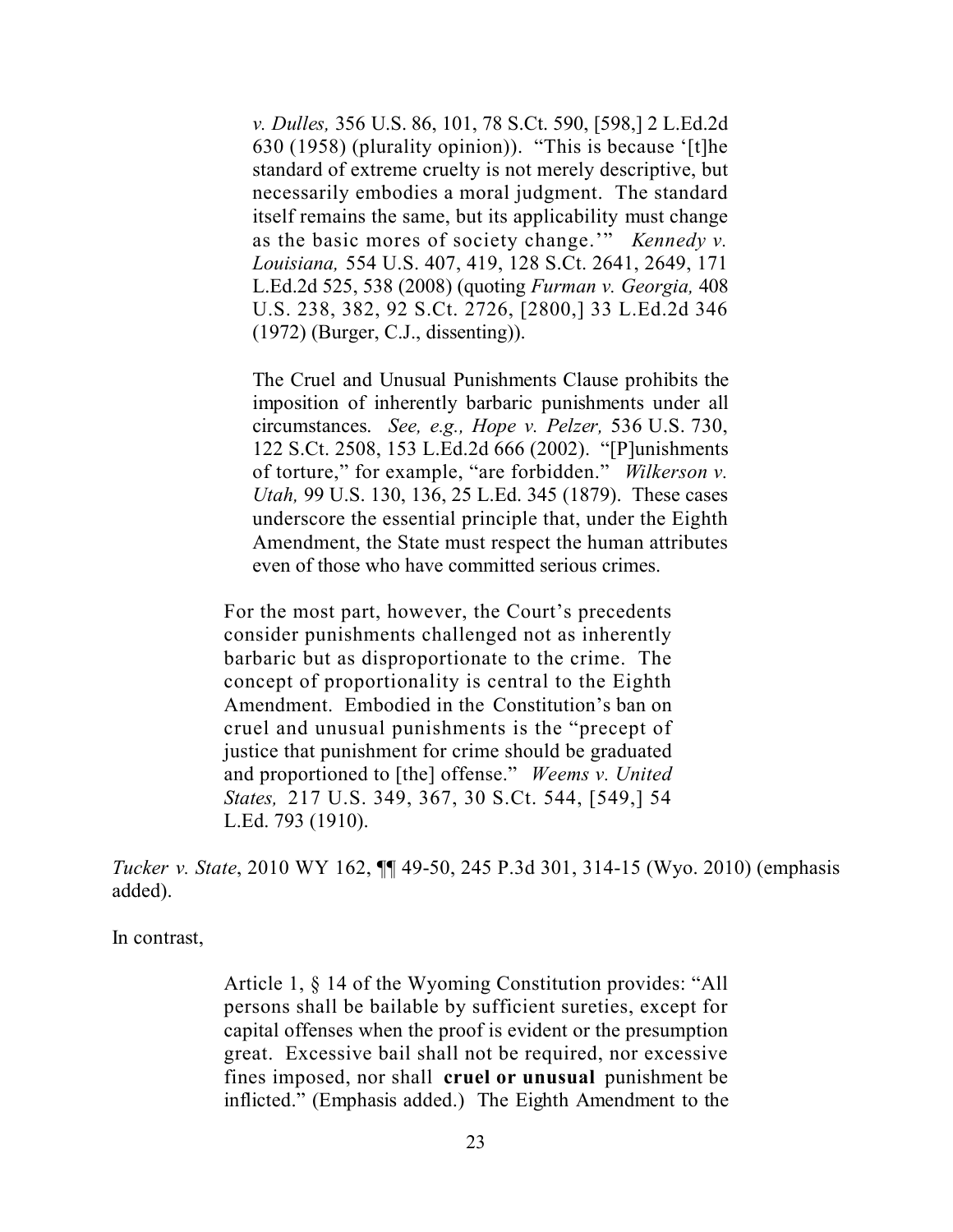> > *v. Dulles,* 356 U.S. 86, 101, 78 S.Ct. 590, [598,] 2 L.Ed.2d 630 (1958) (plurality opinion)). "This is because '[t]he standard of extreme cruelty is not merely descriptive, but necessarily embodies a moral judgment. The standard itself remains the same, but its applicability must change as the basic mores of society change.'" *Kennedy v. Louisiana,* 554 U.S. 407, 419, 128 S.Ct. 2641, 2649, 171 L.Ed.2d 525, 538 (2008) (quoting *Furman v. Georgia,* 408 U.S. 238, 382, 92 S.Ct. 2726, [2800,] 33 L.Ed.2d 346 (1972) (Burger, C.J., dissenting)).
> >
> > The Cruel and Unusual Punishments Clause prohibits the imposition of inherently barbaric punishments under all circumstances. *See, e.g., Hope v. Pelzer,* 536 U.S. 730, 122 S.Ct. 2508, 153 L.Ed.2d 666 (2002). "[P]unishments of torture," for example, "are forbidden." *Wilkerson v. Utah,* 99 U.S. 130, 136, 25 L.Ed. 345 (1879). These cases underscore the essential principle that, under the Eighth Amendment, the State must respect the human attributes even of those who have committed serious crimes.
>
> For the most part, however, the Court's precedents consider punishments challenged not as inherently barbaric but as disproportionate to the crime. The concept of proportionality is central to the Eighth Amendment. Embodied in the Constitution's ban on cruel and unusual punishments is the "precept of justice that punishment for crime should be graduated and proportioned to [the] offense." *Weems v. United States,* 217 U.S. 349, 367, 30 S.Ct. 544, [549,] 54 L.Ed. 793 (1910).

*Tucker v. State*, 2010 WY 162, ¶¶ 49-50, 245 P.3d 301, 314-15 (Wyo. 2010) (emphasis added).

In contrast,

> Article 1, § 14 of the Wyoming Constitution provides: "All persons shall be bailable by sufficient sureties, except for capital offenses when the proof is evident or the presumption great. Excessive bail shall not be required, nor excessive fines imposed, nor shall **cruel or unusual** punishment be inflicted." (Emphasis added.) The Eighth Amendment to the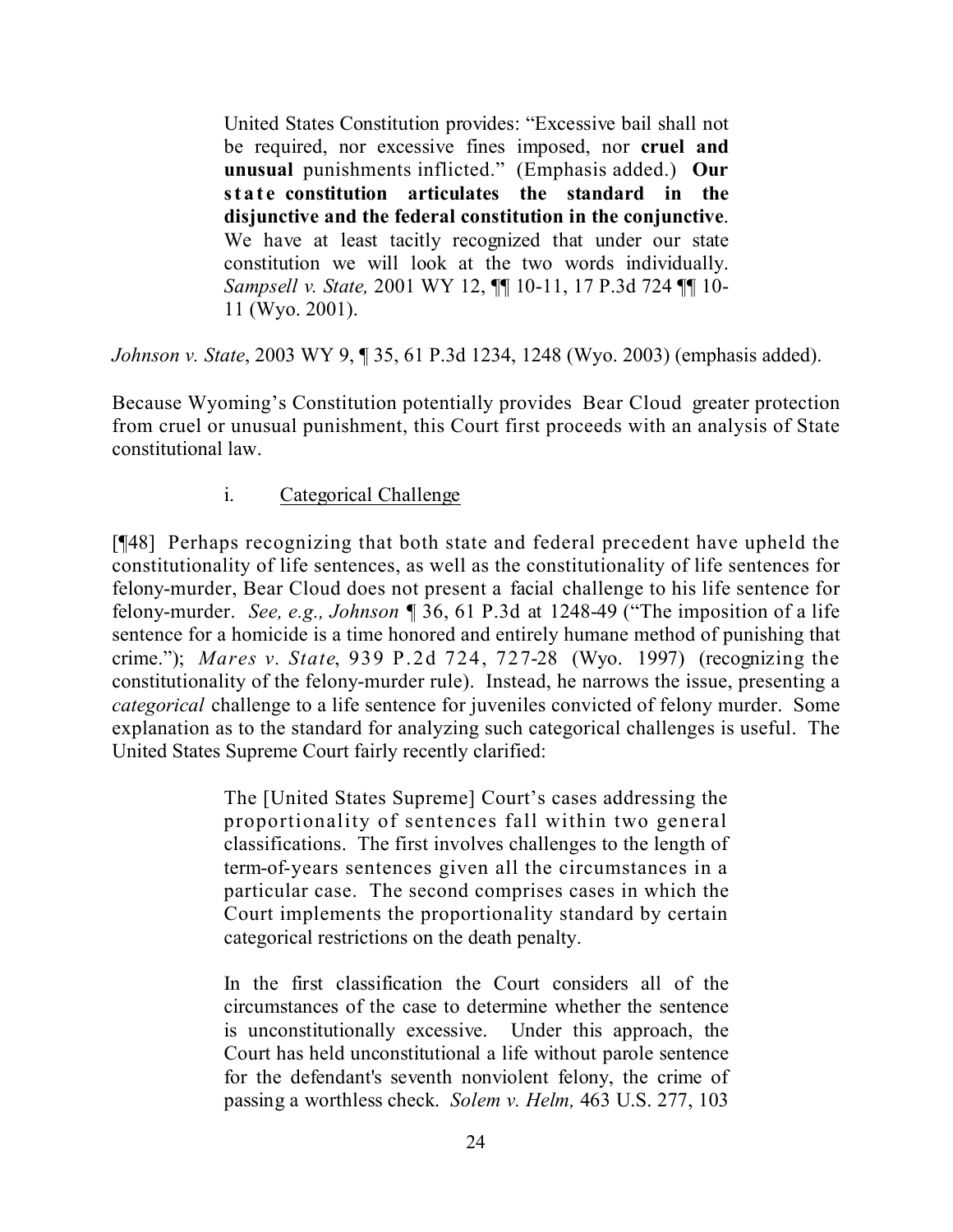> United States Constitution provides: "Excessive bail shall not be required, nor excessive fines imposed, nor **cruel and unusual** punishments inflicted." (Emphasis added.) **Our state constitution articulates the standard in the disjunctive and the federal constitution in the conjunctive**. We have at least tacitly recognized that under our state constitution we will look at the two words individually. *Sampsell v. State,* 2001 WY 12, ¶¶ 10-11, 17 P.3d 724 ¶¶ 10-11 (Wyo. 2001).

*Johnson v. State*, 2003 WY 9, ¶ 35, 61 P.3d 1234, 1248 (Wyo. 2003) (emphasis added).

Because Wyoming's Constitution potentially provides Bear Cloud greater protection from cruel or unusual punishment, this Court first proceeds with an analysis of State constitutional law.

i. Categorical Challenge

[¶48] Perhaps recognizing that both state and federal precedent have upheld the constitutionality of life sentences, as well as the constitutionality of life sentences for felony-murder, Bear Cloud does not present a facial challenge to his life sentence for felony-murder. *See, e.g., Johnson* ¶ 36, 61 P.3d at 1248-49 ("The imposition of a life sentence for a homicide is a time honored and entirely humane method of punishing that crime."); *Mares v. State*, 939 P.2d 724, 727-28 (Wyo. 1997) (recognizing the constitutionality of the felony-murder rule). Instead, he narrows the issue, presenting a *categorical* challenge to a life sentence for juveniles convicted of felony murder. Some explanation as to the standard for analyzing such categorical challenges is useful. The United States Supreme Court fairly recently clarified:

> The [United States Supreme] Court's cases addressing the proportionality of sentences fall within two general classifications. The first involves challenges to the length of term-of-years sentences given all the circumstances in a particular case. The second comprises cases in which the Court implements the proportionality standard by certain categorical restrictions on the death penalty.
>
> In the first classification the Court considers all of the circumstances of the case to determine whether the sentence is unconstitutionally excessive. Under this approach, the Court has held unconstitutional a life without parole sentence for the defendant's seventh nonviolent felony, the crime of passing a worthless check. *Solem v. Helm,* 463 U.S. 277, 103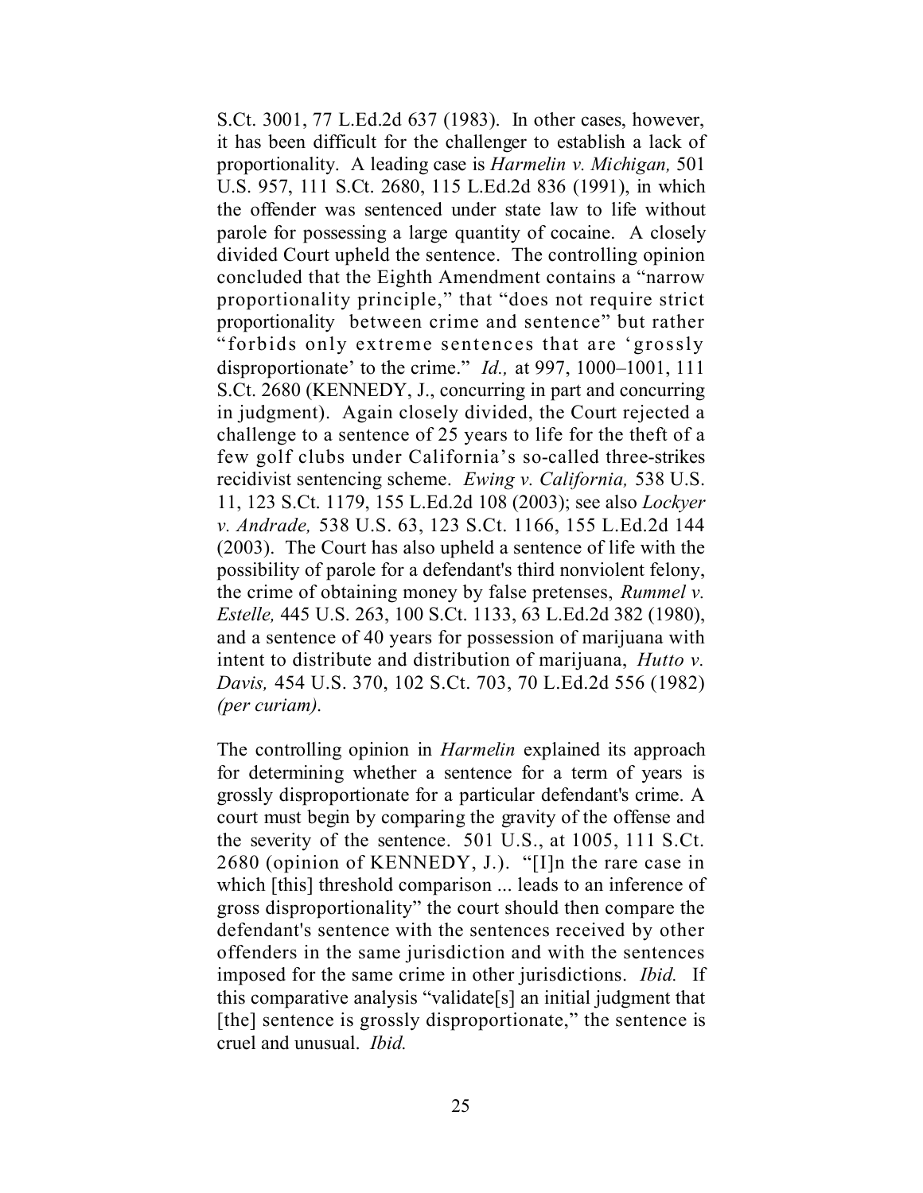S.Ct. 3001, 77 L.Ed.2d 637 (1983). In other cases, however, it has been difficult for the challenger to establish a lack of proportionality. A leading case is *Harmelin v. Michigan,* 501 U.S. 957, 111 S.Ct. 2680, 115 L.Ed.2d 836 (1991), in which the offender was sentenced under state law to life without parole for possessing a large quantity of cocaine. A closely divided Court upheld the sentence. The controlling opinion concluded that the Eighth Amendment contains a "narrow proportionality principle," that "does not require strict proportionality between crime and sentence" but rather "forbids only extreme sentences that are 'grossly disproportionate' to the crime." *Id.,* at 997, 1000–1001, 111 S.Ct. 2680 (KENNEDY, J., concurring in part and concurring in judgment). Again closely divided, the Court rejected a challenge to a sentence of 25 years to life for the theft of a few golf clubs under California's so-called three-strikes recidivist sentencing scheme. *Ewing v. California,* 538 U.S. 11, 123 S.Ct. 1179, 155 L.Ed.2d 108 (2003); see also *Lockyer v. Andrade,* 538 U.S. 63, 123 S.Ct. 1166, 155 L.Ed.2d 144 (2003). The Court has also upheld a sentence of life with the possibility of parole for a defendant's third nonviolent felony, the crime of obtaining money by false pretenses, *Rummel v. Estelle,* 445 U.S. 263, 100 S.Ct. 1133, 63 L.Ed.2d 382 (1980), and a sentence of 40 years for possession of marijuana with intent to distribute and distribution of marijuana, *Hutto v. Davis,* 454 U.S. 370, 102 S.Ct. 703, 70 L.Ed.2d 556 (1982) *(per curiam).*

The controlling opinion in *Harmelin* explained its approach for determining whether a sentence for a term of years is grossly disproportionate for a particular defendant's crime. A court must begin by comparing the gravity of the offense and the severity of the sentence. 501 U.S., at 1005, 111 S.Ct. 2680 (opinion of KENNEDY, J.). "[I]n the rare case in which [this] threshold comparison ... leads to an inference of gross disproportionality" the court should then compare the defendant's sentence with the sentences received by other offenders in the same jurisdiction and with the sentences imposed for the same crime in other jurisdictions. *Ibid.* If this comparative analysis "validate[s] an initial judgment that [the] sentence is grossly disproportionate," the sentence is cruel and unusual. *Ibid.*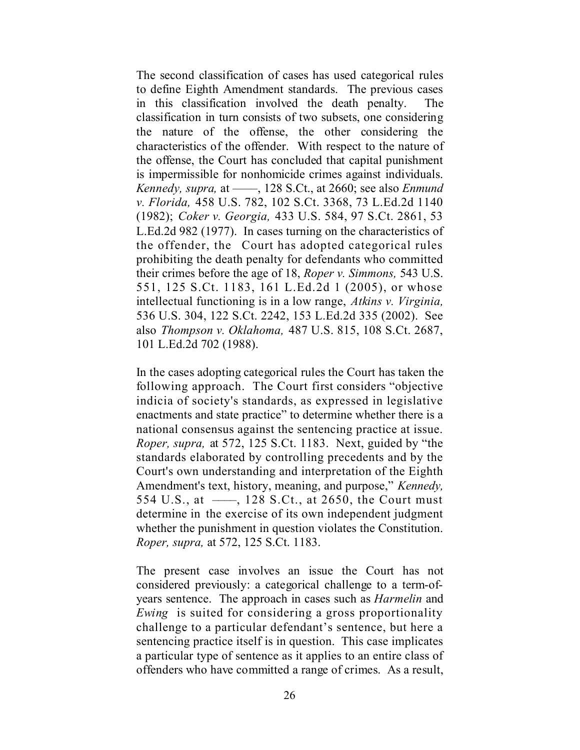The second classification of cases has used categorical rules to define Eighth Amendment standards. The previous cases in this classification involved the death penalty. The classification in turn consists of two subsets, one considering the nature of the offense, the other considering the characteristics of the offender. With respect to the nature of the offense, the Court has concluded that capital punishment is impermissible for nonhomicide crimes against individuals. *Kennedy, supra,* at ——, 128 S.Ct., at 2660; see also *Enmund v. Florida,* 458 U.S. 782, 102 S.Ct. 3368, 73 L.Ed.2d 1140 (1982); *Coker v. Georgia,* 433 U.S. 584, 97 S.Ct. 2861, 53 L.Ed.2d 982 (1977). In cases turning on the characteristics of the offender, the Court has adopted categorical rules prohibiting the death penalty for defendants who committed their crimes before the age of 18, *Roper v. Simmons,* 543 U.S. 551, 125 S.Ct. 1183, 161 L.Ed.2d 1 (2005), or whose intellectual functioning is in a low range, *Atkins v. Virginia,* 536 U.S. 304, 122 S.Ct. 2242, 153 L.Ed.2d 335 (2002). See also *Thompson v. Oklahoma,* 487 U.S. 815, 108 S.Ct. 2687, 101 L.Ed.2d 702 (1988).

In the cases adopting categorical rules the Court has taken the following approach. The Court first considers "objective indicia of society's standards, as expressed in legislative enactments and state practice" to determine whether there is a national consensus against the sentencing practice at issue. *Roper, supra,* at 572, 125 S.Ct. 1183. Next, guided by "the standards elaborated by controlling precedents and by the Court's own understanding and interpretation of the Eighth Amendment's text, history, meaning, and purpose," *Kennedy,* 554 U.S., at ——, 128 S.Ct., at 2650, the Court must determine in the exercise of its own independent judgment whether the punishment in question violates the Constitution. *Roper, supra,* at 572, 125 S.Ct. 1183.

The present case involves an issue the Court has not considered previously: a categorical challenge to a term-of-years sentence. The approach in cases such as *Harmelin* and *Ewing* is suited for considering a gross proportionality challenge to a particular defendant's sentence, but here a sentencing practice itself is in question. This case implicates a particular type of sentence as it applies to an entire class of offenders who have committed a range of crimes. As a result,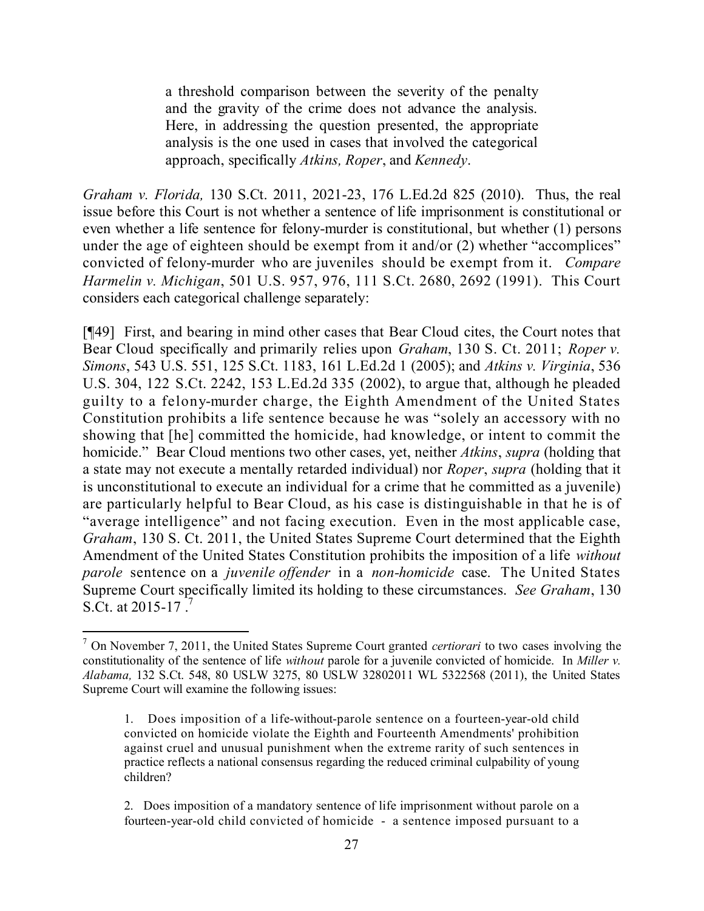> a threshold comparison between the severity of the penalty and the gravity of the crime does not advance the analysis. Here, in addressing the question presented, the appropriate analysis is the one used in cases that involved the categorical approach, specifically *Atkins, Roper*, and *Kennedy*.

*Graham v. Florida,* 130 S.Ct. 2011, 2021-23, 176 L.Ed.2d 825 (2010). Thus, the real issue before this Court is not whether a sentence of life imprisonment is constitutional or even whether a life sentence for felony-murder is constitutional, but whether (1) persons under the age of eighteen should be exempt from it and/or (2) whether "accomplices" convicted of felony-murder who are juveniles should be exempt from it. *Compare Harmelin v. Michigan*, 501 U.S. 957, 976, 111 S.Ct. 2680, 2692 (1991). This Court considers each categorical challenge separately:

[¶49] First, and bearing in mind other cases that Bear Cloud cites, the Court notes that Bear Cloud specifically and primarily relies upon *Graham*, 130 S. Ct. 2011; *Roper v. Simons*, 543 U.S. 551, 125 S.Ct. 1183, 161 L.Ed.2d 1 (2005); and *Atkins v. Virginia*, 536 U.S. 304, 122 S.Ct. 2242, 153 L.Ed.2d 335 (2002), to argue that, although he pleaded guilty to a felony-murder charge, the Eighth Amendment of the United States Constitution prohibits a life sentence because he was "solely an accessory with no showing that [he] committed the homicide, had knowledge, or intent to commit the homicide." Bear Cloud mentions two other cases, yet, neither *Atkins*, *supra* (holding that a state may not execute a mentally retarded individual) nor *Roper*, *supra* (holding that it is unconstitutional to execute an individual for a crime that he committed as a juvenile) are particularly helpful to Bear Cloud, as his case is distinguishable in that he is of "average intelligence" and not facing execution. Even in the most applicable case, *Graham*, 130 S. Ct. 2011, the United States Supreme Court determined that the Eighth Amendment of the United States Constitution prohibits the imposition of a life *without parole* sentence on a *juvenile offender* in a *non-homicide* case. The United States Supreme Court specifically limited its holding to these circumstances. *See Graham*, 130 S.Ct. at 2015-17.[7]

---

[7] On November 7, 2011, the United States Supreme Court granted *certiorari* to two cases involving the constitutionality of the sentence of life *without* parole for a juvenile convicted of homicide. In *Miller v. Alabama,* 132 S.Ct. 548, 80 USLW 3275, 80 USLW 32802011 WL 5322568 (2011), the United States Supreme Court will examine the following issues:

> 1. Does imposition of a life-without-parole sentence on a fourteen-year-old child convicted on homicide violate the Eighth and Fourteenth Amendments' prohibition against cruel and unusual punishment when the extreme rarity of such sentences in practice reflects a national consensus regarding the reduced criminal culpability of young children?
>
> 2. Does imposition of a mandatory sentence of life imprisonment without parole on a fourteen-year-old child convicted of homicide - a sentence imposed pursuant to a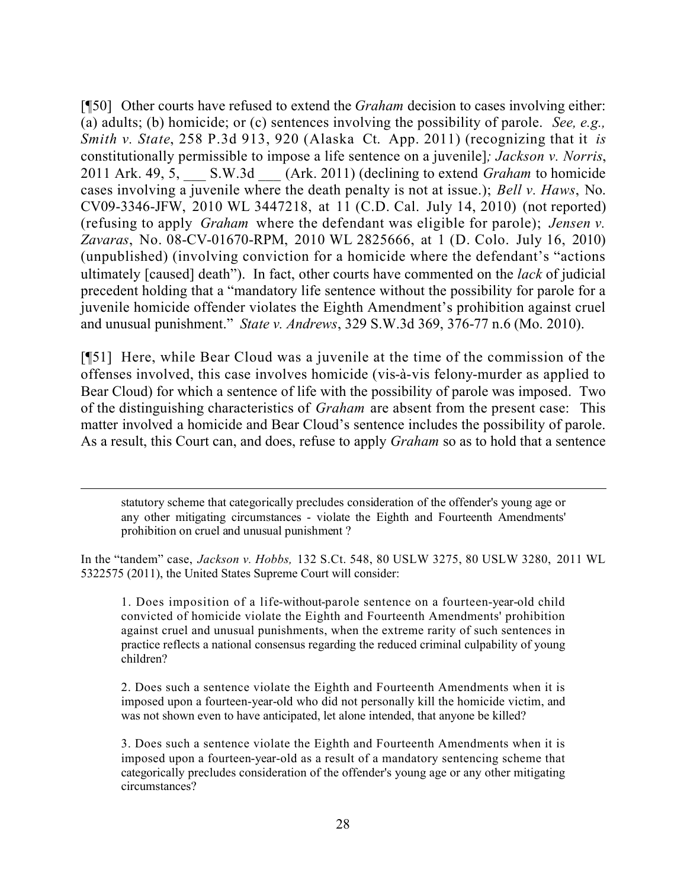[¶50] Other courts have refused to extend the *Graham* decision to cases involving either: (a) adults; (b) homicide; or (c) sentences involving the possibility of parole. *See, e.g., Smith v. State*, 258 P.3d 913, 920 (Alaska Ct. App. 2011) (recognizing that it *is* constitutionally permissible to impose a life sentence on a juvenile]*; Jackson v. Norris*, 2011 Ark. 49, 5, ___ S.W.3d ___ (Ark. 2011) (declining to extend *Graham* to homicide cases involving a juvenile where the death penalty is not at issue.); *Bell v. Haws*, No. CV09-3346-JFW, 2010 WL 3447218, at 11 (C.D. Cal. July 14, 2010) (not reported) (refusing to apply *Graham* where the defendant was eligible for parole); *Jensen v. Zavaras*, No. 08-CV-01670-RPM, 2010 WL 2825666, at 1 (D. Colo. July 16, 2010) (unpublished) (involving conviction for a homicide where the defendant's "actions ultimately [caused] death"). In fact, other courts have commented on the *lack* of judicial precedent holding that a "mandatory life sentence without the possibility for parole for a juvenile homicide offender violates the Eighth Amendment's prohibition against cruel and unusual punishment." *State v. Andrews*, 329 S.W.3d 369, 376-77 n.6 (Mo. 2010).

[¶51] Here, while Bear Cloud was a juvenile at the time of the commission of the offenses involved, this case involves homicide (vis-à-vis felony-murder as applied to Bear Cloud) for which a sentence of life with the possibility of parole was imposed. Two of the distinguishing characteristics of *Graham* are absent from the present case: This matter involved a homicide and Bear Cloud's sentence includes the possibility of parole. As a result, this Court can, and does, refuse to apply *Graham* so as to hold that a sentence

---

> statutory scheme that categorically precludes consideration of the offender's young age or any other mitigating circumstances - violate the Eighth and Fourteenth Amendments' prohibition on cruel and unusual punishment ?

In the "tandem" case, *Jackson v. Hobbs,* 132 S.Ct. 548, 80 USLW 3275, 80 USLW 3280, 2011 WL 5322575 (2011), the United States Supreme Court will consider:

> 1. Does imposition of a life-without-parole sentence on a fourteen-year-old child convicted of homicide violate the Eighth and Fourteenth Amendments' prohibition against cruel and unusual punishments, when the extreme rarity of such sentences in practice reflects a national consensus regarding the reduced criminal culpability of young children?
>
> 2. Does such a sentence violate the Eighth and Fourteenth Amendments when it is imposed upon a fourteen-year-old who did not personally kill the homicide victim, and was not shown even to have anticipated, let alone intended, that anyone be killed?
>
> 3. Does such a sentence violate the Eighth and Fourteenth Amendments when it is imposed upon a fourteen-year-old as a result of a mandatory sentencing scheme that categorically precludes consideration of the offender's young age or any other mitigating circumstances?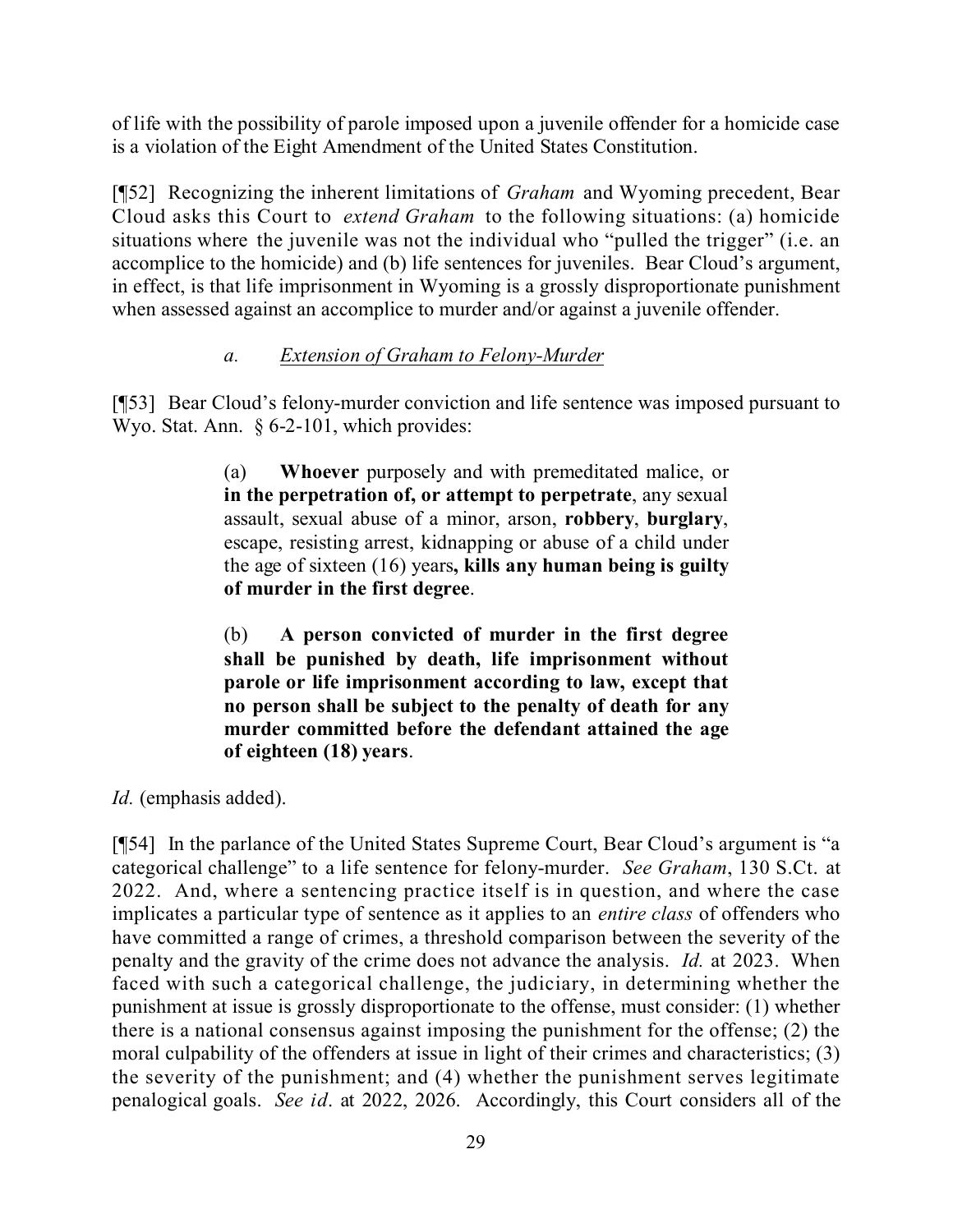of life with the possibility of parole imposed upon a juvenile offender for a homicide case is a violation of the Eight Amendment of the United States Constitution.

[¶52] Recognizing the inherent limitations of *Graham* and Wyoming precedent, Bear Cloud asks this Court to *extend Graham* to the following situations: (a) homicide situations where the juvenile was not the individual who "pulled the trigger" (i.e. an accomplice to the homicide) and (b) life sentences for juveniles. Bear Cloud's argument, in effect, is that life imprisonment in Wyoming is a grossly disproportionate punishment when assessed against an accomplice to murder and/or against a juvenile offender.

*a. <u>Extension of Graham to Felony-Murder</u>*

[¶53] Bear Cloud's felony-murder conviction and life sentence was imposed pursuant to Wyo. Stat. Ann. § 6-2-101, which provides:

> (a) **Whoever** purposely and with premeditated malice, or **in the perpetration of, or attempt to perpetrate**, any sexual assault, sexual abuse of a minor, arson, **robbery**, **burglary**, escape, resisting arrest, kidnapping or abuse of a child under the age of sixteen (16) years**, kills any human being is guilty of murder in the first degree**.
>
> (b) **A person convicted of murder in the first degree shall be punished by death, life imprisonment without parole or life imprisonment according to law, except that no person shall be subject to the penalty of death for any murder committed before the defendant attained the age of eighteen (18) years**.

*Id.* (emphasis added).

[¶54] In the parlance of the United States Supreme Court, Bear Cloud's argument is "a categorical challenge" to a life sentence for felony-murder. *See Graham*, 130 S.Ct. at 2022. And, where a sentencing practice itself is in question, and where the case implicates a particular type of sentence as it applies to an *entire class* of offenders who have committed a range of crimes, a threshold comparison between the severity of the penalty and the gravity of the crime does not advance the analysis. *Id.* at 2023. When faced with such a categorical challenge, the judiciary, in determining whether the punishment at issue is grossly disproportionate to the offense, must consider: (1) whether there is a national consensus against imposing the punishment for the offense; (2) the moral culpability of the offenders at issue in light of their crimes and characteristics; (3) the severity of the punishment; and (4) whether the punishment serves legitimate penalogical goals. *See id*. at 2022, 2026. Accordingly, this Court considers all of the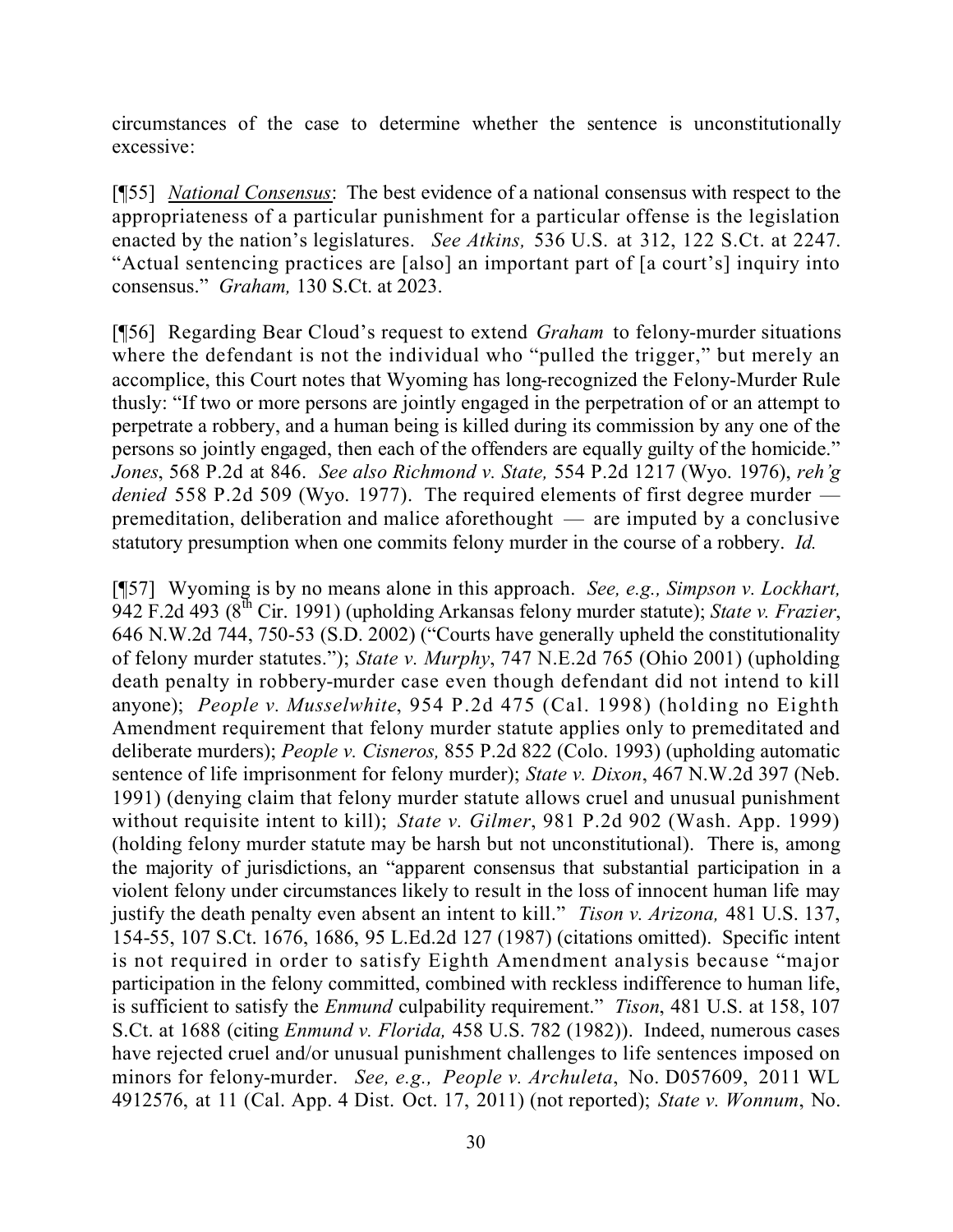circumstances of the case to determine whether the sentence is unconstitutionally excessive:

[¶55] _National Consensus_: The best evidence of a national consensus with respect to the appropriateness of a particular punishment for a particular offense is the legislation enacted by the nation's legislatures. *See Atkins,* 536 U.S. at 312, 122 S.Ct. at 2247. "Actual sentencing practices are [also] an important part of [a court's] inquiry into consensus." *Graham,* 130 S.Ct. at 2023.

[¶56] Regarding Bear Cloud's request to extend *Graham* to felony-murder situations where the defendant is not the individual who "pulled the trigger," but merely an accomplice, this Court notes that Wyoming has long-recognized the Felony-Murder Rule thusly: "If two or more persons are jointly engaged in the perpetration of or an attempt to perpetrate a robbery, and a human being is killed during its commission by any one of the persons so jointly engaged, then each of the offenders are equally guilty of the homicide." *Jones*, 568 P.2d at 846. *See also Richmond v. State,* 554 P.2d 1217 (Wyo. 1976), *reh'g denied* 558 P.2d 509 (Wyo. 1977). The required elements of first degree murder — premeditation, deliberation and malice aforethought — are imputed by a conclusive statutory presumption when one commits felony murder in the course of a robbery. *Id.*

[¶57] Wyoming is by no means alone in this approach. *See, e.g., Simpson v. Lockhart,* 942 F.2d 493 (8th Cir. 1991) (upholding Arkansas felony murder statute); *State v. Frazier*, 646 N.W.2d 744, 750-53 (S.D. 2002) ("Courts have generally upheld the constitutionality of felony murder statutes."); *State v. Murphy*, 747 N.E.2d 765 (Ohio 2001) (upholding death penalty in robbery-murder case even though defendant did not intend to kill anyone); *People v. Musselwhite*, 954 P.2d 475 (Cal. 1998) (holding no Eighth Amendment requirement that felony murder statute applies only to premeditated and deliberate murders); *People v. Cisneros,* 855 P.2d 822 (Colo. 1993) (upholding automatic sentence of life imprisonment for felony murder); *State v. Dixon*, 467 N.W.2d 397 (Neb. 1991) (denying claim that felony murder statute allows cruel and unusual punishment without requisite intent to kill); *State v. Gilmer*, 981 P.2d 902 (Wash. App. 1999) (holding felony murder statute may be harsh but not unconstitutional). There is, among the majority of jurisdictions, an "apparent consensus that substantial participation in a violent felony under circumstances likely to result in the loss of innocent human life may justify the death penalty even absent an intent to kill." *Tison v. Arizona,* 481 U.S. 137, 154-55, 107 S.Ct. 1676, 1686, 95 L.Ed.2d 127 (1987) (citations omitted). Specific intent is not required in order to satisfy Eighth Amendment analysis because "major participation in the felony committed, combined with reckless indifference to human life, is sufficient to satisfy the *Enmund* culpability requirement." *Tison*, 481 U.S. at 158, 107 S.Ct. at 1688 (citing *Enmund v. Florida,* 458 U.S. 782 (1982)). Indeed, numerous cases have rejected cruel and/or unusual punishment challenges to life sentences imposed on minors for felony-murder. *See, e.g., People v. Archuleta*, No. D057609, 2011 WL 4912576, at 11 (Cal. App. 4 Dist. Oct. 17, 2011) (not reported); *State v. Wonnum*, No.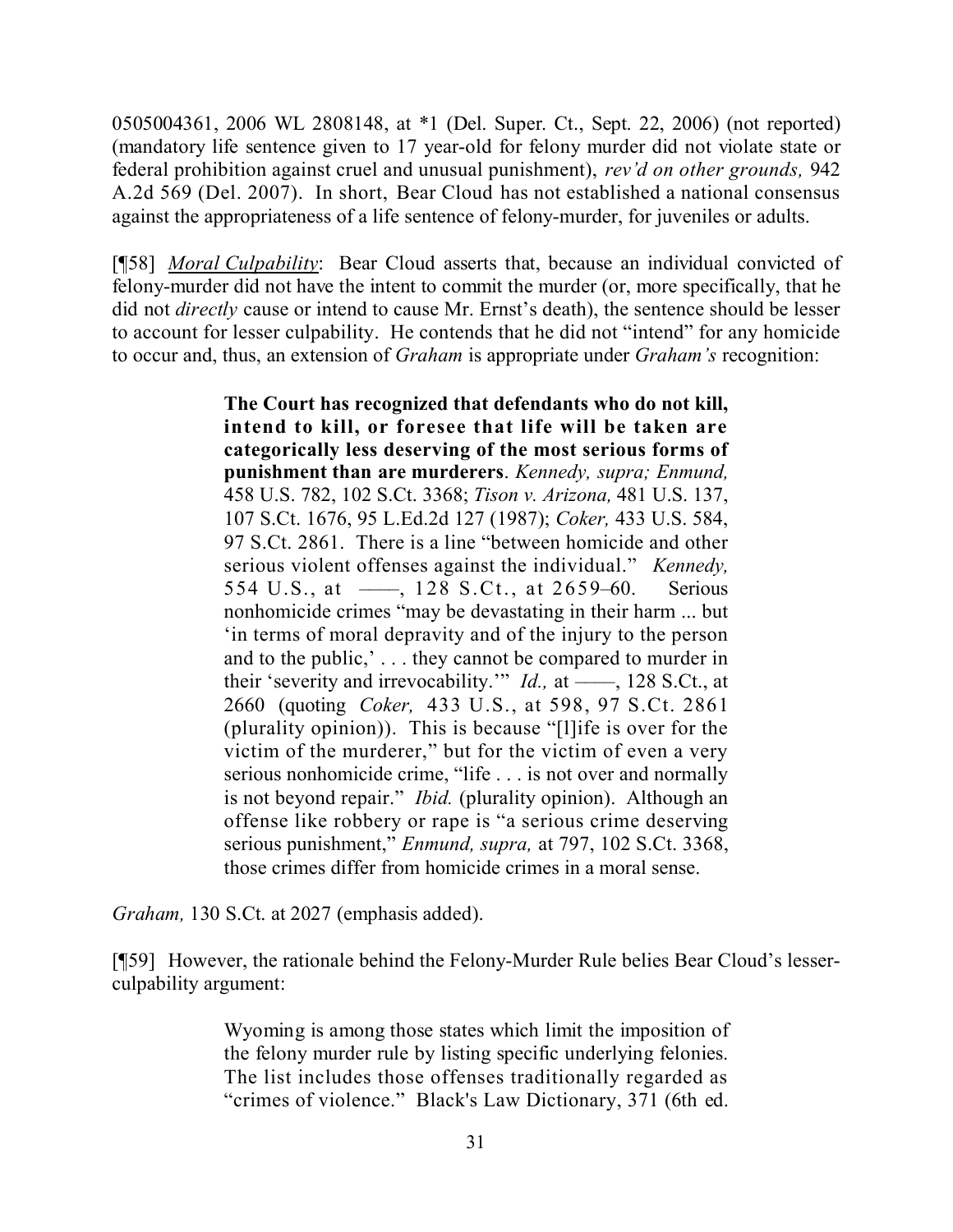0505004361, 2006 WL 2808148, at *1 (Del. Super. Ct., Sept. 22, 2006) (not reported) (mandatory life sentence given to 17 year-old for felony murder did not violate state or federal prohibition against cruel and unusual punishment), *rev'd on other grounds,* 942 A.2d 569 (Del. 2007). In short, Bear Cloud has not established a national consensus against the appropriateness of a life sentence of felony-murder, for juveniles or adults.

[¶58] *Moral Culpability*: Bear Cloud asserts that, because an individual convicted of felony-murder did not have the intent to commit the murder (or, more specifically, that he did not *directly* cause or intend to cause Mr. Ernst's death), the sentence should be lesser to account for lesser culpability. He contends that he did not "intend" for any homicide to occur and, thus, an extension of *Graham* is appropriate under *Graham's* recognition:

> **The Court has recognized that defendants who do not kill, intend to kill, or foresee that life will be taken are categorically less deserving of the most serious forms of punishment than are murderers**. *Kennedy, supra; Enmund,* 458 U.S. 782, 102 S.Ct. 3368; *Tison v. Arizona,* 481 U.S. 137, 107 S.Ct. 1676, 95 L.Ed.2d 127 (1987); *Coker,* 433 U.S. 584, 97 S.Ct. 2861. There is a line "between homicide and other serious violent offenses against the individual." *Kennedy,* 554 U.S., at ——, 128 S.Ct., at 2659–60. Serious nonhomicide crimes "may be devastating in their harm ... but 'in terms of moral depravity and of the injury to the person and to the public,' . . . they cannot be compared to murder in their 'severity and irrevocability.'" *Id.,* at ——, 128 S.Ct., at 2660 (quoting *Coker,* 433 U.S., at 598, 97 S.Ct. 2861 (plurality opinion)). This is because "[l]ife is over for the victim of the murderer," but for the victim of even a very serious nonhomicide crime, "life . . . is not over and normally is not beyond repair." *Ibid.* (plurality opinion). Although an offense like robbery or rape is "a serious crime deserving serious punishment," *Enmund, supra,* at 797, 102 S.Ct. 3368, those crimes differ from homicide crimes in a moral sense.

*Graham,* 130 S.Ct. at 2027 (emphasis added).

[¶59] However, the rationale behind the Felony-Murder Rule belies Bear Cloud's lesser-culpability argument:

> Wyoming is among those states which limit the imposition of the felony murder rule by listing specific underlying felonies. The list includes those offenses traditionally regarded as "crimes of violence." Black's Law Dictionary, 371 (6th ed.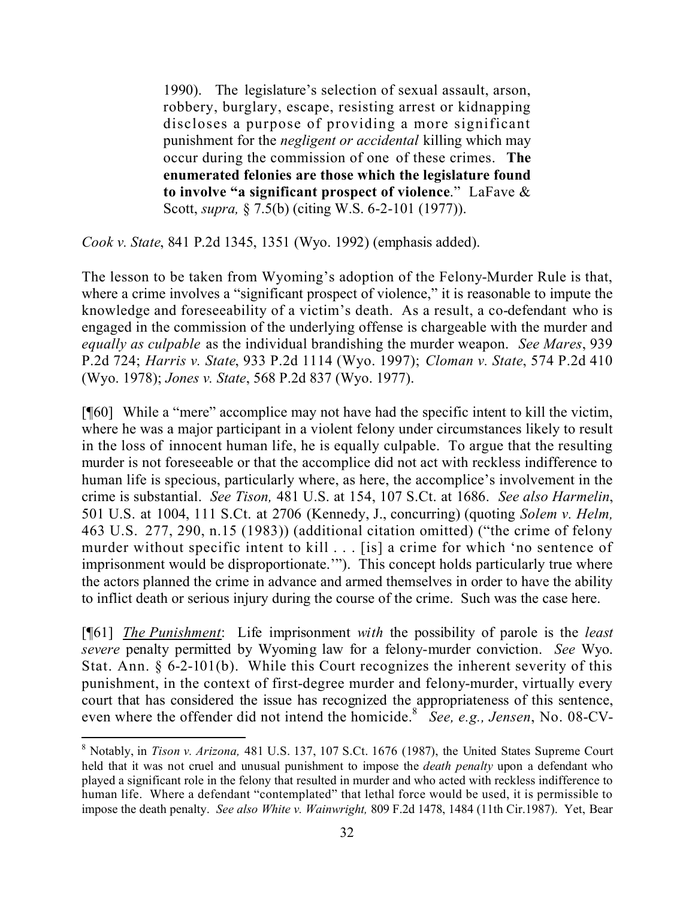> 1990). The legislature's selection of sexual assault, arson, robbery, burglary, escape, resisting arrest or kidnapping discloses a purpose of providing a more significant punishment for the *negligent or accidental* killing which may occur during the commission of one of these crimes. **The enumerated felonies are those which the legislature found to involve "a significant prospect of violence**." LaFave & Scott, *supra,* § 7.5(b) (citing W.S. 6-2-101 (1977)).

*Cook v. State*, 841 P.2d 1345, 1351 (Wyo. 1992) (emphasis added).

The lesson to be taken from Wyoming's adoption of the Felony-Murder Rule is that, where a crime involves a "significant prospect of violence," it is reasonable to impute the knowledge and foreseeability of a victim's death. As a result, a co-defendant who is engaged in the commission of the underlying offense is chargeable with the murder and *equally as culpable* as the individual brandishing the murder weapon. *See Mares*, 939 P.2d 724; *Harris v. State*, 933 P.2d 1114 (Wyo. 1997); *Cloman v. State*, 574 P.2d 410 (Wyo. 1978); *Jones v. State*, 568 P.2d 837 (Wyo. 1977).

[¶60] While a "mere" accomplice may not have had the specific intent to kill the victim, where he was a major participant in a violent felony under circumstances likely to result in the loss of innocent human life, he is equally culpable. To argue that the resulting murder is not foreseeable or that the accomplice did not act with reckless indifference to human life is specious, particularly where, as here, the accomplice's involvement in the crime is substantial. *See Tison,* 481 U.S. at 154, 107 S.Ct. at 1686. *See also Harmelin*, 501 U.S. at 1004, 111 S.Ct. at 2706 (Kennedy, J., concurring) (quoting *Solem v. Helm,* 463 U.S. 277, 290, n.15 (1983)) (additional citation omitted) ("the crime of felony murder without specific intent to kill . . . [is] a crime for which 'no sentence of imprisonment would be disproportionate.'"). This concept holds particularly true where the actors planned the crime in advance and armed themselves in order to have the ability to inflict death or serious injury during the course of the crime. Such was the case here.

[¶61] ***The Punishment***: Life imprisonment *with* the possibility of parole is the *least severe* penalty permitted by Wyoming law for a felony-murder conviction. *See* Wyo. Stat. Ann. § 6-2-101(b). While this Court recognizes the inherent severity of this punishment, in the context of first-degree murder and felony-murder, virtually every court that has considered the issue has recognized the appropriateness of this sentence, even where the offender did not intend the homicide.[8] *See, e.g., Jensen*, No. 08-CV-

---

[8] Notably, in *Tison v. Arizona,* 481 U.S. 137, 107 S.Ct. 1676 (1987), the United States Supreme Court held that it was not cruel and unusual punishment to impose the *death penalty* upon a defendant who played a significant role in the felony that resulted in murder and who acted with reckless indifference to human life. Where a defendant "contemplated" that lethal force would be used, it is permissible to impose the death penalty. *See also White v. Wainwright,* 809 F.2d 1478, 1484 (11th Cir.1987). Yet, Bear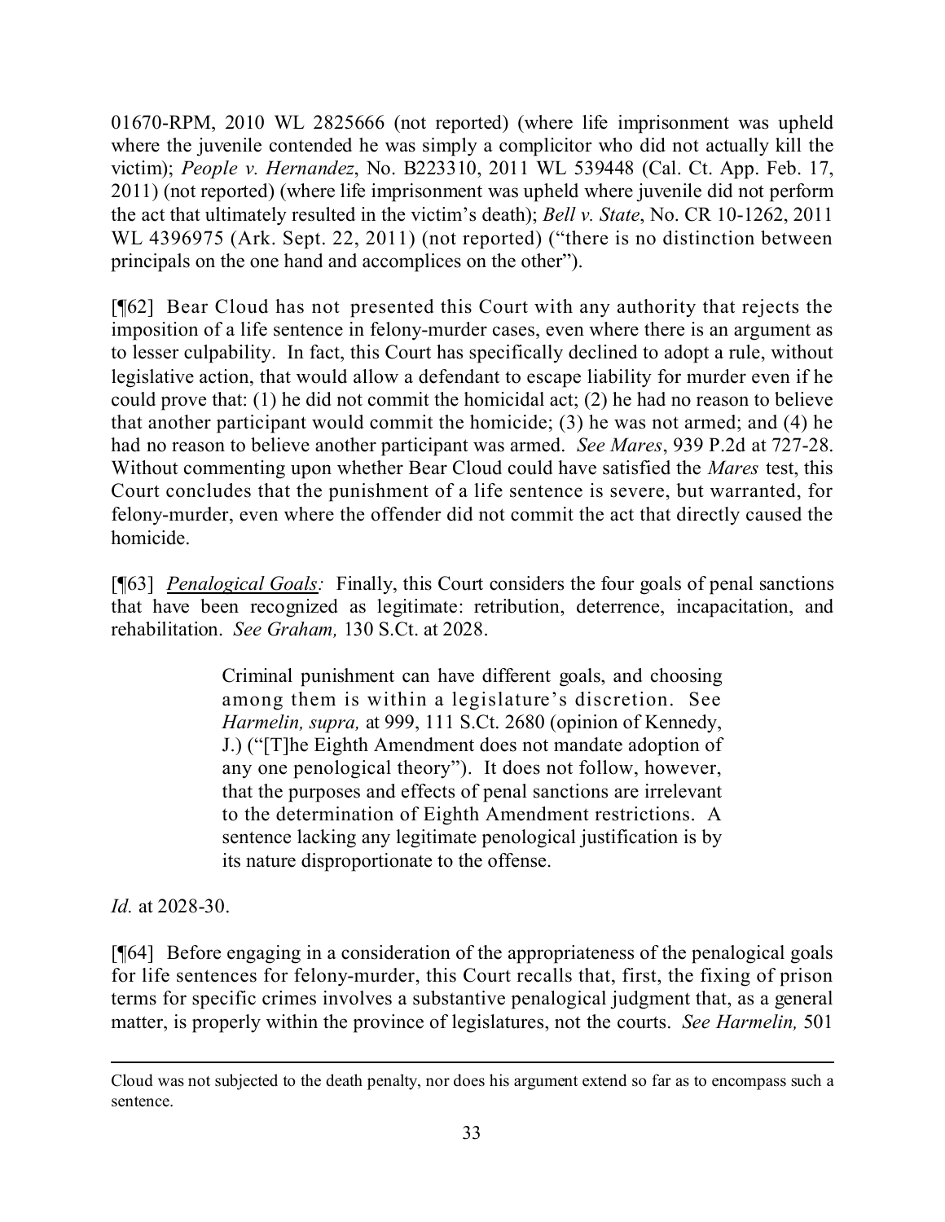01670-RPM, 2010 WL 2825666 (not reported) (where life imprisonment was upheld where the juvenile contended he was simply a complicitor who did not actually kill the victim); *People v. Hernandez*, No. B223310, 2011 WL 539448 (Cal. Ct. App. Feb. 17, 2011) (not reported) (where life imprisonment was upheld where juvenile did not perform the act that ultimately resulted in the victim's death); *Bell v. State*, No. CR 10-1262, 2011 WL 4396975 (Ark. Sept. 22, 2011) (not reported) ("there is no distinction between principals on the one hand and accomplices on the other").

[¶62] Bear Cloud has not presented this Court with any authority that rejects the imposition of a life sentence in felony-murder cases, even where there is an argument as to lesser culpability. In fact, this Court has specifically declined to adopt a rule, without legislative action, that would allow a defendant to escape liability for murder even if he could prove that: (1) he did not commit the homicidal act; (2) he had no reason to believe that another participant would commit the homicide; (3) he was not armed; and (4) he had no reason to believe another participant was armed. *See Mares*, 939 P.2d at 727-28. Without commenting upon whether Bear Cloud could have satisfied the *Mares* test, this Court concludes that the punishment of a life sentence is severe, but warranted, for felony-murder, even where the offender did not commit the act that directly caused the homicide.

[¶63] *<u>Penalogical Goals</u>:* Finally, this Court considers the four goals of penal sanctions that have been recognized as legitimate: retribution, deterrence, incapacitation, and rehabilitation. *See Graham,* 130 S.Ct. at 2028.

> Criminal punishment can have different goals, and choosing among them is within a legislature's discretion. See *Harmelin, supra,* at 999, 111 S.Ct. 2680 (opinion of Kennedy, J.) ("[T]he Eighth Amendment does not mandate adoption of any one penological theory"). It does not follow, however, that the purposes and effects of penal sanctions are irrelevant to the determination of Eighth Amendment restrictions. A sentence lacking any legitimate penological justification is by its nature disproportionate to the offense.

*Id.* at 2028-30.

[¶64] Before engaging in a consideration of the appropriateness of the penalogical goals for life sentences for felony-murder, this Court recalls that, first, the fixing of prison terms for specific crimes involves a substantive penalogical judgment that, as a general matter, is properly within the province of legislatures, not the courts. *See Harmelin,* 501

---

Cloud was not subjected to the death penalty, nor does his argument extend so far as to encompass such a sentence.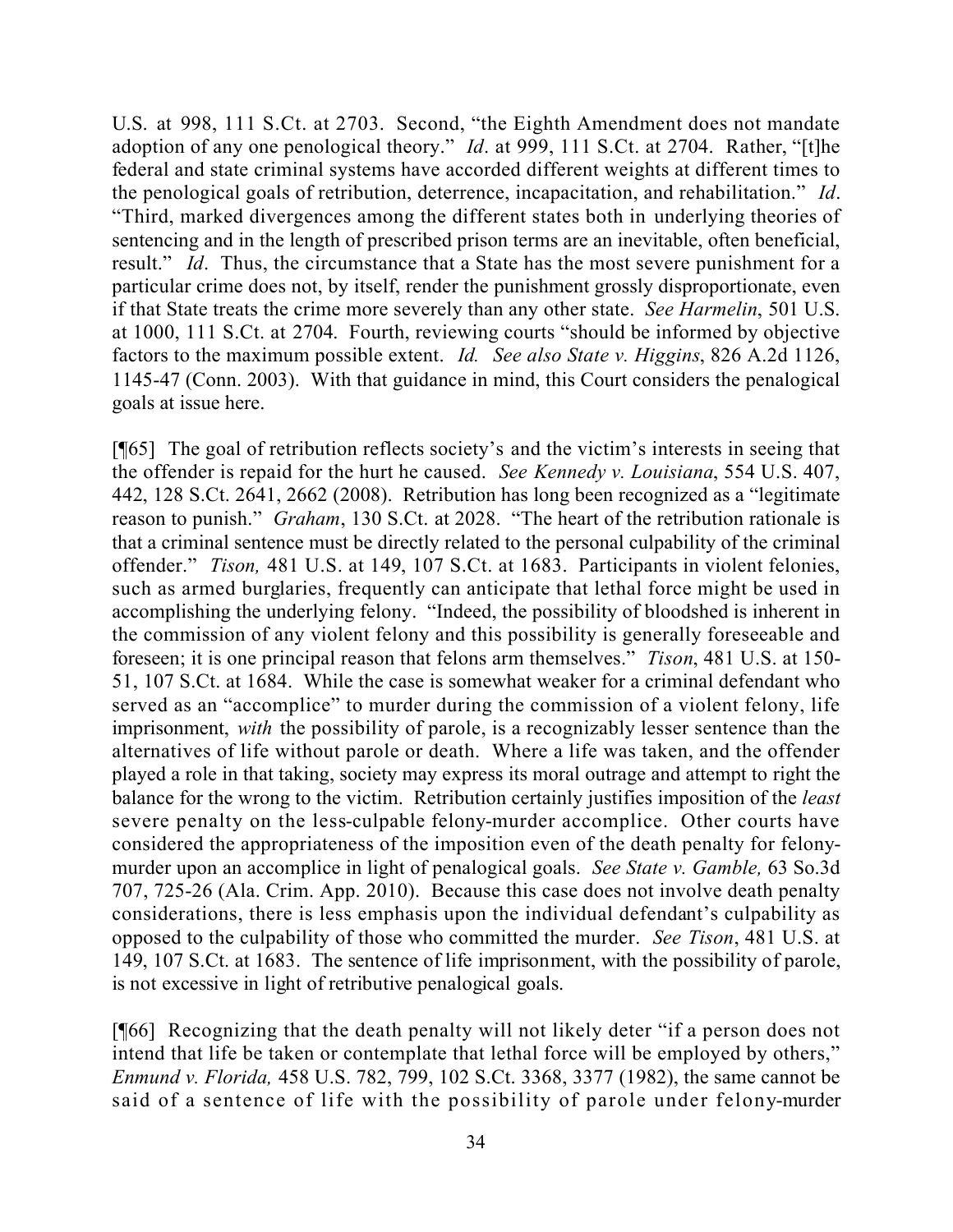U.S. at 998, 111 S.Ct. at 2703. Second, "the Eighth Amendment does not mandate adoption of any one penological theory." *Id*. at 999, 111 S.Ct. at 2704. Rather, "[t]he federal and state criminal systems have accorded different weights at different times to the penological goals of retribution, deterrence, incapacitation, and rehabilitation." *Id*. "Third, marked divergences among the different states both in underlying theories of sentencing and in the length of prescribed prison terms are an inevitable, often beneficial, result." *Id*. Thus, the circumstance that a State has the most severe punishment for a particular crime does not, by itself, render the punishment grossly disproportionate, even if that State treats the crime more severely than any other state. *See Harmelin*, 501 U.S. at 1000, 111 S.Ct. at 2704. Fourth, reviewing courts "should be informed by objective factors to the maximum possible extent. *Id. See also State v. Higgins*, 826 A.2d 1126, 1145-47 (Conn. 2003). With that guidance in mind, this Court considers the penalogical goals at issue here.

[¶65] The goal of retribution reflects society's and the victim's interests in seeing that the offender is repaid for the hurt he caused. *See Kennedy v. Louisiana*, 554 U.S. 407, 442, 128 S.Ct. 2641, 2662 (2008). Retribution has long been recognized as a "legitimate reason to punish." *Graham*, 130 S.Ct. at 2028. "The heart of the retribution rationale is that a criminal sentence must be directly related to the personal culpability of the criminal offender." *Tison,* 481 U.S. at 149, 107 S.Ct. at 1683. Participants in violent felonies, such as armed burglaries, frequently can anticipate that lethal force might be used in accomplishing the underlying felony. "Indeed, the possibility of bloodshed is inherent in the commission of any violent felony and this possibility is generally foreseeable and foreseen; it is one principal reason that felons arm themselves." *Tison*, 481 U.S. at 150-51, 107 S.Ct. at 1684. While the case is somewhat weaker for a criminal defendant who served as an "accomplice" to murder during the commission of a violent felony, life imprisonment, *with* the possibility of parole, is a recognizably lesser sentence than the alternatives of life without parole or death. Where a life was taken, and the offender played a role in that taking, society may express its moral outrage and attempt to right the balance for the wrong to the victim. Retribution certainly justifies imposition of the *least* severe penalty on the less-culpable felony-murder accomplice. Other courts have considered the appropriateness of the imposition even of the death penalty for felony-murder upon an accomplice in light of penalogical goals. *See State v. Gamble,* 63 So.3d 707, 725-26 (Ala. Crim. App. 2010). Because this case does not involve death penalty considerations, there is less emphasis upon the individual defendant's culpability as opposed to the culpability of those who committed the murder. *See Tison*, 481 U.S. at 149, 107 S.Ct. at 1683. The sentence of life imprisonment, with the possibility of parole, is not excessive in light of retributive penalogical goals.

[¶66] Recognizing that the death penalty will not likely deter "if a person does not intend that life be taken or contemplate that lethal force will be employed by others," *Enmund v. Florida,* 458 U.S. 782, 799, 102 S.Ct. 3368, 3377 (1982), the same cannot be said of a sentence of life with the possibility of parole under felony-murder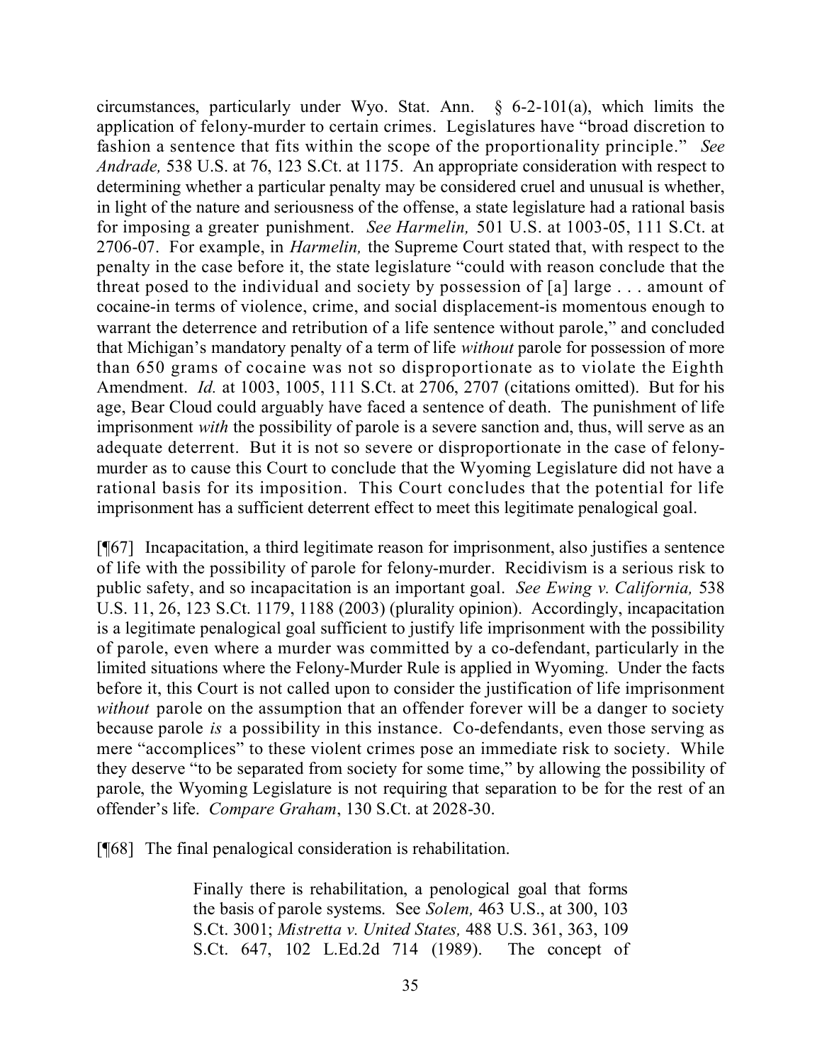circumstances, particularly under Wyo. Stat. Ann. § 6-2-101(a), which limits the application of felony-murder to certain crimes. Legislatures have "broad discretion to fashion a sentence that fits within the scope of the proportionality principle." *See Andrade,* 538 U.S. at 76, 123 S.Ct. at 1175. An appropriate consideration with respect to determining whether a particular penalty may be considered cruel and unusual is whether, in light of the nature and seriousness of the offense, a state legislature had a rational basis for imposing a greater punishment. *See Harmelin,* 501 U.S. at 1003-05, 111 S.Ct. at 2706-07. For example, in *Harmelin,* the Supreme Court stated that, with respect to the penalty in the case before it, the state legislature "could with reason conclude that the threat posed to the individual and society by possession of [a] large . . . amount of cocaine-in terms of violence, crime, and social displacement-is momentous enough to warrant the deterrence and retribution of a life sentence without parole," and concluded that Michigan's mandatory penalty of a term of life *without* parole for possession of more than 650 grams of cocaine was not so disproportionate as to violate the Eighth Amendment. *Id.* at 1003, 1005, 111 S.Ct. at 2706, 2707 (citations omitted). But for his age, Bear Cloud could arguably have faced a sentence of death. The punishment of life imprisonment *with* the possibility of parole is a severe sanction and, thus, will serve as an adequate deterrent. But it is not so severe or disproportionate in the case of felony-murder as to cause this Court to conclude that the Wyoming Legislature did not have a rational basis for its imposition. This Court concludes that the potential for life imprisonment has a sufficient deterrent effect to meet this legitimate penalogical goal.

[¶67] Incapacitation, a third legitimate reason for imprisonment, also justifies a sentence of life with the possibility of parole for felony-murder. Recidivism is a serious risk to public safety, and so incapacitation is an important goal. *See Ewing v. California,* 538 U.S. 11, 26, 123 S.Ct. 1179, 1188 (2003) (plurality opinion). Accordingly, incapacitation is a legitimate penalogical goal sufficient to justify life imprisonment with the possibility of parole, even where a murder was committed by a co-defendant, particularly in the limited situations where the Felony-Murder Rule is applied in Wyoming. Under the facts before it, this Court is not called upon to consider the justification of life imprisonment *without* parole on the assumption that an offender forever will be a danger to society because parole *is* a possibility in this instance. Co-defendants, even those serving as mere "accomplices" to these violent crimes pose an immediate risk to society. While they deserve "to be separated from society for some time," by allowing the possibility of parole, the Wyoming Legislature is not requiring that separation to be for the rest of an offender's life. *Compare Graham*, 130 S.Ct. at 2028-30.

[¶68] The final penalogical consideration is rehabilitation.

> Finally there is rehabilitation, a penological goal that forms the basis of parole systems. See *Solem,* 463 U.S., at 300, 103 S.Ct. 3001; *Mistretta v. United States,* 488 U.S. 361, 363, 109 S.Ct. 647, 102 L.Ed.2d 714 (1989). The concept of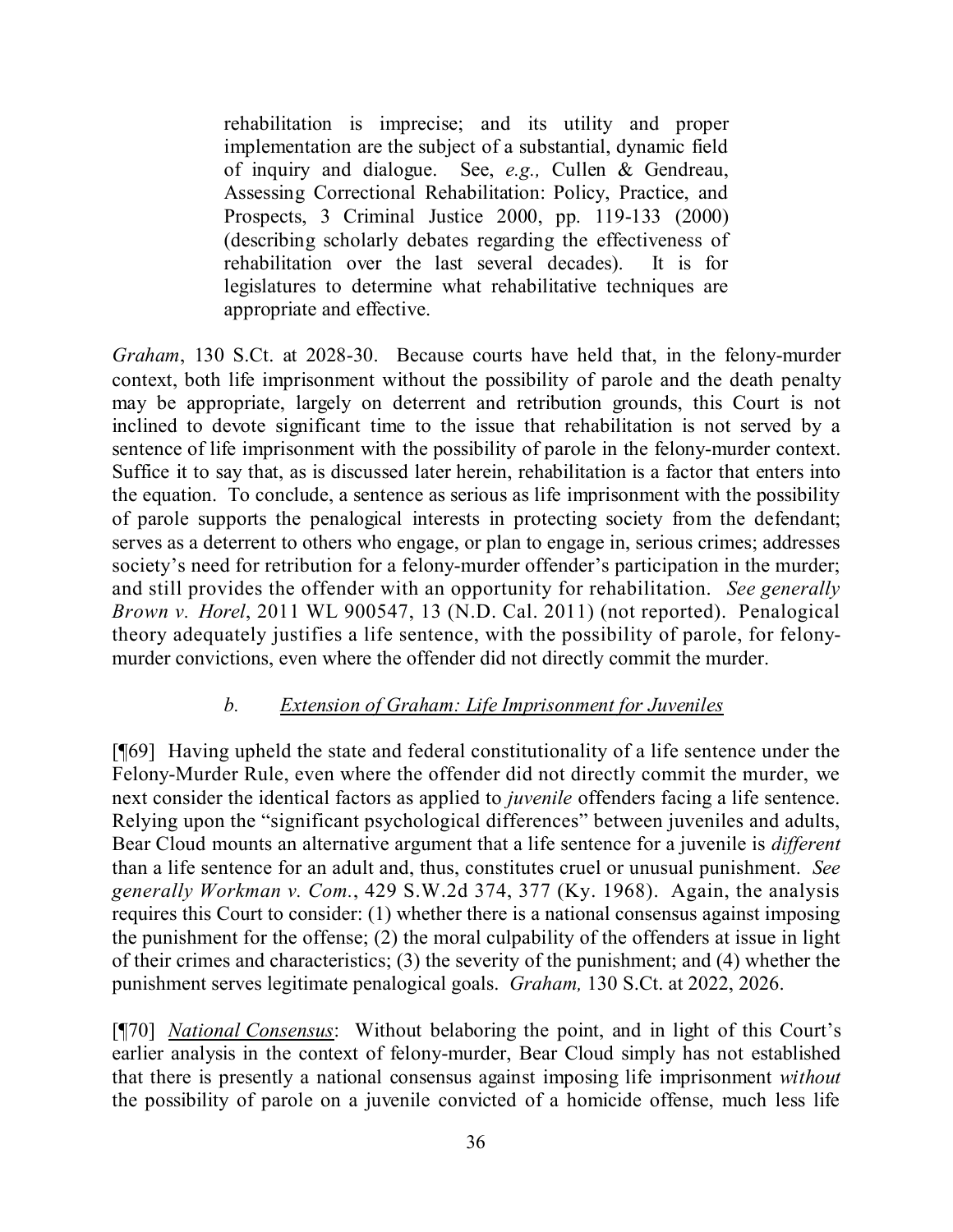> rehabilitation is imprecise; and its utility and proper implementation are the subject of a substantial, dynamic field of inquiry and dialogue. See, *e.g.,* Cullen & Gendreau, Assessing Correctional Rehabilitation: Policy, Practice, and Prospects, 3 Criminal Justice 2000, pp. 119-133 (2000) (describing scholarly debates regarding the effectiveness of rehabilitation over the last several decades). It is for legislatures to determine what rehabilitative techniques are appropriate and effective.

*Graham*, 130 S.Ct. at 2028-30. Because courts have held that, in the felony-murder context, both life imprisonment without the possibility of parole and the death penalty may be appropriate, largely on deterrent and retribution grounds, this Court is not inclined to devote significant time to the issue that rehabilitation is not served by a sentence of life imprisonment with the possibility of parole in the felony-murder context. Suffice it to say that, as is discussed later herein, rehabilitation is a factor that enters into the equation. To conclude, a sentence as serious as life imprisonment with the possibility of parole supports the penalogical interests in protecting society from the defendant; serves as a deterrent to others who engage, or plan to engage in, serious crimes; addresses society's need for retribution for a felony-murder offender's participation in the murder; and still provides the offender with an opportunity for rehabilitation. *See generally Brown v. Horel*, 2011 WL 900547, 13 (N.D. Cal. 2011) (not reported). Penalogical theory adequately justifies a life sentence, with the possibility of parole, for felony-murder convictions, even where the offender did not directly commit the murder.

### *b. Extension of Graham: Life Imprisonment for Juveniles*

[¶69] Having upheld the state and federal constitutionality of a life sentence under the Felony-Murder Rule, even where the offender did not directly commit the murder, we next consider the identical factors as applied to *juvenile* offenders facing a life sentence. Relying upon the "significant psychological differences" between juveniles and adults, Bear Cloud mounts an alternative argument that a life sentence for a juvenile is *different* than a life sentence for an adult and, thus, constitutes cruel or unusual punishment. *See generally Workman v. Com.*, 429 S.W.2d 374, 377 (Ky. 1968). Again, the analysis requires this Court to consider: (1) whether there is a national consensus against imposing the punishment for the offense; (2) the moral culpability of the offenders at issue in light of their crimes and characteristics; (3) the severity of the punishment; and (4) whether the punishment serves legitimate penalogical goals. *Graham,* 130 S.Ct. at 2022, 2026.

[¶70] *National Consensus*: Without belaboring the point, and in light of this Court's earlier analysis in the context of felony-murder, Bear Cloud simply has not established that there is presently a national consensus against imposing life imprisonment *without* the possibility of parole on a juvenile convicted of a homicide offense, much less life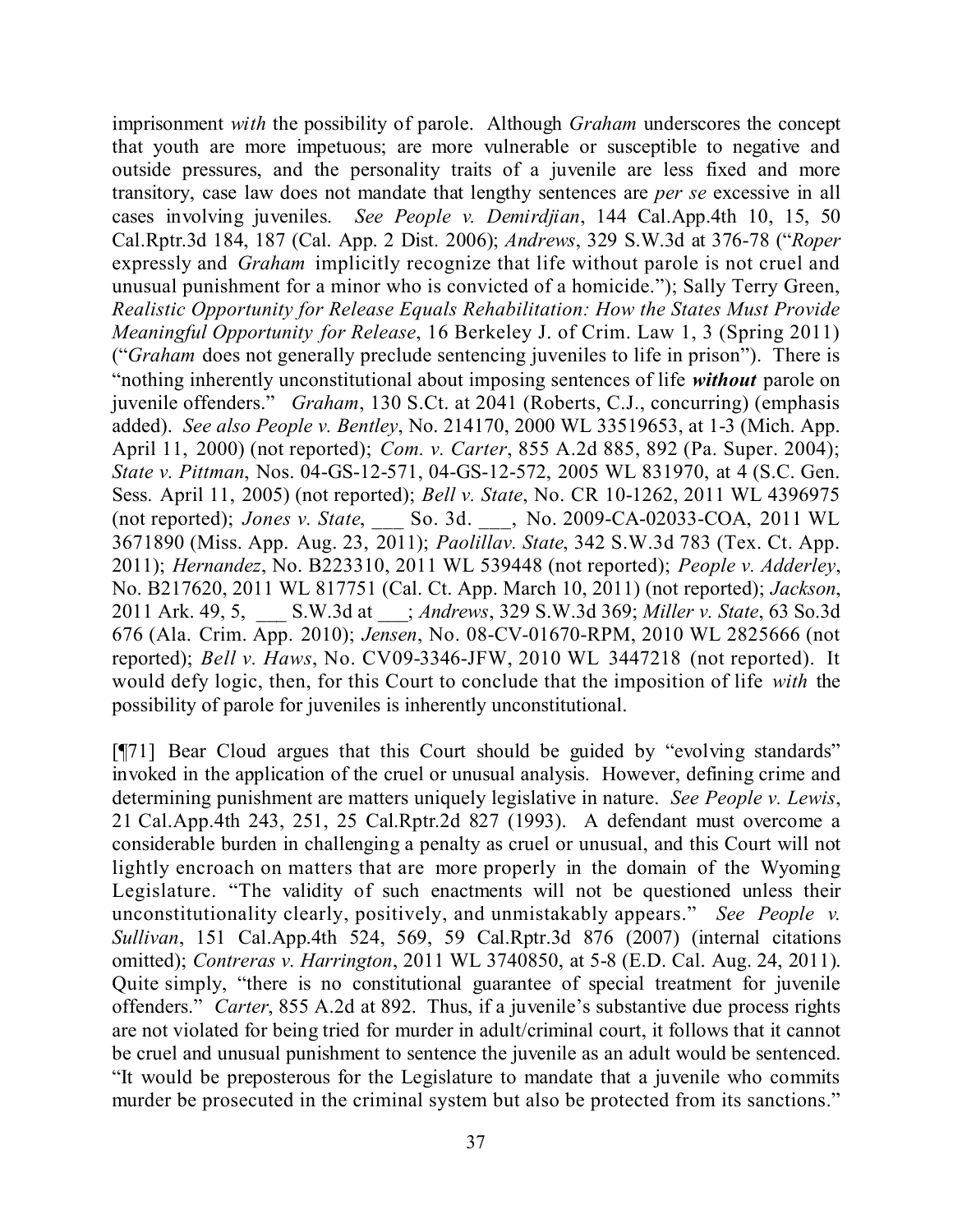imprisonment *with* the possibility of parole. Although *Graham* underscores the concept that youth are more impetuous; are more vulnerable or susceptible to negative and outside pressures, and the personality traits of a juvenile are less fixed and more transitory, case law does not mandate that lengthy sentences are *per se* excessive in all cases involving juveniles. *See People v. Demirdjian*, 144 Cal.App.4th 10, 15, 50 Cal.Rptr.3d 184, 187 (Cal. App. 2 Dist. 2006); *Andrews*, 329 S.W.3d at 376-78 ("*Roper* expressly and *Graham* implicitly recognize that life without parole is not cruel and unusual punishment for a minor who is convicted of a homicide."); Sally Terry Green, *Realistic Opportunity for Release Equals Rehabilitation: How the States Must Provide Meaningful Opportunity for Release*, 16 Berkeley J. of Crim. Law 1, 3 (Spring 2011) ("*Graham* does not generally preclude sentencing juveniles to life in prison"). There is "nothing inherently unconstitutional about imposing sentences of life ***without*** parole on juvenile offenders." *Graham*, 130 S.Ct. at 2041 (Roberts, C.J., concurring) (emphasis added). *See also People v. Bentley*, No. 214170, 2000 WL 33519653, at 1-3 (Mich. App. April 11, 2000) (not reported); *Com. v. Carter*, 855 A.2d 885, 892 (Pa. Super. 2004); *State v. Pittman*, Nos. 04-GS-12-571, 04-GS-12-572, 2005 WL 831970, at 4 (S.C. Gen. Sess. April 11, 2005) (not reported); *Bell v. State*, No. CR 10-1262, 2011 WL 4396975 (not reported); *Jones v. State*, ___ So. 3d. ___, No. 2009-CA-02033-COA, 2011 WL 3671890 (Miss. App. Aug. 23, 2011); *Paolillav. State*, 342 S.W.3d 783 (Tex. Ct. App. 2011); *Hernandez*, No. B223310, 2011 WL 539448 (not reported); *People v. Adderley*, No. B217620, 2011 WL 817751 (Cal. Ct. App. March 10, 2011) (not reported); *Jackson*, 2011 Ark. 49, 5, ___ S.W.3d at ___; *Andrews*, 329 S.W.3d 369; *Miller v. State*, 63 So.3d 676 (Ala. Crim. App. 2010); *Jensen*, No. 08-CV-01670-RPM, 2010 WL 2825666 (not reported); *Bell v. Haws*, No. CV09-3346-JFW, 2010 WL 3447218 (not reported). It would defy logic, then, for this Court to conclude that the imposition of life *with* the possibility of parole for juveniles is inherently unconstitutional.

[¶71] Bear Cloud argues that this Court should be guided by "evolving standards" invoked in the application of the cruel or unusual analysis. However, defining crime and determining punishment are matters uniquely legislative in nature. *See People v. Lewis*, 21 Cal.App.4th 243, 251, 25 Cal.Rptr.2d 827 (1993). A defendant must overcome a considerable burden in challenging a penalty as cruel or unusual, and this Court will not lightly encroach on matters that are more properly in the domain of the Wyoming Legislature. "The validity of such enactments will not be questioned unless their unconstitutionality clearly, positively, and unmistakably appears." *See People v. Sullivan*, 151 Cal.App.4th 524, 569, 59 Cal.Rptr.3d 876 (2007) (internal citations omitted); *Contreras v. Harrington*, 2011 WL 3740850, at 5-8 (E.D. Cal. Aug. 24, 2011). Quite simply, "there is no constitutional guarantee of special treatment for juvenile offenders." *Carter*, 855 A.2d at 892. Thus, if a juvenile's substantive due process rights are not violated for being tried for murder in adult/criminal court, it follows that it cannot be cruel and unusual punishment to sentence the juvenile as an adult would be sentenced. "It would be preposterous for the Legislature to mandate that a juvenile who commits murder be prosecuted in the criminal system but also be protected from its sanctions."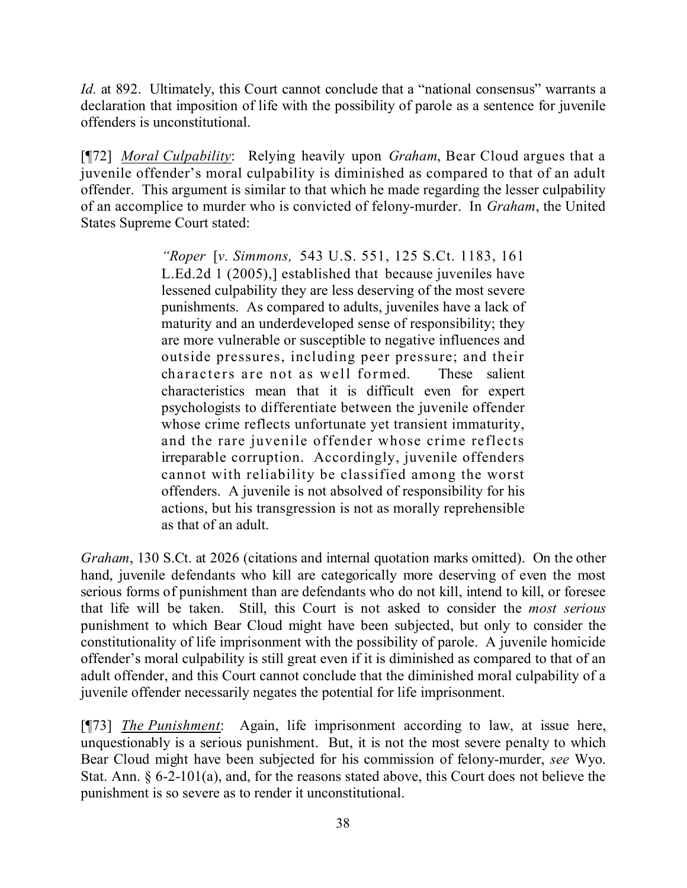*Id.* at 892. Ultimately, this Court cannot conclude that a "national consensus" warrants a declaration that imposition of life with the possibility of parole as a sentence for juvenile offenders is unconstitutional.

[¶72] *Moral Culpability*: Relying heavily upon *Graham*, Bear Cloud argues that a juvenile offender's moral culpability is diminished as compared to that of an adult offender. This argument is similar to that which he made regarding the lesser culpability of an accomplice to murder who is convicted of felony-murder. In *Graham*, the United States Supreme Court stated:

> *"Roper* [*v. Simmons,* 543 U.S. 551, 125 S.Ct. 1183, 161 L.Ed.2d 1 (2005),] established that because juveniles have lessened culpability they are less deserving of the most severe punishments. As compared to adults, juveniles have a lack of maturity and an underdeveloped sense of responsibility; they are more vulnerable or susceptible to negative influences and outside pressures, including peer pressure; and their characters are not as well formed. These salient characteristics mean that it is difficult even for expert psychologists to differentiate between the juvenile offender whose crime reflects unfortunate yet transient immaturity, and the rare juvenile offender whose crime reflects irreparable corruption. Accordingly, juvenile offenders cannot with reliability be classified among the worst offenders. A juvenile is not absolved of responsibility for his actions, but his transgression is not as morally reprehensible as that of an adult.

*Graham*, 130 S.Ct. at 2026 (citations and internal quotation marks omitted). On the other hand, juvenile defendants who kill are categorically more deserving of even the most serious forms of punishment than are defendants who do not kill, intend to kill, or foresee that life will be taken. Still, this Court is not asked to consider the *most serious* punishment to which Bear Cloud might have been subjected, but only to consider the constitutionality of life imprisonment with the possibility of parole. A juvenile homicide offender's moral culpability is still great even if it is diminished as compared to that of an adult offender, and this Court cannot conclude that the diminished moral culpability of a juvenile offender necessarily negates the potential for life imprisonment.

[¶73] *The Punishment*: Again, life imprisonment according to law, at issue here, unquestionably is a serious punishment. But, it is not the most severe penalty to which Bear Cloud might have been subjected for his commission of felony-murder, *see* Wyo. Stat. Ann. § 6-2-101(a), and, for the reasons stated above, this Court does not believe the punishment is so severe as to render it unconstitutional.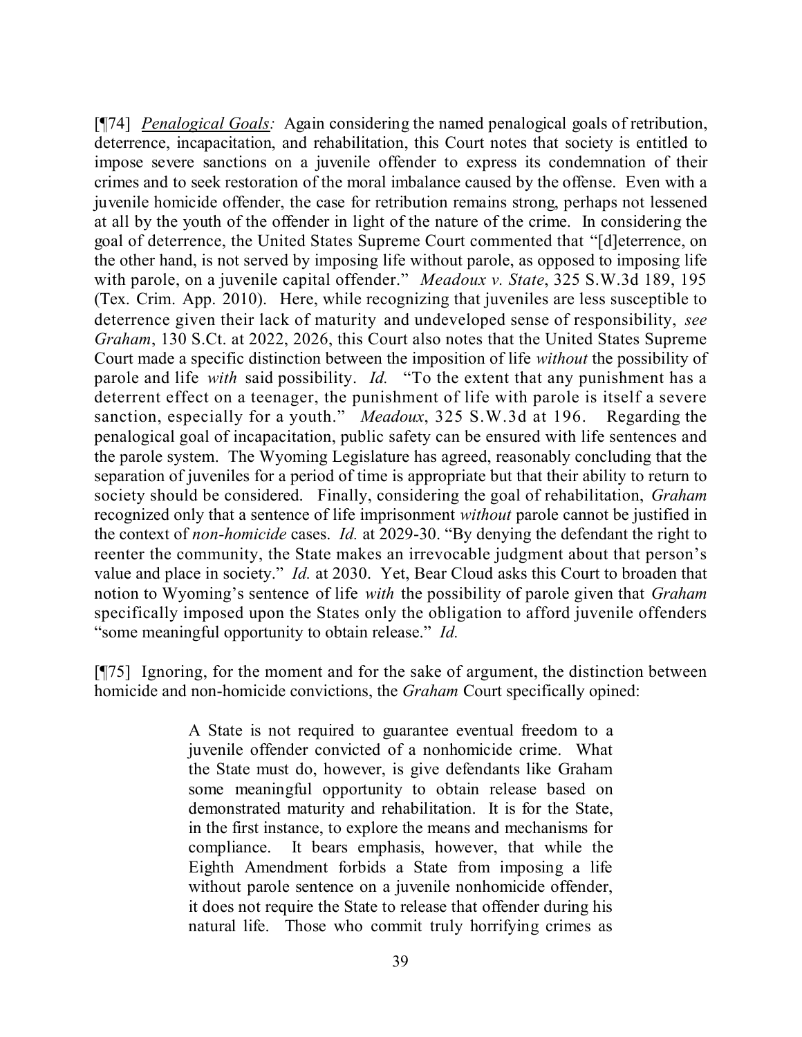[¶74] *Penalogical Goals:* Again considering the named penalogical goals of retribution, deterrence, incapacitation, and rehabilitation, this Court notes that society is entitled to impose severe sanctions on a juvenile offender to express its condemnation of their crimes and to seek restoration of the moral imbalance caused by the offense. Even with a juvenile homicide offender, the case for retribution remains strong, perhaps not lessened at all by the youth of the offender in light of the nature of the crime. In considering the goal of deterrence, the United States Supreme Court commented that "[d]eterrence, on the other hand, is not served by imposing life without parole, as opposed to imposing life with parole, on a juvenile capital offender." *Meadoux v. State*, 325 S.W.3d 189, 195 (Tex. Crim. App. 2010). Here, while recognizing that juveniles are less susceptible to deterrence given their lack of maturity and undeveloped sense of responsibility, *see Graham*, 130 S.Ct. at 2022, 2026, this Court also notes that the United States Supreme Court made a specific distinction between the imposition of life *without* the possibility of parole and life *with* said possibility. *Id.* "To the extent that any punishment has a deterrent effect on a teenager, the punishment of life with parole is itself a severe sanction, especially for a youth." *Meadoux*, 325 S.W.3d at 196. Regarding the penalogical goal of incapacitation, public safety can be ensured with life sentences and the parole system. The Wyoming Legislature has agreed, reasonably concluding that the separation of juveniles for a period of time is appropriate but that their ability to return to society should be considered. Finally, considering the goal of rehabilitation, *Graham* recognized only that a sentence of life imprisonment *without* parole cannot be justified in the context of *non-homicide* cases. *Id.* at 2029-30. "By denying the defendant the right to reenter the community, the State makes an irrevocable judgment about that person's value and place in society." *Id.* at 2030. Yet, Bear Cloud asks this Court to broaden that notion to Wyoming's sentence of life *with* the possibility of parole given that *Graham* specifically imposed upon the States only the obligation to afford juvenile offenders "some meaningful opportunity to obtain release." *Id.*

[¶75] Ignoring, for the moment and for the sake of argument, the distinction between homicide and non-homicide convictions, the *Graham* Court specifically opined:

> A State is not required to guarantee eventual freedom to a juvenile offender convicted of a nonhomicide crime. What the State must do, however, is give defendants like Graham some meaningful opportunity to obtain release based on demonstrated maturity and rehabilitation. It is for the State, in the first instance, to explore the means and mechanisms for compliance. It bears emphasis, however, that while the Eighth Amendment forbids a State from imposing a life without parole sentence on a juvenile nonhomicide offender, it does not require the State to release that offender during his natural life. Those who commit truly horrifying crimes as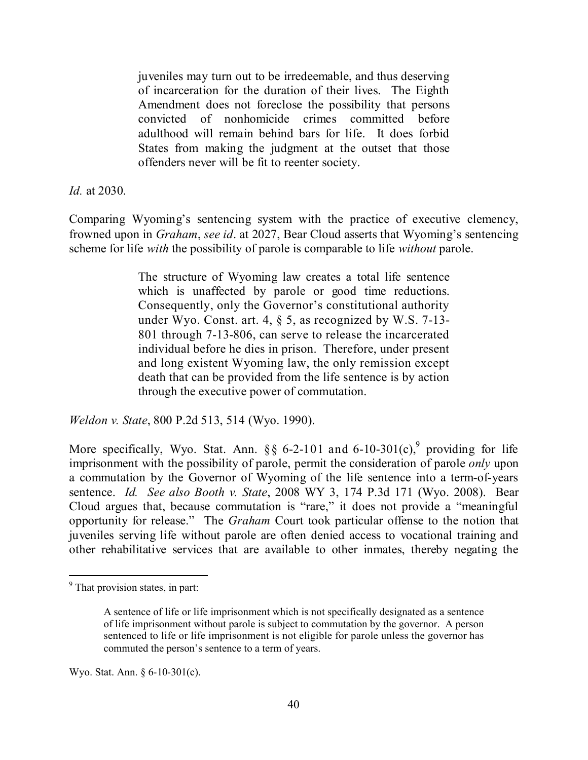> juveniles may turn out to be irredeemable, and thus deserving of incarceration for the duration of their lives. The Eighth Amendment does not foreclose the possibility that persons convicted of nonhomicide crimes committed before adulthood will remain behind bars for life. It does forbid States from making the judgment at the outset that those offenders never will be fit to reenter society.

*Id.* at 2030.

Comparing Wyoming's sentencing system with the practice of executive clemency, frowned upon in *Graham*, *see id*. at 2027, Bear Cloud asserts that Wyoming's sentencing scheme for life *with* the possibility of parole is comparable to life *without* parole.

> The structure of Wyoming law creates a total life sentence which is unaffected by parole or good time reductions. Consequently, only the Governor's constitutional authority under Wyo. Const. art. 4, § 5, as recognized by W.S. 7-13-801 through 7-13-806, can serve to release the incarcerated individual before he dies in prison. Therefore, under present and long existent Wyoming law, the only remission except death that can be provided from the life sentence is by action through the executive power of commutation.

*Weldon v. State*, 800 P.2d 513, 514 (Wyo. 1990).

More specifically, Wyo. Stat. Ann. §§ 6-2-101 and 6-10-301(c),[9] providing for life imprisonment with the possibility of parole, permit the consideration of parole *only* upon a commutation by the Governor of Wyoming of the life sentence into a term-of-years sentence. *Id. See also Booth v. State*, 2008 WY 3, 174 P.3d 171 (Wyo. 2008). Bear Cloud argues that, because commutation is "rare," it does not provide a "meaningful opportunity for release." The *Graham* Court took particular offense to the notion that juveniles serving life without parole are often denied access to vocational training and other rehabilitative services that are available to other inmates, thereby negating the

---

[9] That provision states, in part:

> A sentence of life or life imprisonment which is not specifically designated as a sentence of life imprisonment without parole is subject to commutation by the governor. A person sentenced to life or life imprisonment is not eligible for parole unless the governor has commuted the person's sentence to a term of years.

Wyo. Stat. Ann. § 6-10-301(c).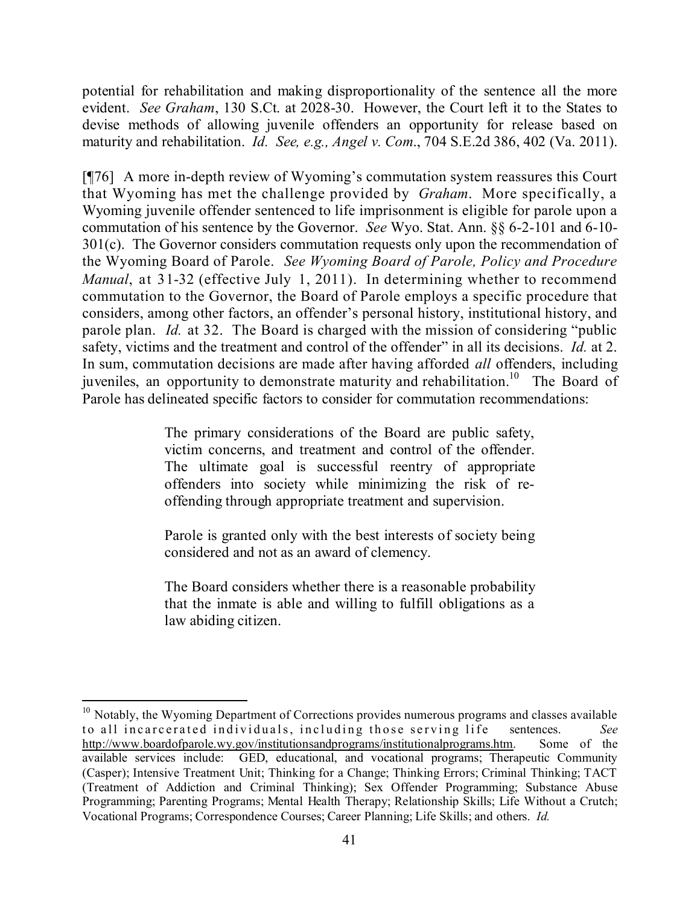potential for rehabilitation and making disproportionality of the sentence all the more evident. *See Graham*, 130 S.Ct. at 2028-30. However, the Court left it to the States to devise methods of allowing juvenile offenders an opportunity for release based on maturity and rehabilitation. *Id. See, e.g., Angel v. Com*., 704 S.E.2d 386, 402 (Va. 2011).

[¶76] A more in-depth review of Wyoming's commutation system reassures this Court that Wyoming has met the challenge provided by *Graham*. More specifically, a Wyoming juvenile offender sentenced to life imprisonment is eligible for parole upon a commutation of his sentence by the Governor. *See* Wyo. Stat. Ann. §§ 6-2-101 and 6-10-301(c). The Governor considers commutation requests only upon the recommendation of the Wyoming Board of Parole. *See Wyoming Board of Parole, Policy and Procedure Manual*, at 31-32 (effective July 1, 2011). In determining whether to recommend commutation to the Governor, the Board of Parole employs a specific procedure that considers, among other factors, an offender's personal history, institutional history, and parole plan. *Id.* at 32. The Board is charged with the mission of considering "public safety, victims and the treatment and control of the offender" in all its decisions. *Id.* at 2. In sum, commutation decisions are made after having afforded *all* offenders, including juveniles, an opportunity to demonstrate maturity and rehabilitation.[10] The Board of Parole has delineated specific factors to consider for commutation recommendations:

> The primary considerations of the Board are public safety, victim concerns, and treatment and control of the offender. The ultimate goal is successful reentry of appropriate offenders into society while minimizing the risk of re-offending through appropriate treatment and supervision.
>
> Parole is granted only with the best interests of society being considered and not as an award of clemency.
>
> The Board considers whether there is a reasonable probability that the inmate is able and willing to fulfill obligations as a law abiding citizen.

---

[10] Notably, the Wyoming Department of Corrections provides numerous programs and classes available to all incarcerated individuals, including those serving life sentences. *See* http://www.boardofparole.wy.gov/institutionsandprograms/institutionalprograms.htm. Some of the available services include: GED, educational, and vocational programs; Therapeutic Community (Casper); Intensive Treatment Unit; Thinking for a Change; Thinking Errors; Criminal Thinking; TACT (Treatment of Addiction and Criminal Thinking); Sex Offender Programming; Substance Abuse Programming; Parenting Programs; Mental Health Therapy; Relationship Skills; Life Without a Crutch; Vocational Programs; Correspondence Courses; Career Planning; Life Skills; and others. *Id.*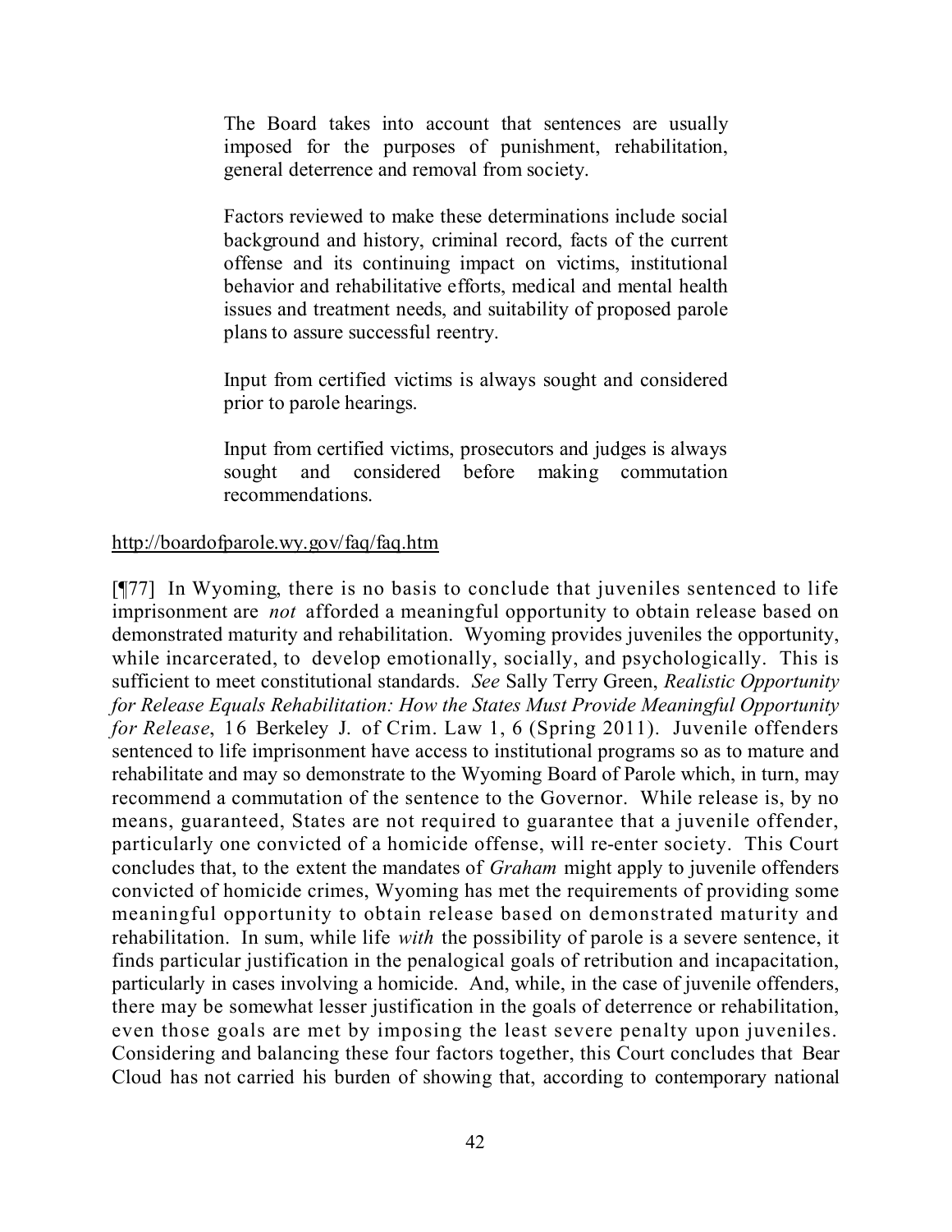> The Board takes into account that sentences are usually imposed for the purposes of punishment, rehabilitation, general deterrence and removal from society.
>
> Factors reviewed to make these determinations include social background and history, criminal record, facts of the current offense and its continuing impact on victims, institutional behavior and rehabilitative efforts, medical and mental health issues and treatment needs, and suitability of proposed parole plans to assure successful reentry.
>
> Input from certified victims is always sought and considered prior to parole hearings.
>
> Input from certified victims, prosecutors and judges is always sought and considered before making commutation recommendations.

http://boardofparole.wy.gov/faq/faq.htm

[¶77] In Wyoming, there is no basis to conclude that juveniles sentenced to life imprisonment are *not* afforded a meaningful opportunity to obtain release based on demonstrated maturity and rehabilitation. Wyoming provides juveniles the opportunity, while incarcerated, to develop emotionally, socially, and psychologically. This is sufficient to meet constitutional standards. *See* Sally Terry Green, *Realistic Opportunity for Release Equals Rehabilitation: How the States Must Provide Meaningful Opportunity for Release*, 16 Berkeley J. of Crim. Law 1, 6 (Spring 2011). Juvenile offenders sentenced to life imprisonment have access to institutional programs so as to mature and rehabilitate and may so demonstrate to the Wyoming Board of Parole which, in turn, may recommend a commutation of the sentence to the Governor. While release is, by no means, guaranteed, States are not required to guarantee that a juvenile offender, particularly one convicted of a homicide offense, will re-enter society. This Court concludes that, to the extent the mandates of *Graham* might apply to juvenile offenders convicted of homicide crimes, Wyoming has met the requirements of providing some meaningful opportunity to obtain release based on demonstrated maturity and rehabilitation. In sum, while life *with* the possibility of parole is a severe sentence, it finds particular justification in the penalogical goals of retribution and incapacitation, particularly in cases involving a homicide. And, while, in the case of juvenile offenders, there may be somewhat lesser justification in the goals of deterrence or rehabilitation, even those goals are met by imposing the least severe penalty upon juveniles. Considering and balancing these four factors together, this Court concludes that Bear Cloud has not carried his burden of showing that, according to contemporary national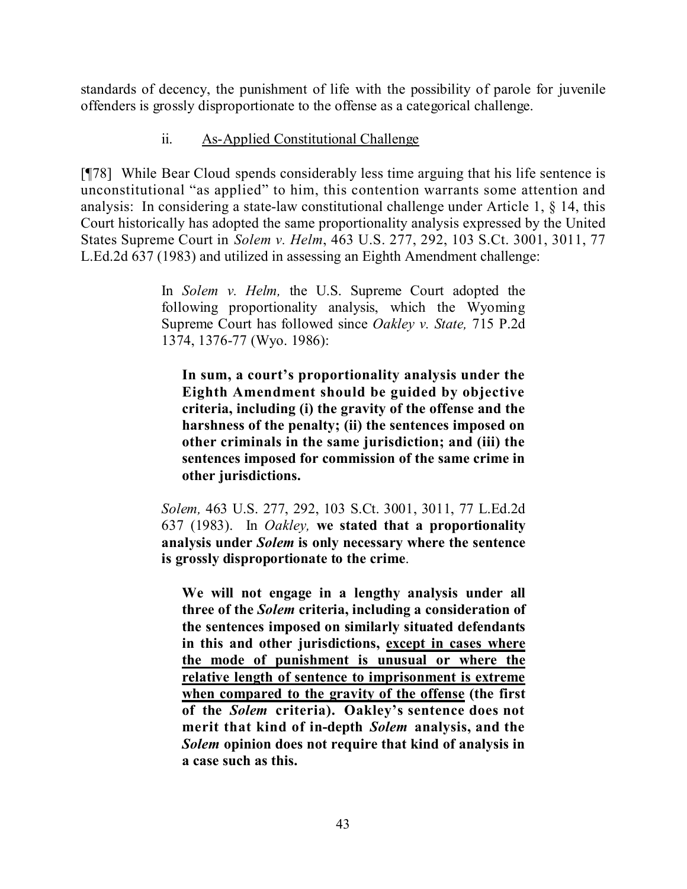standards of decency, the punishment of life with the possibility of parole for juvenile offenders is grossly disproportionate to the offense as a categorical challenge.

### ii. As-Applied Constitutional Challenge

[¶78] While Bear Cloud spends considerably less time arguing that his life sentence is unconstitutional "as applied" to him, this contention warrants some attention and analysis: In considering a state-law constitutional challenge under Article 1, § 14, this Court historically has adopted the same proportionality analysis expressed by the United States Supreme Court in *Solem v. Helm*, 463 U.S. 277, 292, 103 S.Ct. 3001, 3011, 77 L.Ed.2d 637 (1983) and utilized in assessing an Eighth Amendment challenge:

> In *Solem v. Helm,* the U.S. Supreme Court adopted the following proportionality analysis, which the Wyoming Supreme Court has followed since *Oakley v. State,* 715 P.2d 1374, 1376-77 (Wyo. 1986):
>
> > **In sum, a court's proportionality analysis under the Eighth Amendment should be guided by objective criteria, including (i) the gravity of the offense and the harshness of the penalty; (ii) the sentences imposed on other criminals in the same jurisdiction; and (iii) the sentences imposed for commission of the same crime in other jurisdictions.**
>
> *Solem,* 463 U.S. 277, 292, 103 S.Ct. 3001, 3011, 77 L.Ed.2d 637 (1983). In *Oakley,* **we stated that a proportionality analysis under *Solem* is only necessary where the sentence is grossly disproportionate to the crime**.
>
> > **We will not engage in a lengthy analysis under all three of the *Solem* criteria, including a consideration of the sentences imposed on similarly situated defendants in this and other jurisdictions, except in cases where the mode of punishment is unusual or where the relative length of sentence to imprisonment is extreme when compared to the gravity of the offense (the first of the *Solem* criteria). Oakley's sentence does not merit that kind of in-depth *Solem* analysis, and the *Solem* opinion does not require that kind of analysis in a case such as this.**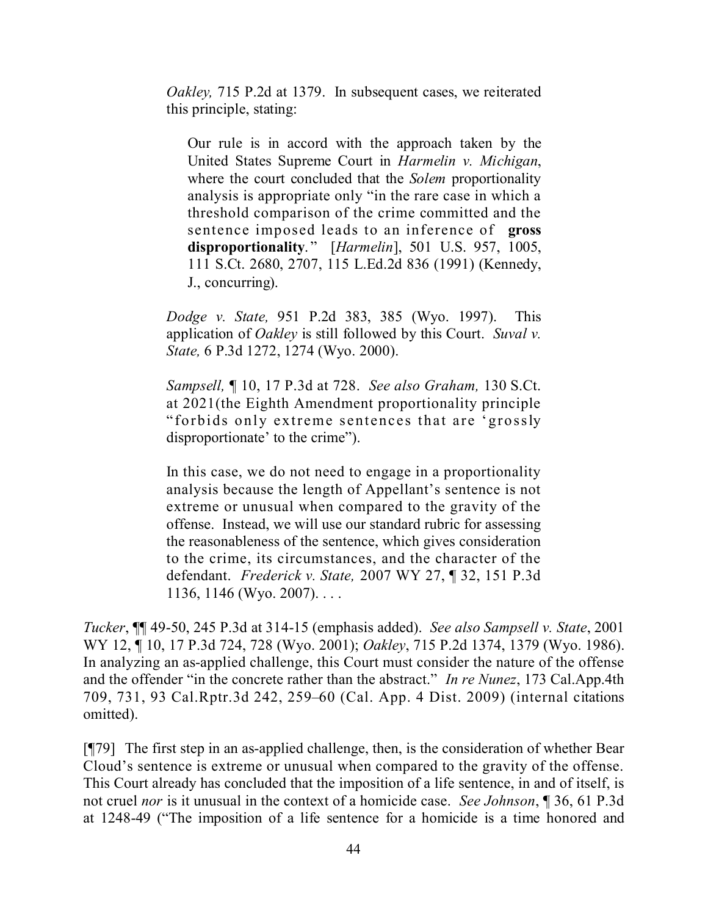> *Oakley,* 715 P.2d at 1379. In subsequent cases, we reiterated this principle, stating:
>
> > Our rule is in accord with the approach taken by the United States Supreme Court in *Harmelin v. Michigan*, where the court concluded that the *Solem* proportionality analysis is appropriate only "in the rare case in which a threshold comparison of the crime committed and the sentence imposed leads to an inference of **gross disproportionality**." [*Harmelin*], 501 U.S. 957, 1005, 111 S.Ct. 2680, 2707, 115 L.Ed.2d 836 (1991) (Kennedy, J., concurring).
>
> *Dodge v. State,* 951 P.2d 383, 385 (Wyo. 1997). This application of *Oakley* is still followed by this Court. *Suval v. State,* 6 P.3d 1272, 1274 (Wyo. 2000).
>
> *Sampsell,* ¶ 10, 17 P.3d at 728. *See also Graham,* 130 S.Ct. at 2021(the Eighth Amendment proportionality principle "forbids only extreme sentences that are 'grossly disproportionate' to the crime").
>
> In this case, we do not need to engage in a proportionality analysis because the length of Appellant's sentence is not extreme or unusual when compared to the gravity of the offense. Instead, we will use our standard rubric for assessing the reasonableness of the sentence, which gives consideration to the crime, its circumstances, and the character of the defendant. *Frederick v. State,* 2007 WY 27, ¶ 32, 151 P.3d 1136, 1146 (Wyo. 2007). . . .

*Tucker*, ¶¶ 49-50, 245 P.3d at 314-15 (emphasis added). *See also Sampsell v. State*, 2001 WY 12, ¶ 10, 17 P.3d 724, 728 (Wyo. 2001); *Oakley*, 715 P.2d 1374, 1379 (Wyo. 1986). In analyzing an as-applied challenge, this Court must consider the nature of the offense and the offender "in the concrete rather than the abstract." *In re Nunez*, 173 Cal.App.4th 709, 731, 93 Cal.Rptr.3d 242, 259–60 (Cal. App. 4 Dist. 2009) (internal citations omitted).

[¶79] The first step in an as-applied challenge, then, is the consideration of whether Bear Cloud's sentence is extreme or unusual when compared to the gravity of the offense. This Court already has concluded that the imposition of a life sentence, in and of itself, is not cruel *nor* is it unusual in the context of a homicide case. *See Johnson*, ¶ 36, 61 P.3d at 1248-49 ("The imposition of a life sentence for a homicide is a time honored and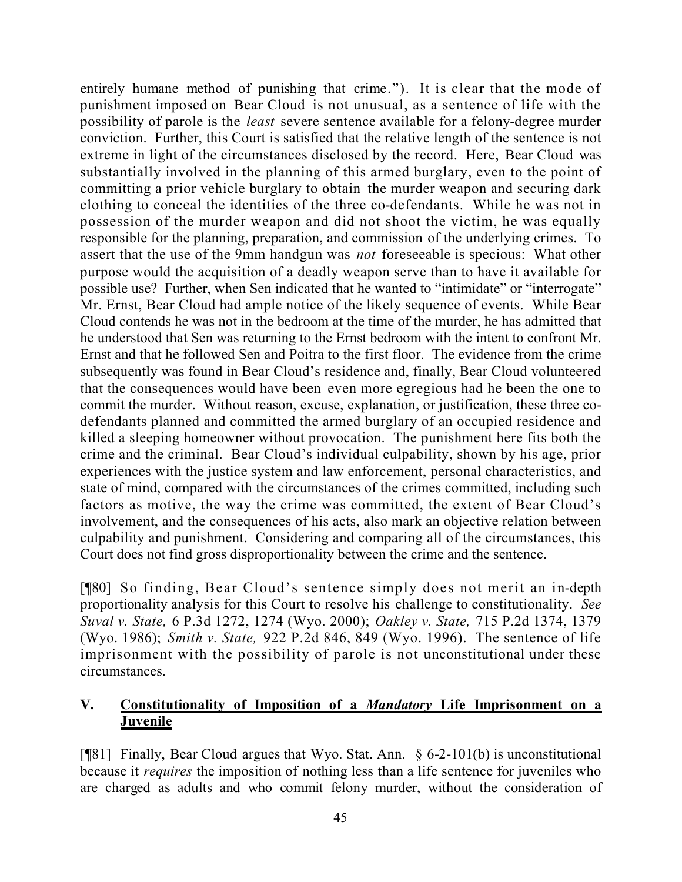entirely humane method of punishing that crime."). It is clear that the mode of punishment imposed on Bear Cloud is not unusual, as a sentence of life with the possibility of parole is the *least* severe sentence available for a felony-degree murder conviction. Further, this Court is satisfied that the relative length of the sentence is not extreme in light of the circumstances disclosed by the record. Here, Bear Cloud was substantially involved in the planning of this armed burglary, even to the point of committing a prior vehicle burglary to obtain the murder weapon and securing dark clothing to conceal the identities of the three co-defendants. While he was not in possession of the murder weapon and did not shoot the victim, he was equally responsible for the planning, preparation, and commission of the underlying crimes. To assert that the use of the 9mm handgun was *not* foreseeable is specious: What other purpose would the acquisition of a deadly weapon serve than to have it available for possible use? Further, when Sen indicated that he wanted to "intimidate" or "interrogate" Mr. Ernst, Bear Cloud had ample notice of the likely sequence of events. While Bear Cloud contends he was not in the bedroom at the time of the murder, he has admitted that he understood that Sen was returning to the Ernst bedroom with the intent to confront Mr. Ernst and that he followed Sen and Poitra to the first floor. The evidence from the crime subsequently was found in Bear Cloud's residence and, finally, Bear Cloud volunteered that the consequences would have been even more egregious had he been the one to commit the murder. Without reason, excuse, explanation, or justification, these three co-defendants planned and committed the armed burglary of an occupied residence and killed a sleeping homeowner without provocation. The punishment here fits both the crime and the criminal. Bear Cloud's individual culpability, shown by his age, prior experiences with the justice system and law enforcement, personal characteristics, and state of mind, compared with the circumstances of the crimes committed, including such factors as motive, the way the crime was committed, the extent of Bear Cloud's involvement, and the consequences of his acts, also mark an objective relation between culpability and punishment. Considering and comparing all of the circumstances, this Court does not find gross disproportionality between the crime and the sentence.

[¶80] So finding, Bear Cloud's sentence simply does not merit an in-depth proportionality analysis for this Court to resolve his challenge to constitutionality. *See Suval v. State,* 6 P.3d 1272, 1274 (Wyo. 2000); *Oakley v. State,* 715 P.2d 1374, 1379 (Wyo. 1986); *Smith v. State,* 922 P.2d 846, 849 (Wyo. 1996). The sentence of life imprisonment with the possibility of parole is not unconstitutional under these circumstances.

## V. Constitutionality of Imposition of a *Mandatory* Life Imprisonment on a Juvenile

[¶81] Finally, Bear Cloud argues that Wyo. Stat. Ann. § 6-2-101(b) is unconstitutional because it *requires* the imposition of nothing less than a life sentence for juveniles who are charged as adults and who commit felony murder, without the consideration of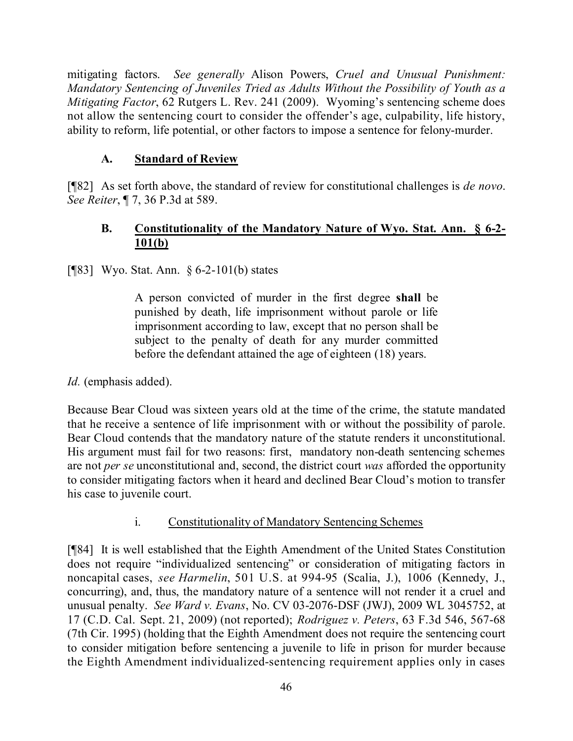mitigating factors. *See generally* Alison Powers, *Cruel and Unusual Punishment: Mandatory Sentencing of Juveniles Tried as Adults Without the Possibility of Youth as a Mitigating Factor*, 62 Rutgers L. Rev. 241 (2009). Wyoming's sentencing scheme does not allow the sentencing court to consider the offender's age, culpability, life history, ability to reform, life potential, or other factors to impose a sentence for felony-murder.

### A. <u>Standard of Review</u>

[¶82] As set forth above, the standard of review for constitutional challenges is *de novo*. *See Reiter*, ¶ 7, 36 P.3d at 589.

### B. <u>Constitutionality of the Mandatory Nature of Wyo. Stat. Ann. § 6-2-101(b)</u>

[¶83] Wyo. Stat. Ann. § 6-2-101(b) states

> A person convicted of murder in the first degree **shall** be punished by death, life imprisonment without parole or life imprisonment according to law, except that no person shall be subject to the penalty of death for any murder committed before the defendant attained the age of eighteen (18) years.

*Id.* (emphasis added).

Because Bear Cloud was sixteen years old at the time of the crime, the statute mandated that he receive a sentence of life imprisonment with or without the possibility of parole. Bear Cloud contends that the mandatory nature of the statute renders it unconstitutional. His argument must fail for two reasons: first, mandatory non-death sentencing schemes are not *per se* unconstitutional and, second, the district court *was* afforded the opportunity to consider mitigating factors when it heard and declined Bear Cloud's motion to transfer his case to juvenile court.

#### i. <u>Constitutionality of Mandatory Sentencing Schemes</u>

[¶84] It is well established that the Eighth Amendment of the United States Constitution does not require "individualized sentencing" or consideration of mitigating factors in noncapital cases, *see Harmelin*, 501 U.S. at 994-95 (Scalia, J.), 1006 (Kennedy, J., concurring), and, thus, the mandatory nature of a sentence will not render it a cruel and unusual penalty. *See Ward v. Evans*, No. CV 03-2076-DSF (JWJ), 2009 WL 3045752, at 17 (C.D. Cal. Sept. 21, 2009) (not reported); *Rodriguez v. Peters*, 63 F.3d 546, 567-68 (7th Cir. 1995) (holding that the Eighth Amendment does not require the sentencing court to consider mitigation before sentencing a juvenile to life in prison for murder because the Eighth Amendment individualized-sentencing requirement applies only in cases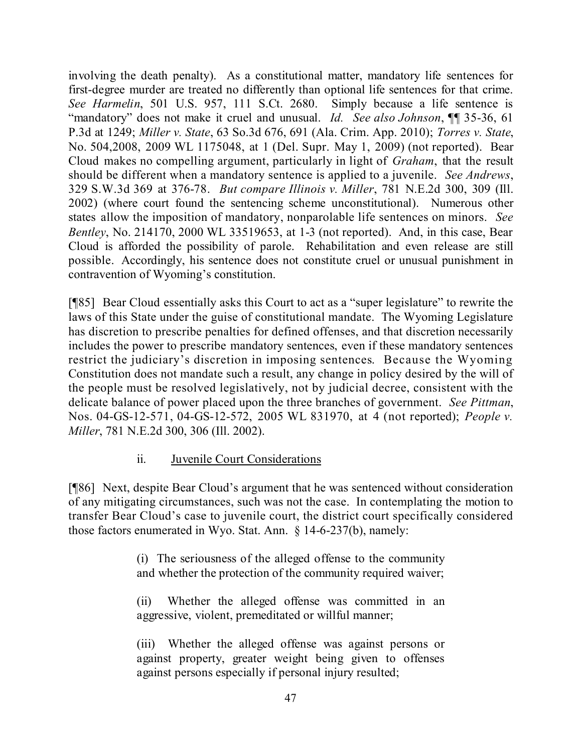involving the death penalty). As a constitutional matter, mandatory life sentences for first-degree murder are treated no differently than optional life sentences for that crime. *See Harmelin*, 501 U.S. 957, 111 S.Ct. 2680. Simply because a life sentence is "mandatory" does not make it cruel and unusual. *Id. See also Johnson*, ¶¶ 35-36, 61 P.3d at 1249; *Miller v. State*, 63 So.3d 676, 691 (Ala. Crim. App. 2010); *Torres v. State*, No. 504,2008, 2009 WL 1175048, at 1 (Del. Supr. May 1, 2009) (not reported). Bear Cloud makes no compelling argument, particularly in light of *Graham*, that the result should be different when a mandatory sentence is applied to a juvenile. *See Andrews*, 329 S.W.3d 369 at 376-78. *But compare Illinois v. Miller*, 781 N.E.2d 300, 309 (Ill. 2002) (where court found the sentencing scheme unconstitutional). Numerous other states allow the imposition of mandatory, nonparolable life sentences on minors. *See Bentley*, No. 214170, 2000 WL 33519653, at 1-3 (not reported). And, in this case, Bear Cloud is afforded the possibility of parole. Rehabilitation and even release are still possible. Accordingly, his sentence does not constitute cruel or unusual punishment in contravention of Wyoming's constitution.

[¶85] Bear Cloud essentially asks this Court to act as a "super legislature" to rewrite the laws of this State under the guise of constitutional mandate. The Wyoming Legislature has discretion to prescribe penalties for defined offenses, and that discretion necessarily includes the power to prescribe mandatory sentences, even if these mandatory sentences restrict the judiciary's discretion in imposing sentences. Because the Wyoming Constitution does not mandate such a result, any change in policy desired by the will of the people must be resolved legislatively, not by judicial decree, consistent with the delicate balance of power placed upon the three branches of government. *See Pittman*, Nos. 04-GS-12-571, 04-GS-12-572, 2005 WL 831970, at 4 (not reported); *People v. Miller*, 781 N.E.2d 300, 306 (Ill. 2002).

ii. Juvenile Court Considerations

[¶86] Next, despite Bear Cloud's argument that he was sentenced without consideration of any mitigating circumstances, such was not the case. In contemplating the motion to transfer Bear Cloud's case to juvenile court, the district court specifically considered those factors enumerated in Wyo. Stat. Ann. § 14-6-237(b), namely:

> (i) The seriousness of the alleged offense to the community and whether the protection of the community required waiver;
>
> (ii) Whether the alleged offense was committed in an aggressive, violent, premeditated or willful manner;
>
> (iii) Whether the alleged offense was against persons or against property, greater weight being given to offenses against persons especially if personal injury resulted;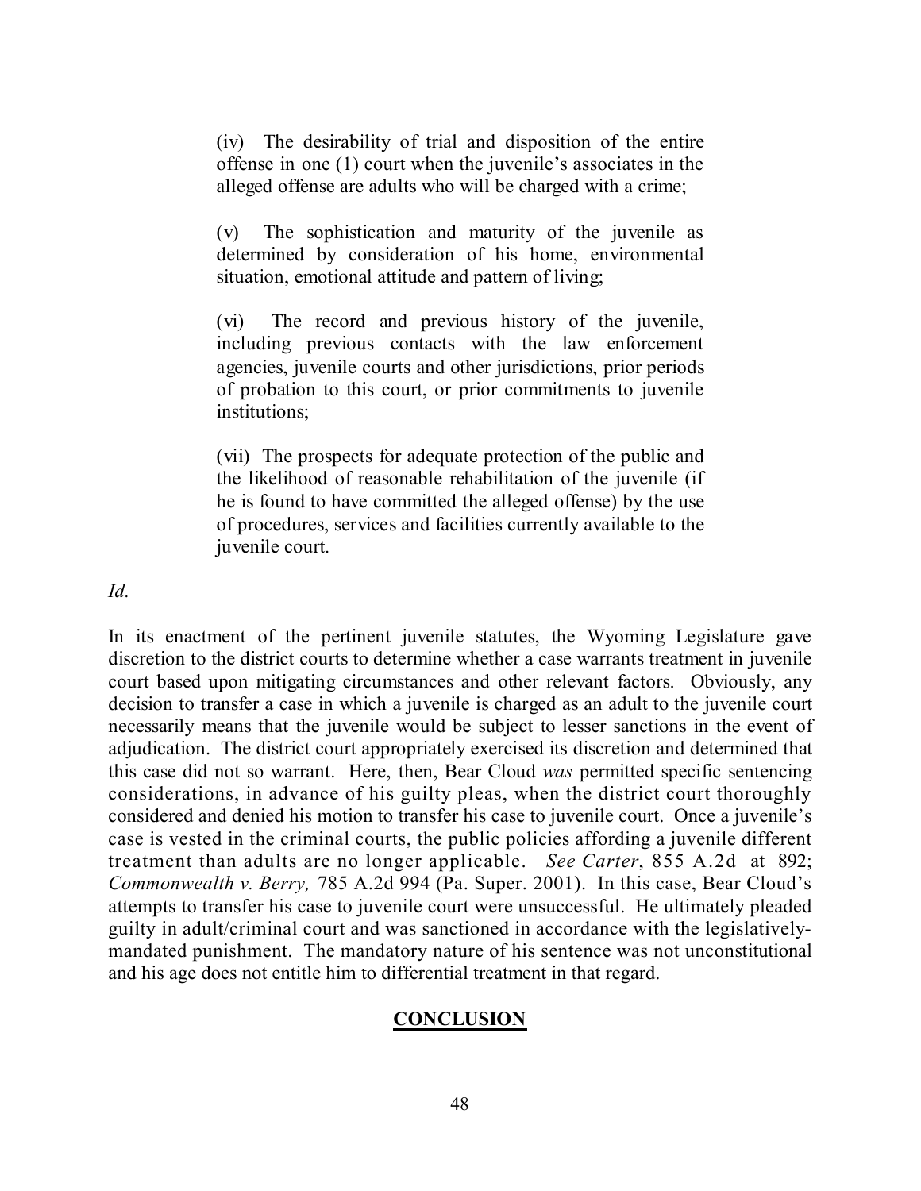> (iv) The desirability of trial and disposition of the entire offense in one (1) court when the juvenile's associates in the alleged offense are adults who will be charged with a crime;
>
> (v) The sophistication and maturity of the juvenile as determined by consideration of his home, environmental situation, emotional attitude and pattern of living;
>
> (vi) The record and previous history of the juvenile, including previous contacts with the law enforcement agencies, juvenile courts and other jurisdictions, prior periods of probation to this court, or prior commitments to juvenile institutions;
>
> (vii) The prospects for adequate protection of the public and the likelihood of reasonable rehabilitation of the juvenile (if he is found to have committed the alleged offense) by the use of procedures, services and facilities currently available to the juvenile court.

*Id.*

In its enactment of the pertinent juvenile statutes, the Wyoming Legislature gave discretion to the district courts to determine whether a case warrants treatment in juvenile court based upon mitigating circumstances and other relevant factors. Obviously, any decision to transfer a case in which a juvenile is charged as an adult to the juvenile court necessarily means that the juvenile would be subject to lesser sanctions in the event of adjudication. The district court appropriately exercised its discretion and determined that this case did not so warrant. Here, then, Bear Cloud *was* permitted specific sentencing considerations, in advance of his guilty pleas, when the district court thoroughly considered and denied his motion to transfer his case to juvenile court. Once a juvenile's case is vested in the criminal courts, the public policies affording a juvenile different treatment than adults are no longer applicable. *See Carter*, 855 A.2d at 892; *Commonwealth v. Berry,* 785 A.2d 994 (Pa. Super. 2001). In this case, Bear Cloud's attempts to transfer his case to juvenile court were unsuccessful. He ultimately pleaded guilty in adult/criminal court and was sanctioned in accordance with the legislatively-mandated punishment. The mandatory nature of his sentence was not unconstitutional and his age does not entitle him to differential treatment in that regard.

## **CONCLUSION**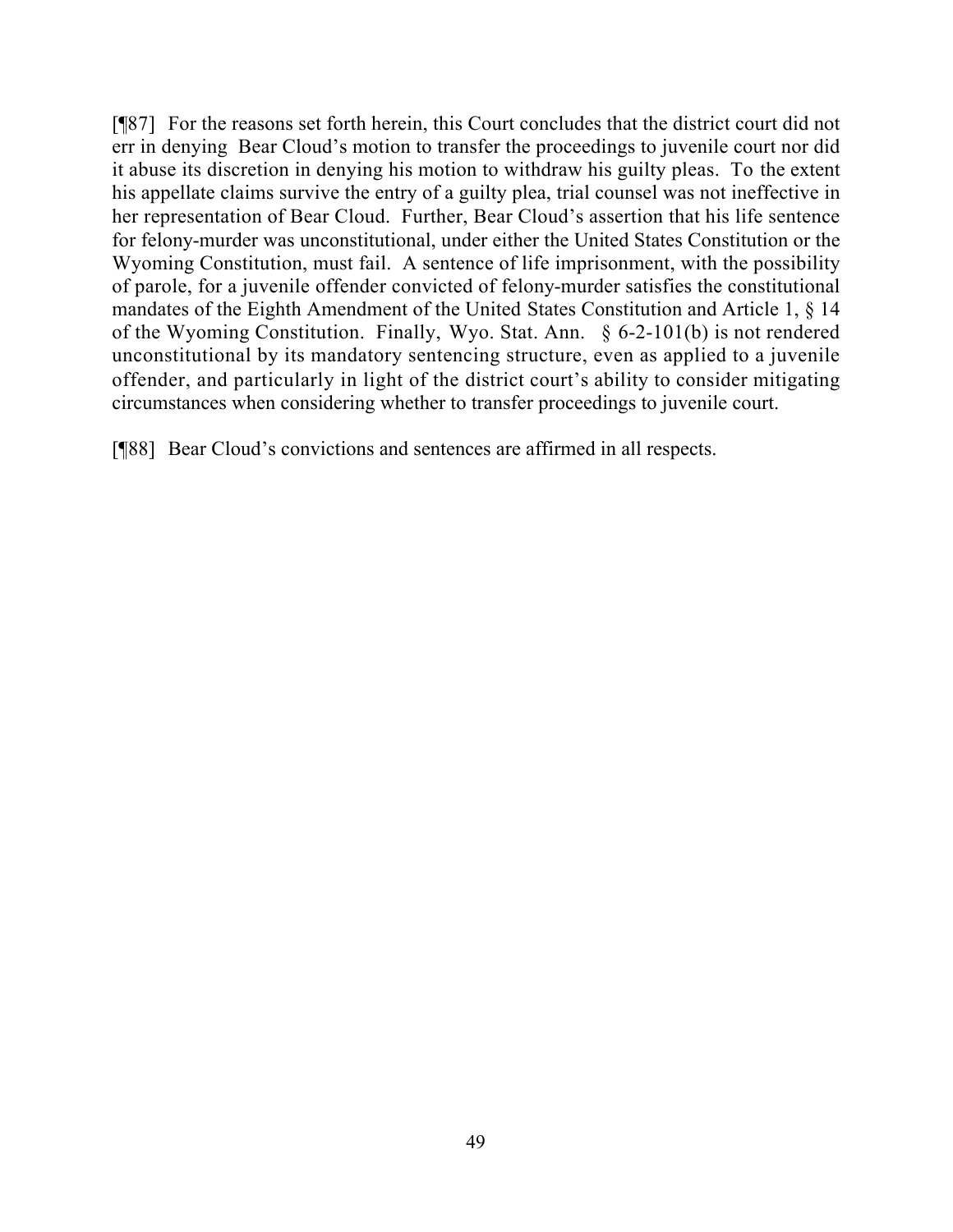[¶87] For the reasons set forth herein, this Court concludes that the district court did not err in denying Bear Cloud's motion to transfer the proceedings to juvenile court nor did it abuse its discretion in denying his motion to withdraw his guilty pleas. To the extent his appellate claims survive the entry of a guilty plea, trial counsel was not ineffective in her representation of Bear Cloud. Further, Bear Cloud's assertion that his life sentence for felony-murder was unconstitutional, under either the United States Constitution or the Wyoming Constitution, must fail. A sentence of life imprisonment, with the possibility of parole, for a juvenile offender convicted of felony-murder satisfies the constitutional mandates of the Eighth Amendment of the United States Constitution and Article 1, § 14 of the Wyoming Constitution. Finally, Wyo. Stat. Ann. § 6-2-101(b) is not rendered unconstitutional by its mandatory sentencing structure, even as applied to a juvenile offender, and particularly in light of the district court's ability to consider mitigating circumstances when considering whether to transfer proceedings to juvenile court.

[¶88] Bear Cloud's convictions and sentences are affirmed in all respects.